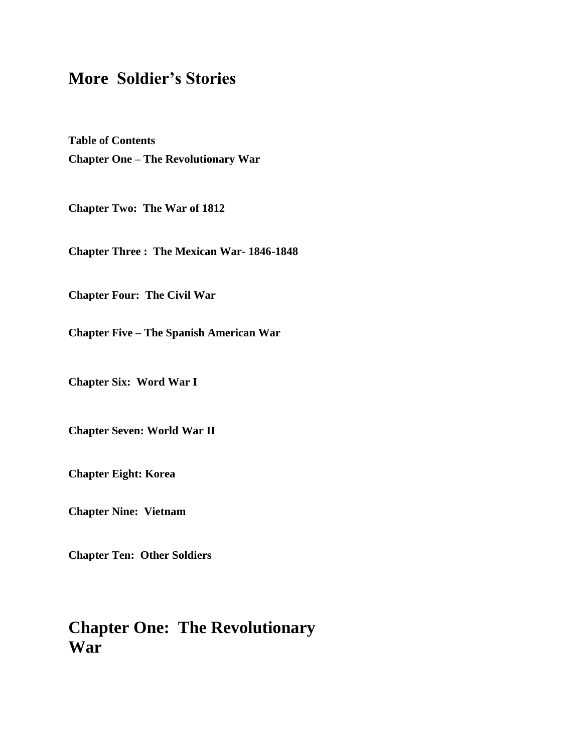# More  Soldier's Stories

**Table of Contents**

**Chapter One – The Revolutionary War**

**Chapter Two:  The War of 1812**

**Chapter Three :  The Mexican War- 1846-1848**

**Chapter Four:  The Civil War**

**Chapter Five – The Spanish American War**

**Chapter Six:  Word War I**

**Chapter Seven: World War II**

**Chapter Eight: Korea**

**Chapter Nine:  Vietnam**

**Chapter Ten:  Other Soldiers**

## Chapter One:  The Revolutionary War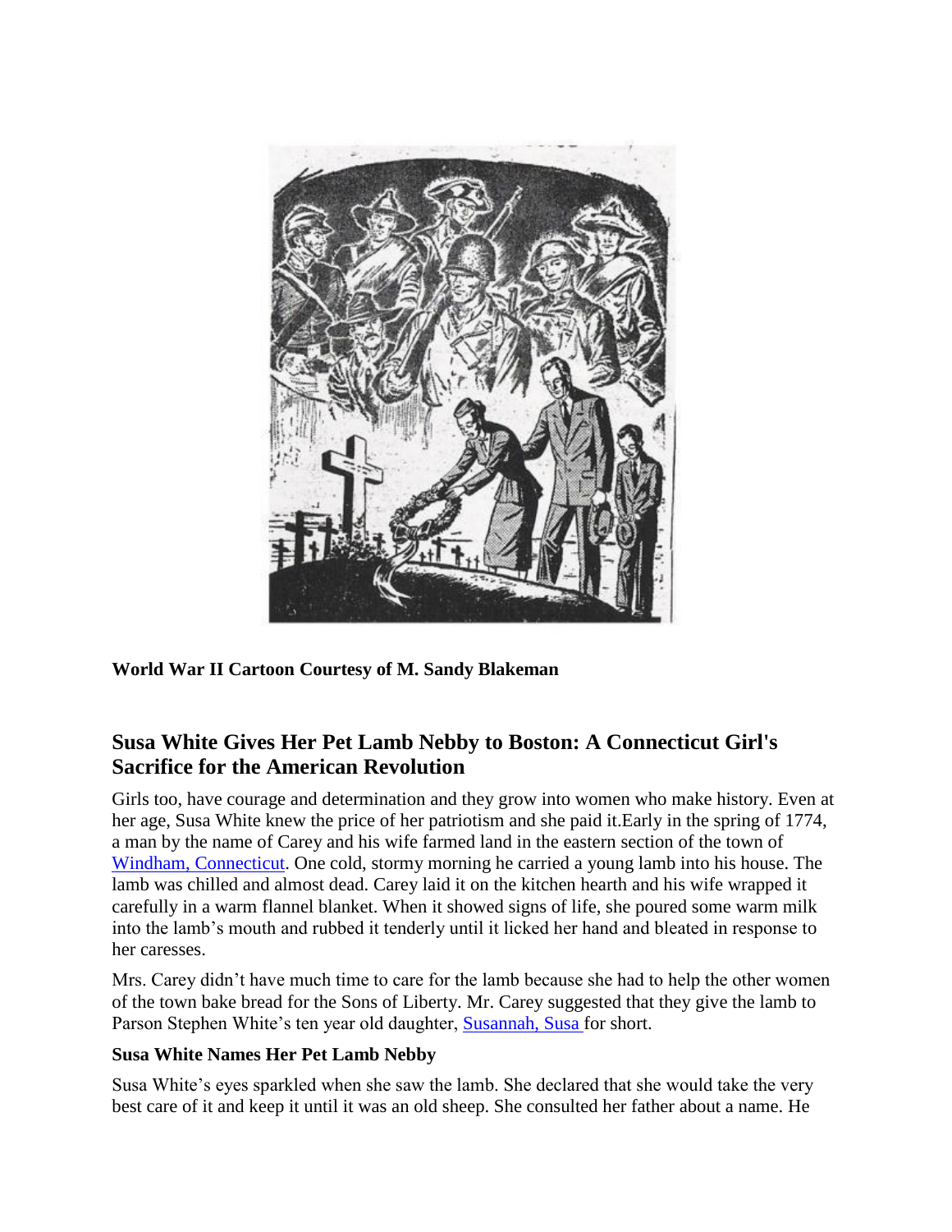**World War II Cartoon Courtesy of M. Sandy Blakeman**

## Susa White Gives Her Pet Lamb Nebby to Boston: A Connecticut Girl's Sacrifice for the American Revolution

Girls too, have courage and determination and they grow into women who make history. Even at her age, Susa White knew the price of her patriotism and she paid it.Early in the spring of 1774, a man by the name of Carey and his wife farmed land in the eastern section of the town of Windham, Connecticut. One cold, stormy morning he carried a young lamb into his house. The lamb was chilled and almost dead. Carey laid it on the kitchen hearth and his wife wrapped it carefully in a warm flannel blanket. When it showed signs of life, she poured some warm milk into the lamb's mouth and rubbed it tenderly until it licked her hand and bleated in response to her caresses.

Mrs. Carey didn't have much time to care for the lamb because she had to help the other women of the town bake bread for the Sons of Liberty. Mr. Carey suggested that they give the lamb to Parson Stephen White's ten year old daughter, Susannah, Susa for short.

**Susa White Names Her Pet Lamb Nebby**

Susa White's eyes sparkled when she saw the lamb. She declared that she would take the very best care of it and keep it until it was an old sheep. She consulted her father about a name. He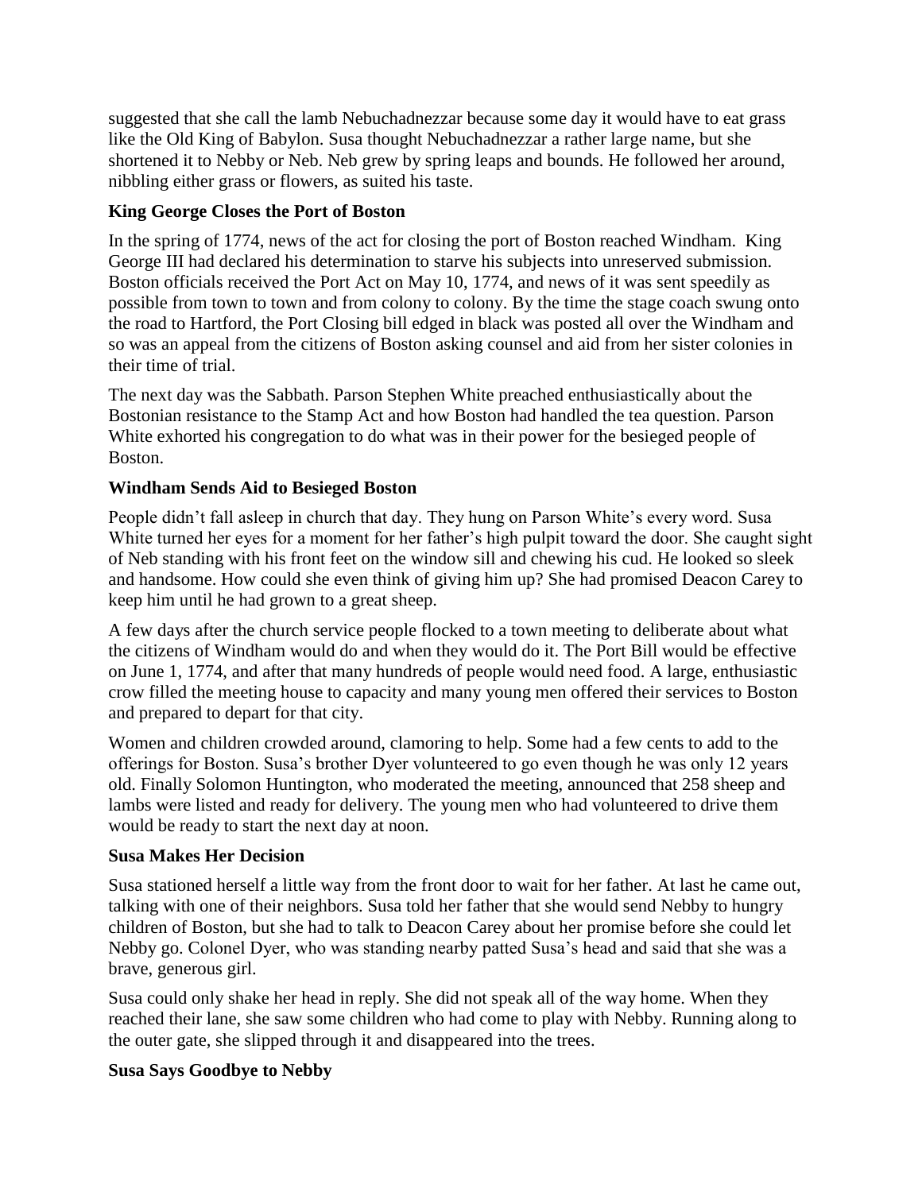suggested that she call the lamb Nebuchadnezzar because some day it would have to eat grass like the Old King of Babylon. Susa thought Nebuchadnezzar a rather large name, but she shortened it to Nebby or Neb. Neb grew by spring leaps and bounds. He followed her around, nibbling either grass or flowers, as suited his taste.

**King George Closes the Port of Boston**

In the spring of 1774, news of the act for closing the port of Boston reached Windham. King George III had declared his determination to starve his subjects into unreserved submission. Boston officials received the Port Act on May 10, 1774, and news of it was sent speedily as possible from town to town and from colony to colony. By the time the stage coach swung onto the road to Hartford, the Port Closing bill edged in black was posted all over the Windham and so was an appeal from the citizens of Boston asking counsel and aid from her sister colonies in their time of trial.

The next day was the Sabbath. Parson Stephen White preached enthusiastically about the Bostonian resistance to the Stamp Act and how Boston had handled the tea question. Parson White exhorted his congregation to do what was in their power for the besieged people of Boston.

**Windham Sends Aid to Besieged Boston**

People didn't fall asleep in church that day. They hung on Parson White's every word. Susa White turned her eyes for a moment for her father's high pulpit toward the door. She caught sight of Neb standing with his front feet on the window sill and chewing his cud. He looked so sleek and handsome. How could she even think of giving him up? She had promised Deacon Carey to keep him until he had grown to a great sheep.

A few days after the church service people flocked to a town meeting to deliberate about what the citizens of Windham would do and when they would do it. The Port Bill would be effective on June 1, 1774, and after that many hundreds of people would need food. A large, enthusiastic crow filled the meeting house to capacity and many young men offered their services to Boston and prepared to depart for that city.

Women and children crowded around, clamoring to help. Some had a few cents to add to the offerings for Boston. Susa's brother Dyer volunteered to go even though he was only 12 years old. Finally Solomon Huntington, who moderated the meeting, announced that 258 sheep and lambs were listed and ready for delivery. The young men who had volunteered to drive them would be ready to start the next day at noon.

**Susa Makes Her Decision**

Susa stationed herself a little way from the front door to wait for her father. At last he came out, talking with one of their neighbors. Susa told her father that she would send Nebby to hungry children of Boston, but she had to talk to Deacon Carey about her promise before she could let Nebby go. Colonel Dyer, who was standing nearby patted Susa's head and said that she was a brave, generous girl.

Susa could only shake her head in reply. She did not speak all of the way home. When they reached their lane, she saw some children who had come to play with Nebby. Running along to the outer gate, she slipped through it and disappeared into the trees.

**Susa Says Goodbye to Nebby**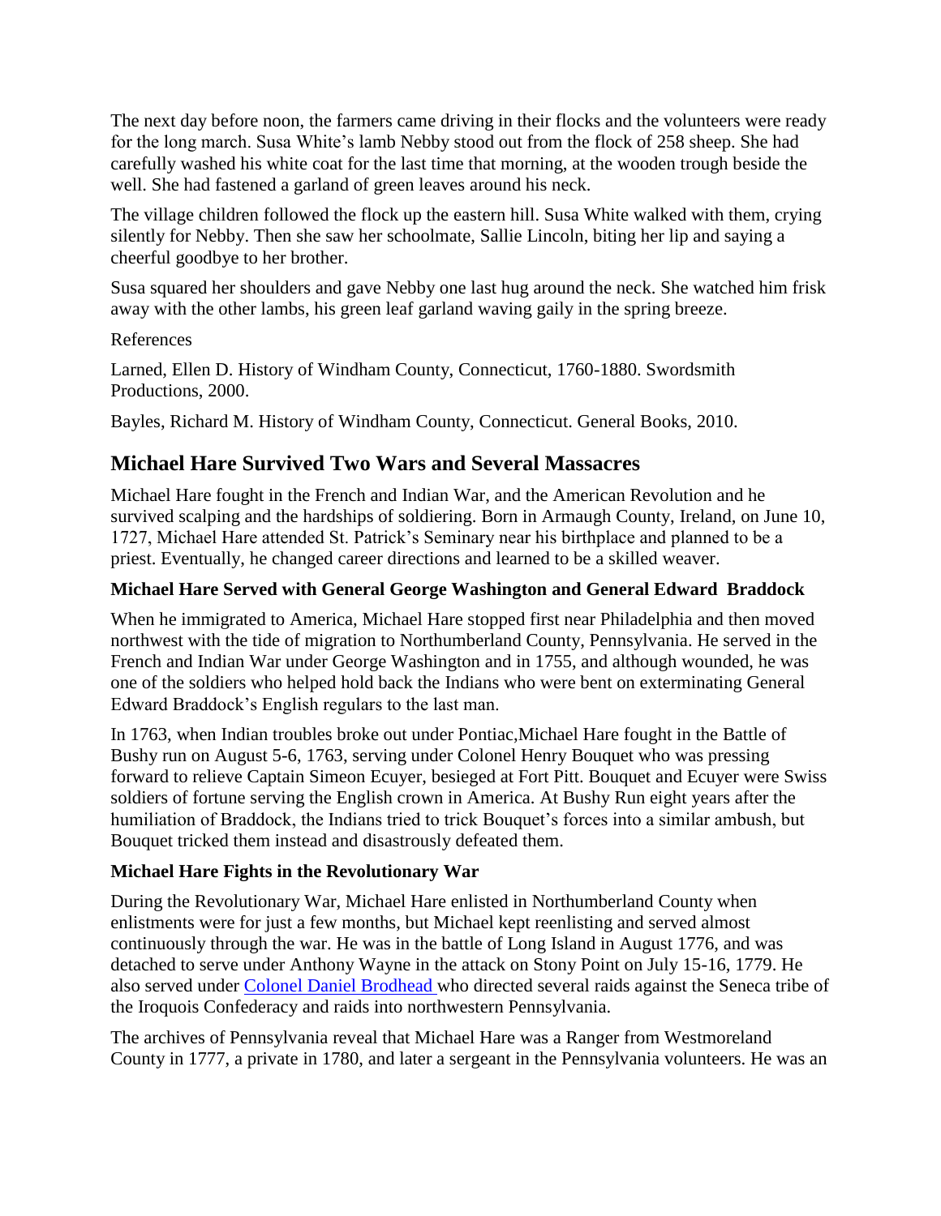The next day before noon, the farmers came driving in their flocks and the volunteers were ready for the long march. Susa White's lamb Nebby stood out from the flock of 258 sheep. She had carefully washed his white coat for the last time that morning, at the wooden trough beside the well. She had fastened a garland of green leaves around his neck.

The village children followed the flock up the eastern hill. Susa White walked with them, crying silently for Nebby. Then she saw her schoolmate, Sallie Lincoln, biting her lip and saying a cheerful goodbye to her brother.

Susa squared her shoulders and gave Nebby one last hug around the neck. She watched him frisk away with the other lambs, his green leaf garland waving gaily in the spring breeze.

References

Larned, Ellen D. History of Windham County, Connecticut, 1760-1880. Swordsmith Productions, 2000.

Bayles, Richard M. History of Windham County, Connecticut. General Books, 2010.

## Michael Hare Survived Two Wars and Several Massacres

Michael Hare fought in the French and Indian War, and the American Revolution and he survived scalping and the hardships of soldiering. Born in Armaugh County, Ireland, on June 10, 1727, Michael Hare attended St. Patrick's Seminary near his birthplace and planned to be a priest. Eventually, he changed career directions and learned to be a skilled weaver.

### Michael Hare Served with General George Washington and General Edward Braddock

When he immigrated to America, Michael Hare stopped first near Philadelphia and then moved northwest with the tide of migration to Northumberland County, Pennsylvania. He served in the French and Indian War under George Washington and in 1755, and although wounded, he was one of the soldiers who helped hold back the Indians who were bent on exterminating General Edward Braddock's English regulars to the last man.

In 1763, when Indian troubles broke out under Pontiac,Michael Hare fought in the Battle of Bushy run on August 5-6, 1763, serving under Colonel Henry Bouquet who was pressing forward to relieve Captain Simeon Ecuyer, besieged at Fort Pitt. Bouquet and Ecuyer were Swiss soldiers of fortune serving the English crown in America. At Bushy Run eight years after the humiliation of Braddock, the Indians tried to trick Bouquet's forces into a similar ambush, but Bouquet tricked them instead and disastrously defeated them.

### Michael Hare Fights in the Revolutionary War

During the Revolutionary War, Michael Hare enlisted in Northumberland County when enlistments were for just a few months, but Michael kept reenlisting and served almost continuously through the war. He was in the battle of Long Island in August 1776, and was detached to serve under Anthony Wayne in the attack on Stony Point on July 15-16, 1779. He also served under Colonel Daniel Brodhead who directed several raids against the Seneca tribe of the Iroquois Confederacy and raids into northwestern Pennsylvania.

The archives of Pennsylvania reveal that Michael Hare was a Ranger from Westmoreland County in 1777, a private in 1780, and later a sergeant in the Pennsylvania volunteers. He was an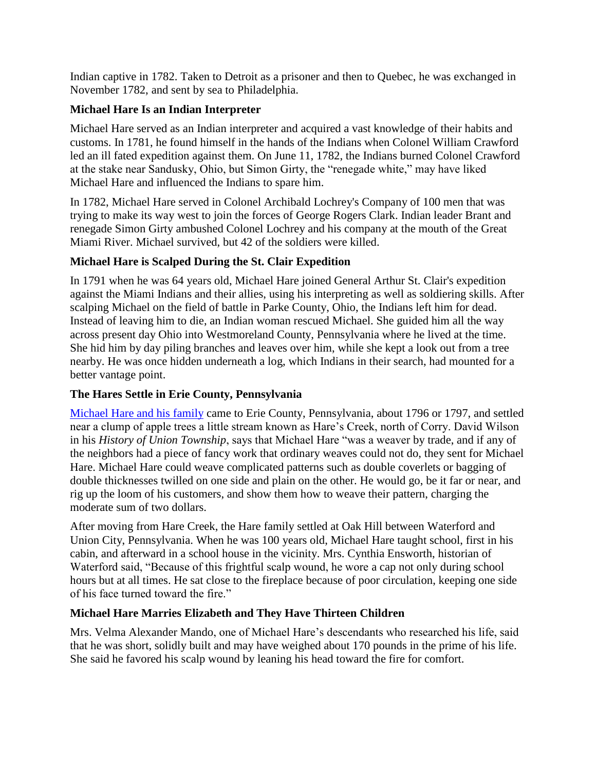Indian captive in 1782. Taken to Detroit as a prisoner and then to Quebec, he was exchanged in November 1782, and sent by sea to Philadelphia.

### Michael Hare Is an Indian Interpreter

Michael Hare served as an Indian interpreter and acquired a vast knowledge of their habits and customs. In 1781, he found himself in the hands of the Indians when Colonel William Crawford led an ill fated expedition against them. On June 11, 1782, the Indians burned Colonel Crawford at the stake near Sandusky, Ohio, but Simon Girty, the "renegade white," may have liked Michael Hare and influenced the Indians to spare him.

In 1782, Michael Hare served in Colonel Archibald Lochrey's Company of 100 men that was trying to make its way west to join the forces of George Rogers Clark. Indian leader Brant and renegade Simon Girty ambushed Colonel Lochrey and his company at the mouth of the Great Miami River. Michael survived, but 42 of the soldiers were killed.

### Michael Hare is Scalped During the St. Clair Expedition

In 1791 when he was 64 years old, Michael Hare joined General Arthur St. Clair's expedition against the Miami Indians and their allies, using his interpreting as well as soldiering skills. After scalping Michael on the field of battle in Parke County, Ohio, the Indians left him for dead. Instead of leaving him to die, an Indian woman rescued Michael. She guided him all the way across present day Ohio into Westmoreland County, Pennsylvania where he lived at the time. She hid him by day piling branches and leaves over him, while she kept a look out from a tree nearby. He was once hidden underneath a log, which Indians in their search, had mounted for a better vantage point.

### The Hares Settle in Erie County, Pennsylvania

Michael Hare and his family came to Erie County, Pennsylvania, about 1796 or 1797, and settled near a clump of apple trees a little stream known as Hare's Creek, north of Corry. David Wilson in his *History of Union Township*, says that Michael Hare "was a weaver by trade, and if any of the neighbors had a piece of fancy work that ordinary weaves could not do, they sent for Michael Hare. Michael Hare could weave complicated patterns such as double coverlets or bagging of double thicknesses twilled on one side and plain on the other. He would go, be it far or near, and rig up the loom of his customers, and show them how to weave their pattern, charging the moderate sum of two dollars.

After moving from Hare Creek, the Hare family settled at Oak Hill between Waterford and Union City, Pennsylvania. When he was 100 years old, Michael Hare taught school, first in his cabin, and afterward in a school house in the vicinity. Mrs. Cynthia Ensworth, historian of Waterford said, "Because of this frightful scalp wound, he wore a cap not only during school hours but at all times. He sat close to the fireplace because of poor circulation, keeping one side of his face turned toward the fire."

### Michael Hare Marries Elizabeth and They Have Thirteen Children

Mrs. Velma Alexander Mando, one of Michael Hare's descendants who researched his life, said that he was short, solidly built and may have weighed about 170 pounds in the prime of his life. She said he favored his scalp wound by leaning his head toward the fire for comfort.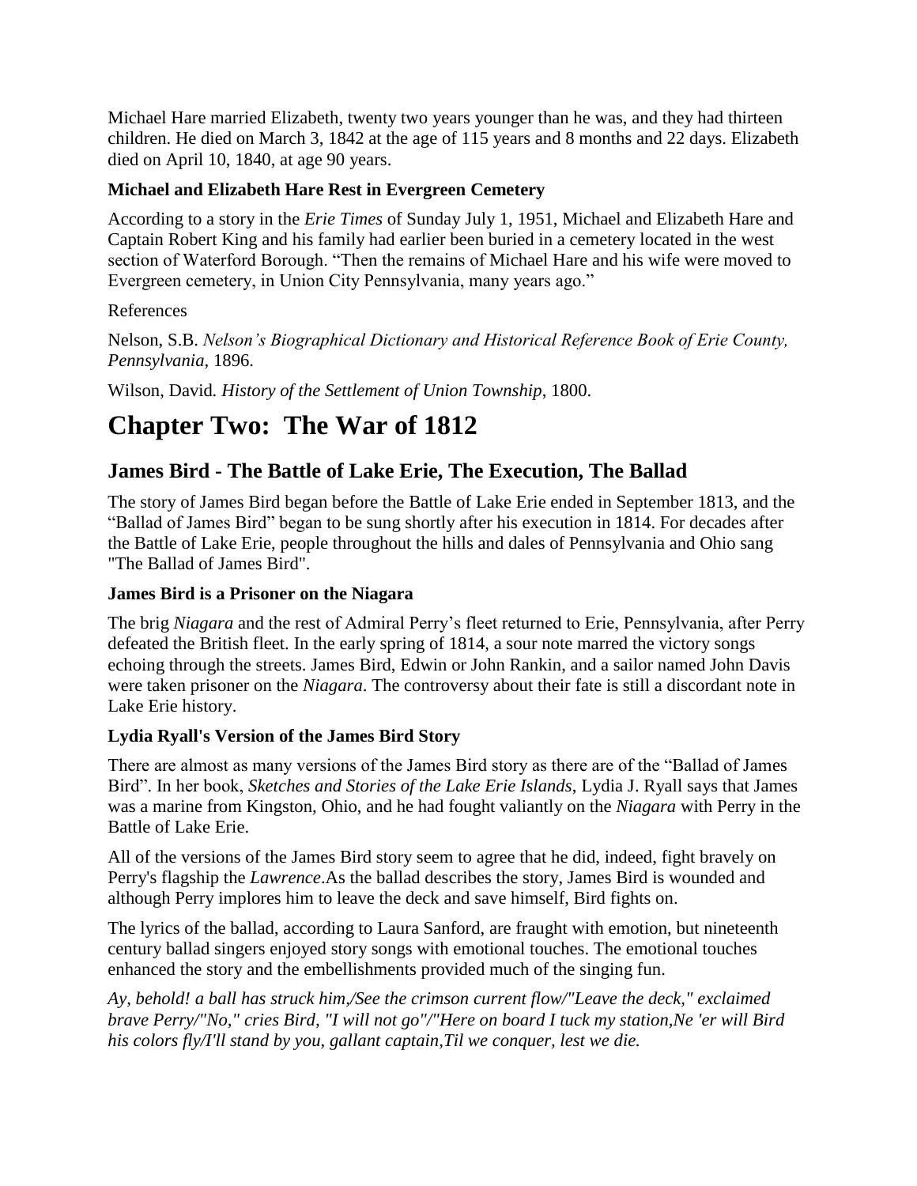Michael Hare married Elizabeth, twenty two years younger than he was, and they had thirteen children. He died on March 3, 1842 at the age of 115 years and 8 months and 22 days. Elizabeth died on April 10, 1840, at age 90 years.

#### Michael and Elizabeth Hare Rest in Evergreen Cemetery

According to a story in the *Erie Times* of Sunday July 1, 1951, Michael and Elizabeth Hare and Captain Robert King and his family had earlier been buried in a cemetery located in the west section of Waterford Borough. "Then the remains of Michael Hare and his wife were moved to Evergreen cemetery, in Union City Pennsylvania, many years ago."

References

Nelson, S.B. *Nelson's Biographical Dictionary and Historical Reference Book of Erie County, Pennsylvania*, 1896.

Wilson, David. *History of the Settlement of Union Township*, 1800.

# Chapter Two: The War of 1812

## James Bird - The Battle of Lake Erie, The Execution, The Ballad

The story of James Bird began before the Battle of Lake Erie ended in September 1813, and the "Ballad of James Bird" began to be sung shortly after his execution in 1814. For decades after the Battle of Lake Erie, people throughout the hills and dales of Pennsylvania and Ohio sang "The Ballad of James Bird".

#### James Bird is a Prisoner on the Niagara

The brig *Niagara* and the rest of Admiral Perry's fleet returned to Erie, Pennsylvania, after Perry defeated the British fleet. In the early spring of 1814, a sour note marred the victory songs echoing through the streets. James Bird, Edwin or John Rankin, and a sailor named John Davis were taken prisoner on the *Niagara*. The controversy about their fate is still a discordant note in Lake Erie history.

#### Lydia Ryall's Version of the James Bird Story

There are almost as many versions of the James Bird story as there are of the "Ballad of James Bird". In her book, *Sketches and Stories of the Lake Erie Islands*, Lydia J. Ryall says that James was a marine from Kingston, Ohio, and he had fought valiantly on the *Niagara* with Perry in the Battle of Lake Erie.

All of the versions of the James Bird story seem to agree that he did, indeed, fight bravely on Perry's flagship the *Lawrence*.As the ballad describes the story, James Bird is wounded and although Perry implores him to leave the deck and save himself, Bird fights on.

The lyrics of the ballad, according to Laura Sanford, are fraught with emotion, but nineteenth century ballad singers enjoyed story songs with emotional touches. The emotional touches enhanced the story and the embellishments provided much of the singing fun.

*Ay, behold! a ball has struck him,/See the crimson current flow/"Leave the deck," exclaimed brave Perry/"No," cries Bird, "I will not go"/"Here on board I tuck my station,Ne 'er will Bird his colors fly/I'll stand by you, gallant captain,Til we conquer, lest we die.*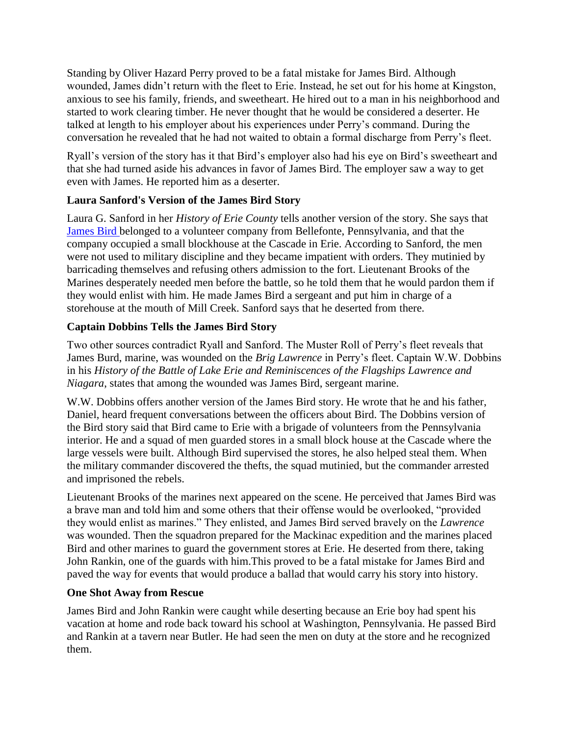Standing by Oliver Hazard Perry proved to be a fatal mistake for James Bird. Although wounded, James didn't return with the fleet to Erie. Instead, he set out for his home at Kingston, anxious to see his family, friends, and sweetheart. He hired out to a man in his neighborhood and started to work clearing timber. He never thought that he would be considered a deserter. He talked at length to his employer about his experiences under Perry's command. During the conversation he revealed that he had not waited to obtain a formal discharge from Perry's fleet.

Ryall's version of the story has it that Bird's employer also had his eye on Bird's sweetheart and that she had turned aside his advances in favor of James Bird. The employer saw a way to get even with James. He reported him as a deserter.

### Laura Sanford's Version of the James Bird Story

Laura G. Sanford in her *History of Erie County* tells another version of the story. She says that James Bird belonged to a volunteer company from Bellefonte, Pennsylvania, and that the company occupied a small blockhouse at the Cascade in Erie. According to Sanford, the men were not used to military discipline and they became impatient with orders. They mutinied by barricading themselves and refusing others admission to the fort. Lieutenant Brooks of the Marines desperately needed men before the battle, so he told them that he would pardon them if they would enlist with him. He made James Bird a sergeant and put him in charge of a storehouse at the mouth of Mill Creek. Sanford says that he deserted from there.

### Captain Dobbins Tells the James Bird Story

Two other sources contradict Ryall and Sanford. The Muster Roll of Perry's fleet reveals that James Burd, marine, was wounded on the *Brig Lawrence* in Perry's fleet. Captain W.W. Dobbins in his *History of the Battle of Lake Erie and Reminiscences of the Flagships Lawrence and Niagara*, states that among the wounded was James Bird, sergeant marine.

W.W. Dobbins offers another version of the James Bird story. He wrote that he and his father, Daniel, heard frequent conversations between the officers about Bird. The Dobbins version of the Bird story said that Bird came to Erie with a brigade of volunteers from the Pennsylvania interior. He and a squad of men guarded stores in a small block house at the Cascade where the large vessels were built. Although Bird supervised the stores, he also helped steal them. When the military commander discovered the thefts, the squad mutinied, but the commander arrested and imprisoned the rebels.

Lieutenant Brooks of the marines next appeared on the scene. He perceived that James Bird was a brave man and told him and some others that their offense would be overlooked, "provided they would enlist as marines." They enlisted, and James Bird served bravely on the *Lawrence* was wounded. Then the squadron prepared for the Mackinac expedition and the marines placed Bird and other marines to guard the government stores at Erie. He deserted from there, taking John Rankin, one of the guards with him.This proved to be a fatal mistake for James Bird and paved the way for events that would produce a ballad that would carry his story into history.

### One Shot Away from Rescue

James Bird and John Rankin were caught while deserting because an Erie boy had spent his vacation at home and rode back toward his school at Washington, Pennsylvania. He passed Bird and Rankin at a tavern near Butler. He had seen the men on duty at the store and he recognized them.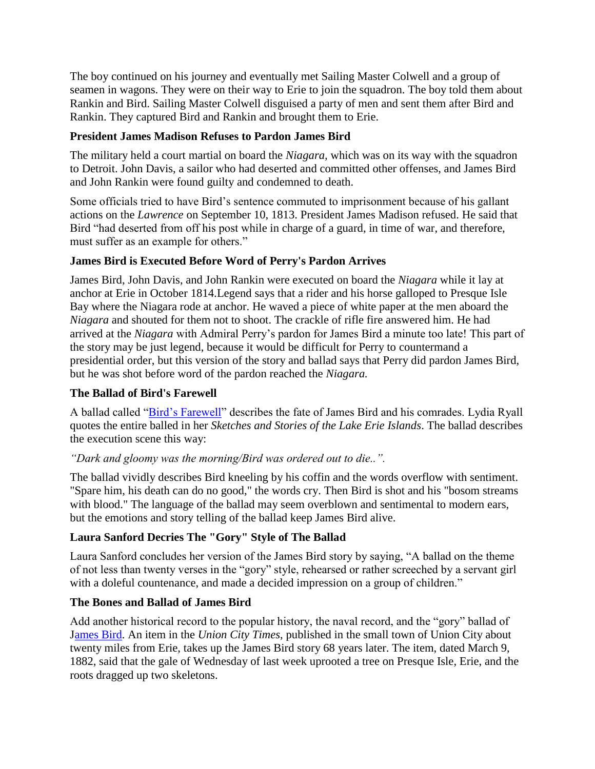The boy continued on his journey and eventually met Sailing Master Colwell and a group of seamen in wagons. They were on their way to Erie to join the squadron. The boy told them about Rankin and Bird. Sailing Master Colwell disguised a party of men and sent them after Bird and Rankin. They captured Bird and Rankin and brought them to Erie.

### President James Madison Refuses to Pardon James Bird

The military held a court martial on board the *Niagara,* which was on its way with the squadron to Detroit. John Davis, a sailor who had deserted and committed other offenses, and James Bird and John Rankin were found guilty and condemned to death.

Some officials tried to have Bird's sentence commuted to imprisonment because of his gallant actions on the *Lawrence* on September 10, 1813. President James Madison refused. He said that Bird "had deserted from off his post while in charge of a guard, in time of war, and therefore, must suffer as an example for others."

### James Bird is Executed Before Word of Perry's Pardon Arrives

James Bird, John Davis, and John Rankin were executed on board the *Niagara* while it lay at anchor at Erie in October 1814.Legend says that a rider and his horse galloped to Presque Isle Bay where the Niagara rode at anchor. He waved a piece of white paper at the men aboard the *Niagara* and shouted for them not to shoot. The crackle of rifle fire answered him. He had arrived at the *Niagara* with Admiral Perry's pardon for James Bird a minute too late! This part of the story may be just legend, because it would be difficult for Perry to countermand a presidential order, but this version of the story and ballad says that Perry did pardon James Bird, but he was shot before word of the pardon reached the *Niagara.*

### The Ballad of Bird's Farewell

A ballad called "Bird's Farewell" describes the fate of James Bird and his comrades. Lydia Ryall quotes the entire balled in her *Sketches and Stories of the Lake Erie Islands*. The ballad describes the execution scene this way:

*"Dark and gloomy was the morning/Bird was ordered out to die..".*

The ballad vividly describes Bird kneeling by his coffin and the words overflow with sentiment. "Spare him, his death can do no good," the words cry. Then Bird is shot and his "bosom streams with blood." The language of the ballad may seem overblown and sentimental to modern ears, but the emotions and story telling of the ballad keep James Bird alive.

### Laura Sanford Decries The "Gory" Style of The Ballad

Laura Sanford concludes her version of the James Bird story by saying, "A ballad on the theme of not less than twenty verses in the "gory" style, rehearsed or rather screeched by a servant girl with a doleful countenance, and made a decided impression on a group of children."

### The Bones and Ballad of James Bird

Add another historical record to the popular history, the naval record, and the "gory" ballad of James Bird. An item in the *Union City Times*, published in the small town of Union City about twenty miles from Erie, takes up the James Bird story 68 years later. The item, dated March 9, 1882, said that the gale of Wednesday of last week uprooted a tree on Presque Isle, Erie, and the roots dragged up two skeletons.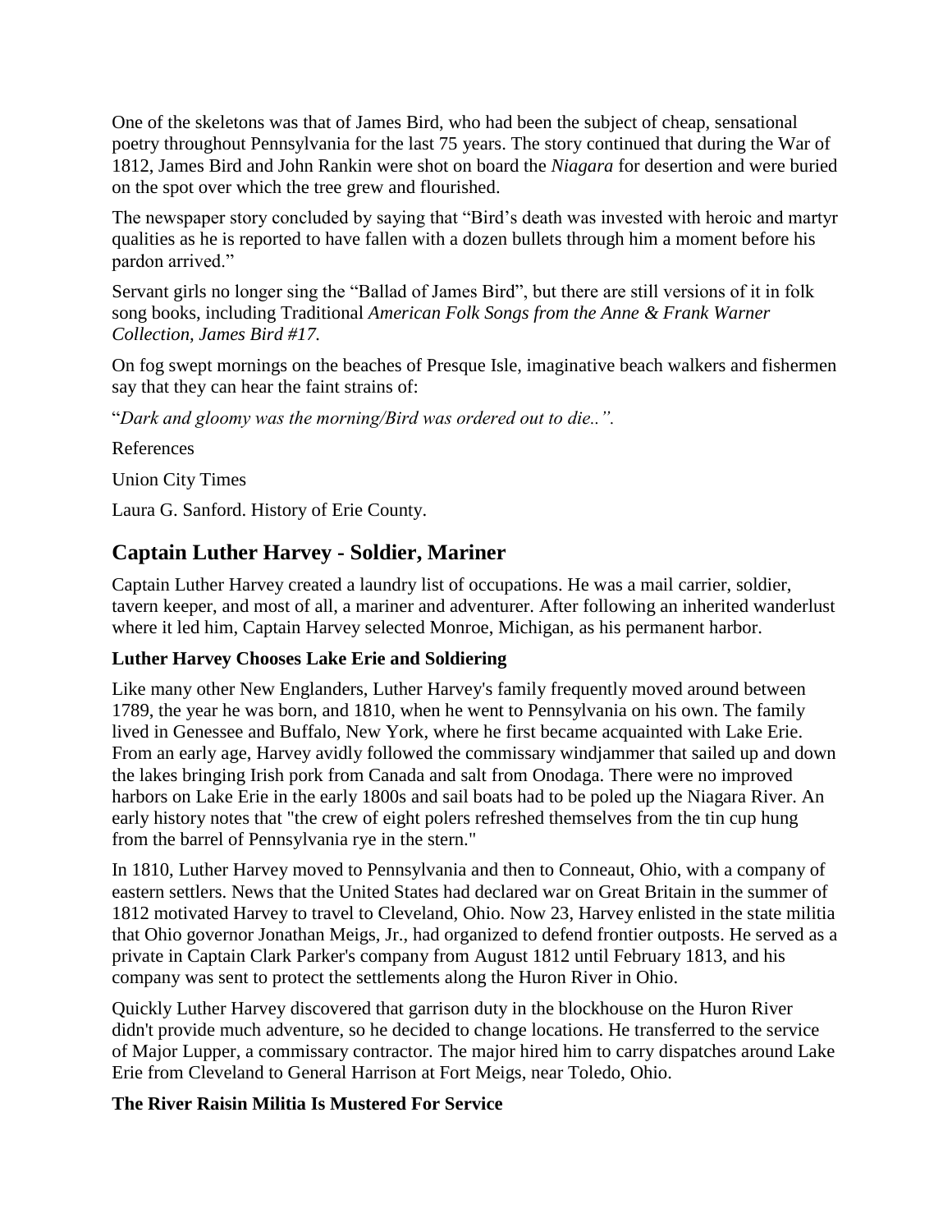One of the skeletons was that of James Bird, who had been the subject of cheap, sensational poetry throughout Pennsylvania for the last 75 years. The story continued that during the War of 1812, James Bird and John Rankin were shot on board the *Niagara* for desertion and were buried on the spot over which the tree grew and flourished.

The newspaper story concluded by saying that "Bird's death was invested with heroic and martyr qualities as he is reported to have fallen with a dozen bullets through him a moment before his pardon arrived."

Servant girls no longer sing the "Ballad of James Bird", but there are still versions of it in folk song books, including Traditional *American Folk Songs from the Anne & Frank Warner Collection, James Bird #17.*

On fog swept mornings on the beaches of Presque Isle, imaginative beach walkers and fishermen say that they can hear the faint strains of:

"*Dark and gloomy was the morning/Bird was ordered out to die..".*

References

Union City Times

Laura G. Sanford. History of Erie County.

## Captain Luther Harvey - Soldier, Mariner

Captain Luther Harvey created a laundry list of occupations. He was a mail carrier, soldier, tavern keeper, and most of all, a mariner and adventurer. After following an inherited wanderlust where it led him, Captain Harvey selected Monroe, Michigan, as his permanent harbor.

### Luther Harvey Chooses Lake Erie and Soldiering

Like many other New Englanders, Luther Harvey's family frequently moved around between 1789, the year he was born, and 1810, when he went to Pennsylvania on his own. The family lived in Genessee and Buffalo, New York, where he first became acquainted with Lake Erie. From an early age, Harvey avidly followed the commissary windjammer that sailed up and down the lakes bringing Irish pork from Canada and salt from Onodaga. There were no improved harbors on Lake Erie in the early 1800s and sail boats had to be poled up the Niagara River. An early history notes that "the crew of eight polers refreshed themselves from the tin cup hung from the barrel of Pennsylvania rye in the stern."

In 1810, Luther Harvey moved to Pennsylvania and then to Conneaut, Ohio, with a company of eastern settlers. News that the United States had declared war on Great Britain in the summer of 1812 motivated Harvey to travel to Cleveland, Ohio. Now 23, Harvey enlisted in the state militia that Ohio governor Jonathan Meigs, Jr., had organized to defend frontier outposts. He served as a private in Captain Clark Parker's company from August 1812 until February 1813, and his company was sent to protect the settlements along the Huron River in Ohio.

Quickly Luther Harvey discovered that garrison duty in the blockhouse on the Huron River didn't provide much adventure, so he decided to change locations. He transferred to the service of Major Lupper, a commissary contractor. The major hired him to carry dispatches around Lake Erie from Cleveland to General Harrison at Fort Meigs, near Toledo, Ohio.

### The River Raisin Militia Is Mustered For Service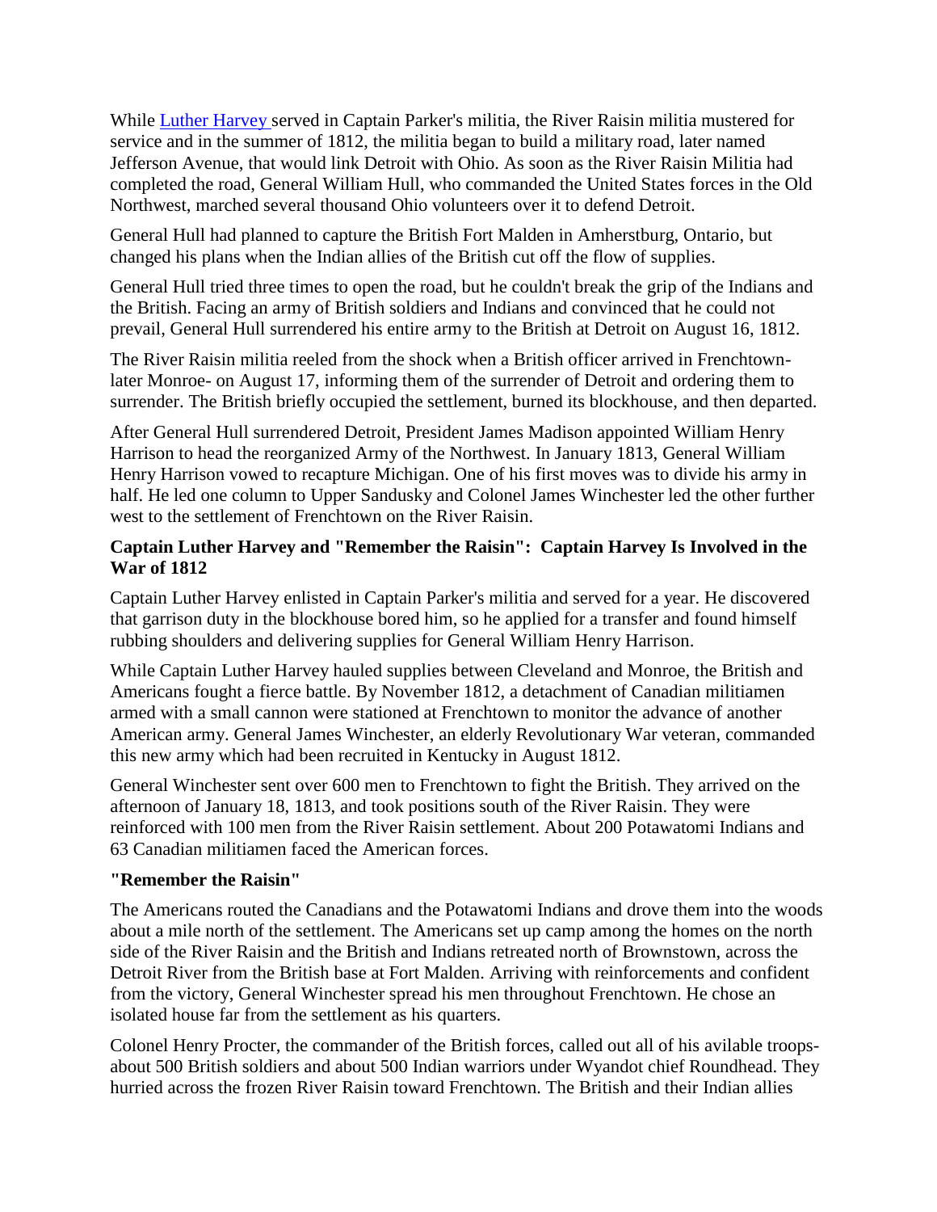While [Luther Harvey](#) served in Captain Parker's militia, the River Raisin militia mustered for service and in the summer of 1812, the militia began to build a military road, later named Jefferson Avenue, that would link Detroit with Ohio. As soon as the River Raisin Militia had completed the road, General William Hull, who commanded the United States forces in the Old Northwest, marched several thousand Ohio volunteers over it to defend Detroit.

General Hull had planned to capture the British Fort Malden in Amherstburg, Ontario, but changed his plans when the Indian allies of the British cut off the flow of supplies.

General Hull tried three times to open the road, but he couldn't break the grip of the Indians and the British. Facing an army of British soldiers and Indians and convinced that he could not prevail, General Hull surrendered his entire army to the British at Detroit on August 16, 1812.

The River Raisin militia reeled from the shock when a British officer arrived in Frenchtown- later Monroe- on August 17, informing them of the surrender of Detroit and ordering them to surrender. The British briefly occupied the settlement, burned its blockhouse, and then departed.

After General Hull surrendered Detroit, President James Madison appointed William Henry Harrison to head the reorganized Army of the Northwest. In January 1813, General William Henry Harrison vowed to recapture Michigan. One of his first moves was to divide his army in half. He led one column to Upper Sandusky and Colonel James Winchester led the other further west to the settlement of Frenchtown on the River Raisin.

### Captain Luther Harvey and "Remember the Raisin": Captain Harvey Is Involved in the War of 1812

Captain Luther Harvey enlisted in Captain Parker's militia and served for a year. He discovered that garrison duty in the blockhouse bored him, so he applied for a transfer and found himself rubbing shoulders and delivering supplies for General William Henry Harrison.

While Captain Luther Harvey hauled supplies between Cleveland and Monroe, the British and Americans fought a fierce battle. By November 1812, a detachment of Canadian militiamen armed with a small cannon were stationed at Frenchtown to monitor the advance of another American army. General James Winchester, an elderly Revolutionary War veteran, commanded this new army which had been recruited in Kentucky in August 1812.

General Winchester sent over 600 men to Frenchtown to fight the British. They arrived on the afternoon of January 18, 1813, and took positions south of the River Raisin. They were reinforced with 100 men from the River Raisin settlement. About 200 Potawatomi Indians and 63 Canadian militiamen faced the American forces.

### "Remember the Raisin"

The Americans routed the Canadians and the Potawatomi Indians and drove them into the woods about a mile north of the settlement. The Americans set up camp among the homes on the north side of the River Raisin and the British and Indians retreated north of Brownstown, across the Detroit River from the British base at Fort Malden. Arriving with reinforcements and confident from the victory, General Winchester spread his men throughout Frenchtown. He chose an isolated house far from the settlement as his quarters.

Colonel Henry Procter, the commander of the British forces, called out all of his avilable troops- about 500 British soldiers and about 500 Indian warriors under Wyandot chief Roundhead. They hurried across the frozen River Raisin toward Frenchtown. The British and their Indian allies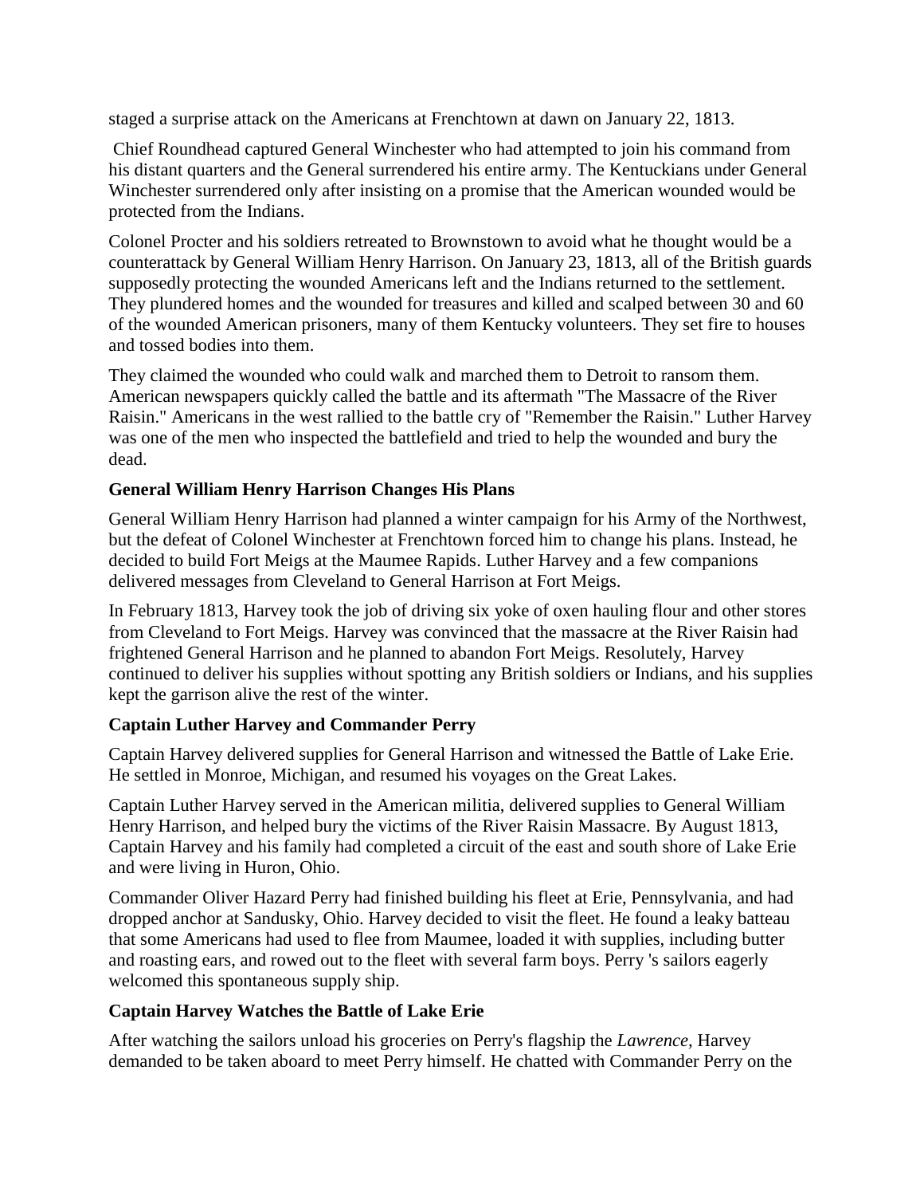staged a surprise attack on the Americans at Frenchtown at dawn on January 22, 1813.

Chief Roundhead captured General Winchester who had attempted to join his command from his distant quarters and the General surrendered his entire army. The Kentuckians under General Winchester surrendered only after insisting on a promise that the American wounded would be protected from the Indians.

Colonel Procter and his soldiers retreated to Brownstown to avoid what he thought would be a counterattack by General William Henry Harrison. On January 23, 1813, all of the British guards supposedly protecting the wounded Americans left and the Indians returned to the settlement. They plundered homes and the wounded for treasures and killed and scalped between 30 and 60 of the wounded American prisoners, many of them Kentucky volunteers. They set fire to houses and tossed bodies into them.

They claimed the wounded who could walk and marched them to Detroit to ransom them. American newspapers quickly called the battle and its aftermath "The Massacre of the River Raisin." Americans in the west rallied to the battle cry of "Remember the Raisin." Luther Harvey was one of the men who inspected the battlefield and tried to help the wounded and bury the dead.

**General William Henry Harrison Changes His Plans**

General William Henry Harrison had planned a winter campaign for his Army of the Northwest, but the defeat of Colonel Winchester at Frenchtown forced him to change his plans. Instead, he decided to build Fort Meigs at the Maumee Rapids. Luther Harvey and a few companions delivered messages from Cleveland to General Harrison at Fort Meigs.

In February 1813, Harvey took the job of driving six yoke of oxen hauling flour and other stores from Cleveland to Fort Meigs. Harvey was convinced that the massacre at the River Raisin had frightened General Harrison and he planned to abandon Fort Meigs. Resolutely, Harvey continued to deliver his supplies without spotting any British soldiers or Indians, and his supplies kept the garrison alive the rest of the winter.

**Captain Luther Harvey and Commander Perry**

Captain Harvey delivered supplies for General Harrison and witnessed the Battle of Lake Erie. He settled in Monroe, Michigan, and resumed his voyages on the Great Lakes.

Captain Luther Harvey served in the American militia, delivered supplies to General William Henry Harrison, and helped bury the victims of the River Raisin Massacre. By August 1813, Captain Harvey and his family had completed a circuit of the east and south shore of Lake Erie and were living in Huron, Ohio.

Commander Oliver Hazard Perry had finished building his fleet at Erie, Pennsylvania, and had dropped anchor at Sandusky, Ohio. Harvey decided to visit the fleet. He found a leaky batteau that some Americans had used to flee from Maumee, loaded it with supplies, including butter and roasting ears, and rowed out to the fleet with several farm boys. Perry 's sailors eagerly welcomed this spontaneous supply ship.

**Captain Harvey Watches the Battle of Lake Erie**

After watching the sailors unload his groceries on Perry's flagship the *Lawrence*, Harvey demanded to be taken aboard to meet Perry himself. He chatted with Commander Perry on the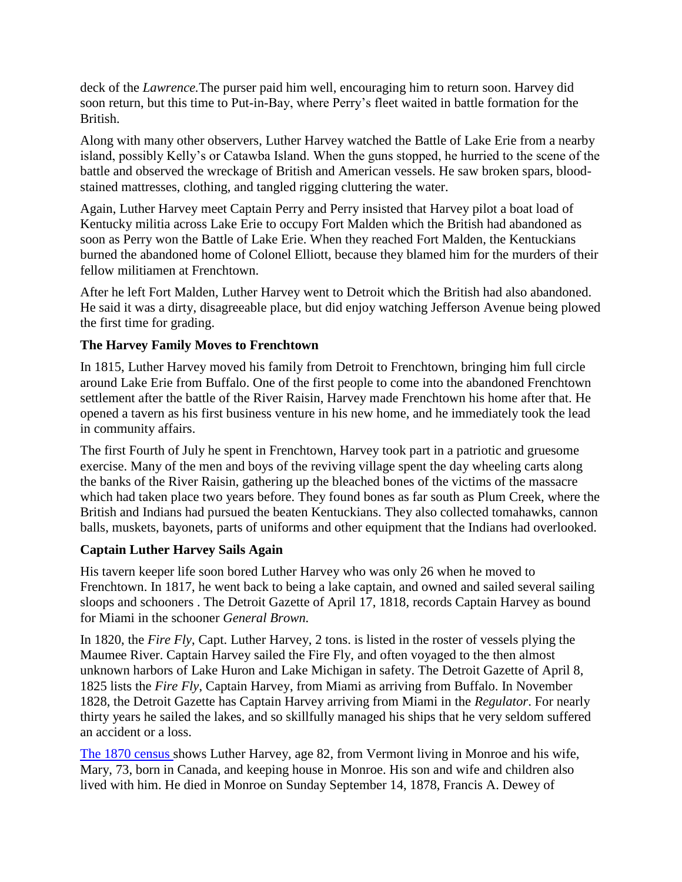deck of the *Lawrence.*The purser paid him well, encouraging him to return soon. Harvey did soon return, but this time to Put-in-Bay, where Perry's fleet waited in battle formation for the British.

Along with many other observers, Luther Harvey watched the Battle of Lake Erie from a nearby island, possibly Kelly's or Catawba Island. When the guns stopped, he hurried to the scene of the battle and observed the wreckage of British and American vessels. He saw broken spars, blood-stained mattresses, clothing, and tangled rigging cluttering the water.

Again, Luther Harvey meet Captain Perry and Perry insisted that Harvey pilot a boat load of Kentucky militia across Lake Erie to occupy Fort Malden which the British had abandoned as soon as Perry won the Battle of Lake Erie. When they reached Fort Malden, the Kentuckians burned the abandoned home of Colonel Elliott, because they blamed him for the murders of their fellow militiamen at Frenchtown.

After he left Fort Malden, Luther Harvey went to Detroit which the British had also abandoned. He said it was a dirty, disagreeable place, but did enjoy watching Jefferson Avenue being plowed the first time for grading.

**The Harvey Family Moves to Frenchtown**

In 1815, Luther Harvey moved his family from Detroit to Frenchtown, bringing him full circle around Lake Erie from Buffalo. One of the first people to come into the abandoned Frenchtown settlement after the battle of the River Raisin, Harvey made Frenchtown his home after that. He opened a tavern as his first business venture in his new home, and he immediately took the lead in community affairs.

The first Fourth of July he spent in Frenchtown, Harvey took part in a patriotic and gruesome exercise. Many of the men and boys of the reviving village spent the day wheeling carts along the banks of the River Raisin, gathering up the bleached bones of the victims of the massacre which had taken place two years before. They found bones as far south as Plum Creek, where the British and Indians had pursued the beaten Kentuckians. They also collected tomahawks, cannon balls, muskets, bayonets, parts of uniforms and other equipment that the Indians had overlooked.

**Captain Luther Harvey Sails Again**

His tavern keeper life soon bored Luther Harvey who was only 26 when he moved to Frenchtown. In 1817, he went back to being a lake captain, and owned and sailed several sailing sloops and schooners . The Detroit Gazette of April 17, 1818, records Captain Harvey as bound for Miami in the schooner *General Brown.*

In 1820, the *Fire Fly*, Capt. Luther Harvey, 2 tons. is listed in the roster of vessels plying the Maumee River. Captain Harvey sailed the Fire Fly, and often voyaged to the then almost unknown harbors of Lake Huron and Lake Michigan in safety. The Detroit Gazette of April 8, 1825 lists the *Fire Fly*, Captain Harvey, from Miami as arriving from Buffalo. In November 1828, the Detroit Gazette has Captain Harvey arriving from Miami in the *Regulator*. For nearly thirty years he sailed the lakes, and so skillfully managed his ships that he very seldom suffered an accident or a loss.

The 1870 census shows Luther Harvey, age 82, from Vermont living in Monroe and his wife, Mary, 73, born in Canada, and keeping house in Monroe. His son and wife and children also lived with him. He died in Monroe on Sunday September 14, 1878, Francis A. Dewey of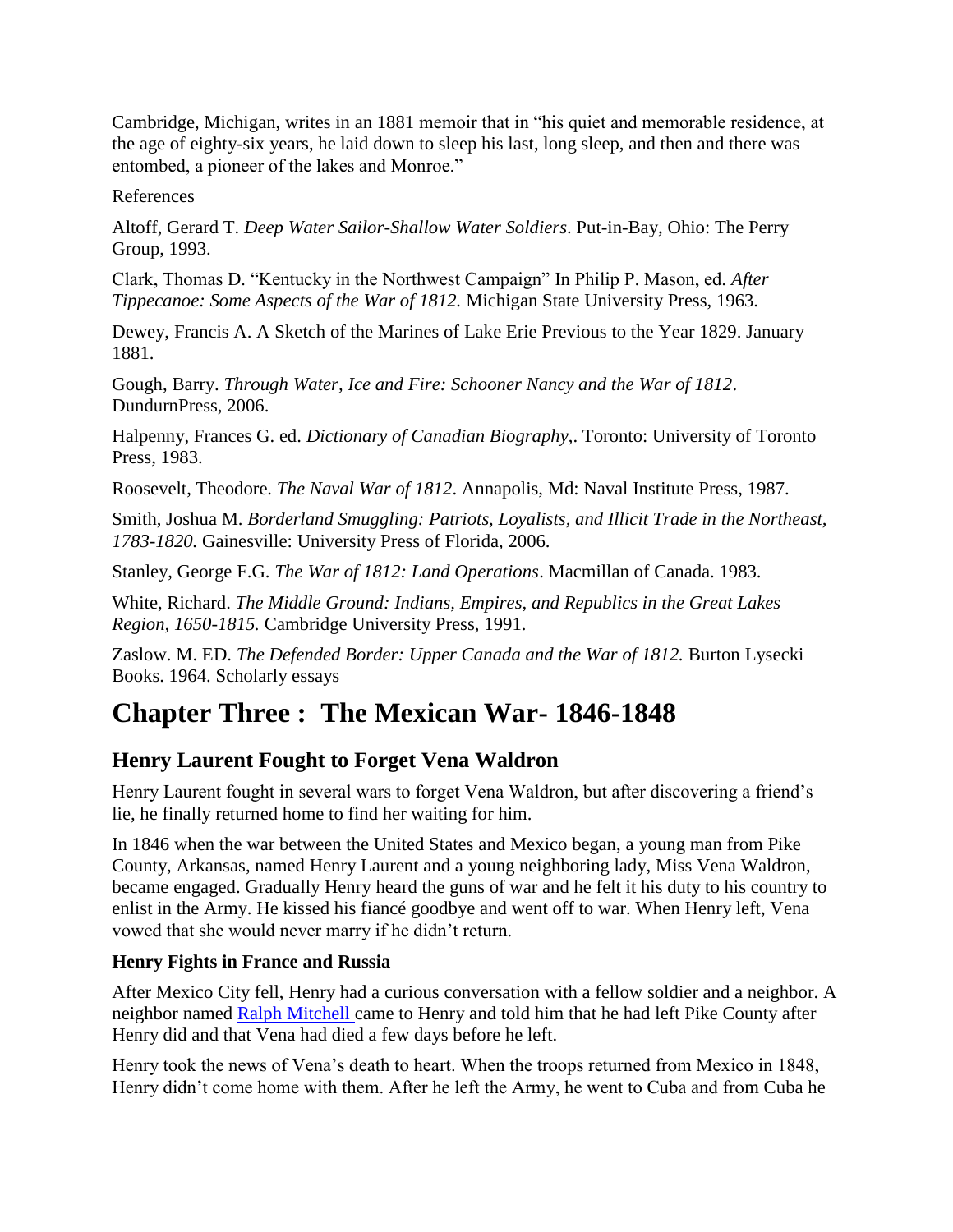Cambridge, Michigan, writes in an 1881 memoir that in "his quiet and memorable residence, at the age of eighty-six years, he laid down to sleep his last, long sleep, and then and there was entombed, a pioneer of the lakes and Monroe."

References

Altoff, Gerard T. *Deep Water Sailor-Shallow Water Soldiers*. Put-in-Bay, Ohio: The Perry Group, 1993.

Clark, Thomas D. "Kentucky in the Northwest Campaign" In Philip P. Mason, ed. *After Tippecanoe: Some Aspects of the War of 1812.* Michigan State University Press, 1963.

Dewey, Francis A. A Sketch of the Marines of Lake Erie Previous to the Year 1829. January 1881.

Gough, Barry. *Through Water, Ice and Fire: Schooner Nancy and the War of 1812*. DundurnPress, 2006.

Halpenny, Frances G. ed. *Dictionary of Canadian Biography*,. Toronto: University of Toronto Press, 1983.

Roosevelt, Theodore. *The Naval War of 1812*. Annapolis, Md: Naval Institute Press, 1987.

Smith, Joshua M. *Borderland Smuggling: Patriots, Loyalists, and Illicit Trade in the Northeast, 1783-1820.* Gainesville: University Press of Florida, 2006.

Stanley, George F.G. *The War of 1812: Land Operations*. Macmillan of Canada. 1983.

White, Richard. *The Middle Ground: Indians, Empires, and Republics in the Great Lakes Region, 1650-1815.* Cambridge University Press, 1991.

Zaslow. M. ED. *The Defended Border: Upper Canada and the War of 1812.* Burton Lysecki Books. 1964. Scholarly essays

# Chapter Three : The Mexican War- 1846-1848

## Henry Laurent Fought to Forget Vena Waldron

Henry Laurent fought in several wars to forget Vena Waldron, but after discovering a friend's lie, he finally returned home to find her waiting for him.

In 1846 when the war between the United States and Mexico began, a young man from Pike County, Arkansas, named Henry Laurent and a young neighboring lady, Miss Vena Waldron, became engaged. Gradually Henry heard the guns of war and he felt it his duty to his country to enlist in the Army. He kissed his fiancé goodbye and went off to war. When Henry left, Vena vowed that she would never marry if he didn't return.

### Henry Fights in France and Russia

After Mexico City fell, Henry had a curious conversation with a fellow soldier and a neighbor. A neighbor named Ralph Mitchell came to Henry and told him that he had left Pike County after Henry did and that Vena had died a few days before he left.

Henry took the news of Vena's death to heart. When the troops returned from Mexico in 1848, Henry didn't come home with them. After he left the Army, he went to Cuba and from Cuba he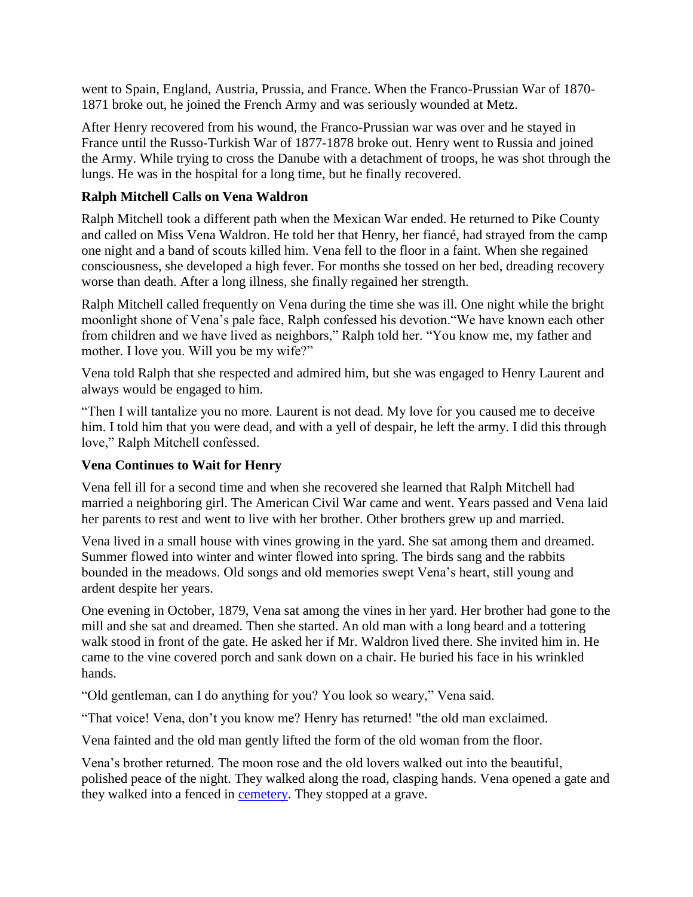went to Spain, England, Austria, Prussia, and France. When the Franco-Prussian War of 1870-1871 broke out, he joined the French Army and was seriously wounded at Metz.

After Henry recovered from his wound, the Franco-Prussian war was over and he stayed in France until the Russo-Turkish War of 1877-1878 broke out. Henry went to Russia and joined the Army. While trying to cross the Danube with a detachment of troops, he was shot through the lungs. He was in the hospital for a long time, but he finally recovered.

### Ralph Mitchell Calls on Vena Waldron

Ralph Mitchell took a different path when the Mexican War ended. He returned to Pike County and called on Miss Vena Waldron. He told her that Henry, her fiancé, had strayed from the camp one night and a band of scouts killed him. Vena fell to the floor in a faint. When she regained consciousness, she developed a high fever. For months she tossed on her bed, dreading recovery worse than death. After a long illness, she finally regained her strength.

Ralph Mitchell called frequently on Vena during the time she was ill. One night while the bright moonlight shone of Vena's pale face, Ralph confessed his devotion."We have known each other from children and we have lived as neighbors," Ralph told her. "You know me, my father and mother. I love you. Will you be my wife?"

Vena told Ralph that she respected and admired him, but she was engaged to Henry Laurent and always would be engaged to him.

"Then I will tantalize you no more. Laurent is not dead. My love for you caused me to deceive him. I told him that you were dead, and with a yell of despair, he left the army. I did this through love," Ralph Mitchell confessed.

### Vena Continues to Wait for Henry

Vena fell ill for a second time and when she recovered she learned that Ralph Mitchell had married a neighboring girl. The American Civil War came and went. Years passed and Vena laid her parents to rest and went to live with her brother. Other brothers grew up and married.

Vena lived in a small house with vines growing in the yard. She sat among them and dreamed. Summer flowed into winter and winter flowed into spring. The birds sang and the rabbits bounded in the meadows. Old songs and old memories swept Vena's heart, still young and ardent despite her years.

One evening in October, 1879, Vena sat among the vines in her yard. Her brother had gone to the mill and she sat and dreamed. Then she started. An old man with a long beard and a tottering walk stood in front of the gate. He asked her if Mr. Waldron lived there. She invited him in. He came to the vine covered porch and sank down on a chair. He buried his face in his wrinkled hands.

"Old gentleman, can I do anything for you? You look so weary," Vena said.

"That voice! Vena, don't you know me? Henry has returned! "the old man exclaimed.

Vena fainted and the old man gently lifted the form of the old woman from the floor.

Vena's brother returned. The moon rose and the old lovers walked out into the beautiful, polished peace of the night. They walked along the road, clasping hands. Vena opened a gate and they walked into a fenced in cemetery. They stopped at a grave.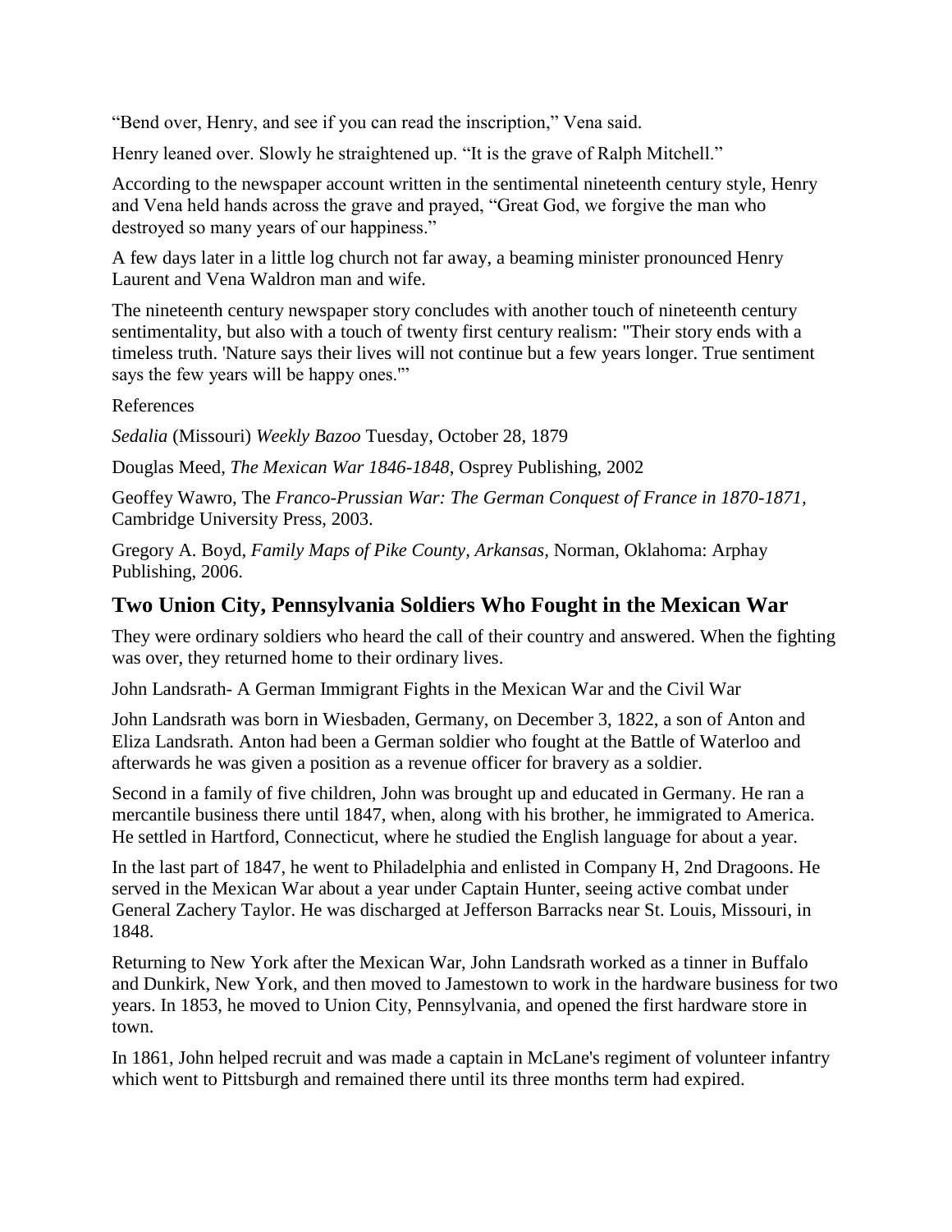"Bend over, Henry, and see if you can read the inscription," Vena said.

Henry leaned over. Slowly he straightened up. "It is the grave of Ralph Mitchell."

According to the newspaper account written in the sentimental nineteenth century style, Henry and Vena held hands across the grave and prayed, "Great God, we forgive the man who destroyed so many years of our happiness."

A few days later in a little log church not far away, a beaming minister pronounced Henry Laurent and Vena Waldron man and wife.

The nineteenth century newspaper story concludes with another touch of nineteenth century sentimentality, but also with a touch of twenty first century realism: "Their story ends with a timeless truth. 'Nature says their lives will not continue but a few years longer. True sentiment says the few years will be happy ones.'"

References

*Sedalia* (Missouri) *Weekly Bazoo* Tuesday, October 28, 1879

Douglas Meed, *The Mexican War 1846-1848*, Osprey Publishing, 2002

Geoffey Wawro, The *Franco-Prussian War: The German Conquest of France in 1870-1871,* Cambridge University Press, 2003.

Gregory A. Boyd, *Family Maps of Pike County, Arkansas,* Norman, Oklahoma: Arphay Publishing, 2006.

## Two Union City, Pennsylvania Soldiers Who Fought in the Mexican War

They were ordinary soldiers who heard the call of their country and answered. When the fighting was over, they returned home to their ordinary lives.

John Landsrath- A German Immigrant Fights in the Mexican War and the Civil War

John Landsrath was born in Wiesbaden, Germany, on December 3, 1822, a son of Anton and Eliza Landsrath. Anton had been a German soldier who fought at the Battle of Waterloo and afterwards he was given a position as a revenue officer for bravery as a soldier.

Second in a family of five children, John was brought up and educated in Germany. He ran a mercantile business there until 1847, when, along with his brother, he immigrated to America. He settled in Hartford, Connecticut, where he studied the English language for about a year.

In the last part of 1847, he went to Philadelphia and enlisted in Company H, 2nd Dragoons. He served in the Mexican War about a year under Captain Hunter, seeing active combat under General Zachery Taylor. He was discharged at Jefferson Barracks near St. Louis, Missouri, in 1848.

Returning to New York after the Mexican War, John Landsrath worked as a tinner in Buffalo and Dunkirk, New York, and then moved to Jamestown to work in the hardware business for two years. In 1853, he moved to Union City, Pennsylvania, and opened the first hardware store in town.

In 1861, John helped recruit and was made a captain in McLane's regiment of volunteer infantry which went to Pittsburgh and remained there until its three months term had expired.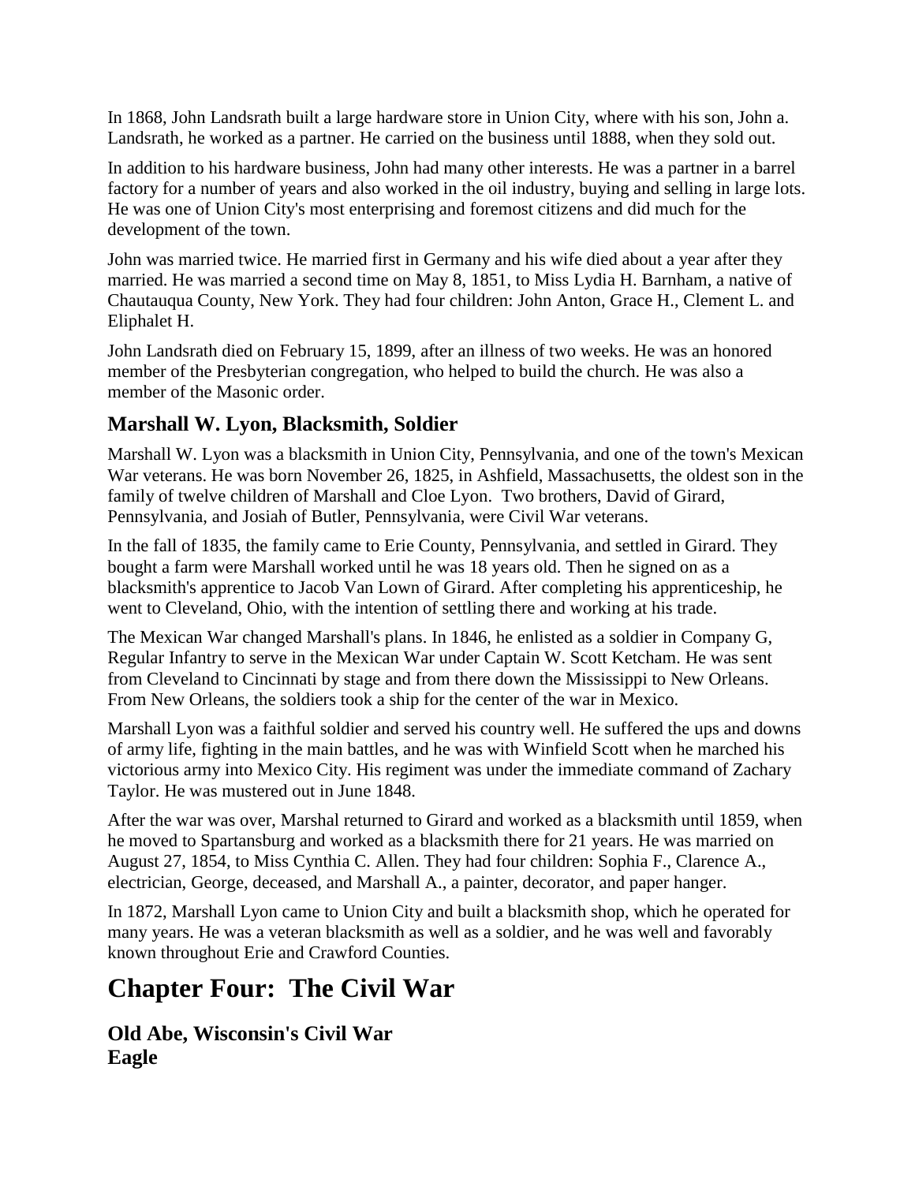In 1868, John Landsrath built a large hardware store in Union City, where with his son, John a. Landsrath, he worked as a partner. He carried on the business until 1888, when they sold out.

In addition to his hardware business, John had many other interests. He was a partner in a barrel factory for a number of years and also worked in the oil industry, buying and selling in large lots. He was one of Union City's most enterprising and foremost citizens and did much for the development of the town.

John was married twice. He married first in Germany and his wife died about a year after they married. He was married a second time on May 8, 1851, to Miss Lydia H. Barnham, a native of Chautauqua County, New York. They had four children: John Anton, Grace H., Clement L. and Eliphalet H.

John Landsrath died on February 15, 1899, after an illness of two weeks. He was an honored member of the Presbyterian congregation, who helped to build the church. He was also a member of the Masonic order.

### Marshall W. Lyon, Blacksmith, Soldier

Marshall W. Lyon was a blacksmith in Union City, Pennsylvania, and one of the town's Mexican War veterans. He was born November 26, 1825, in Ashfield, Massachusetts, the oldest son in the family of twelve children of Marshall and Cloe Lyon. Two brothers, David of Girard, Pennsylvania, and Josiah of Butler, Pennsylvania, were Civil War veterans.

In the fall of 1835, the family came to Erie County, Pennsylvania, and settled in Girard. They bought a farm were Marshall worked until he was 18 years old. Then he signed on as a blacksmith's apprentice to Jacob Van Lown of Girard. After completing his apprenticeship, he went to Cleveland, Ohio, with the intention of settling there and working at his trade.

The Mexican War changed Marshall's plans. In 1846, he enlisted as a soldier in Company G, Regular Infantry to serve in the Mexican War under Captain W. Scott Ketcham. He was sent from Cleveland to Cincinnati by stage and from there down the Mississippi to New Orleans. From New Orleans, the soldiers took a ship for the center of the war in Mexico.

Marshall Lyon was a faithful soldier and served his country well. He suffered the ups and downs of army life, fighting in the main battles, and he was with Winfield Scott when he marched his victorious army into Mexico City. His regiment was under the immediate command of Zachary Taylor. He was mustered out in June 1848.

After the war was over, Marshal returned to Girard and worked as a blacksmith until 1859, when he moved to Spartansburg and worked as a blacksmith there for 21 years. He was married on August 27, 1854, to Miss Cynthia C. Allen. They had four children: Sophia F., Clarence A., electrician, George, deceased, and Marshall A., a painter, decorator, and paper hanger.

In 1872, Marshall Lyon came to Union City and built a blacksmith shop, which he operated for many years. He was a veteran blacksmith as well as a soldier, and he was well and favorably known throughout Erie and Crawford Counties.

# Chapter Four: The Civil War

### Old Abe, Wisconsin's Civil War Eagle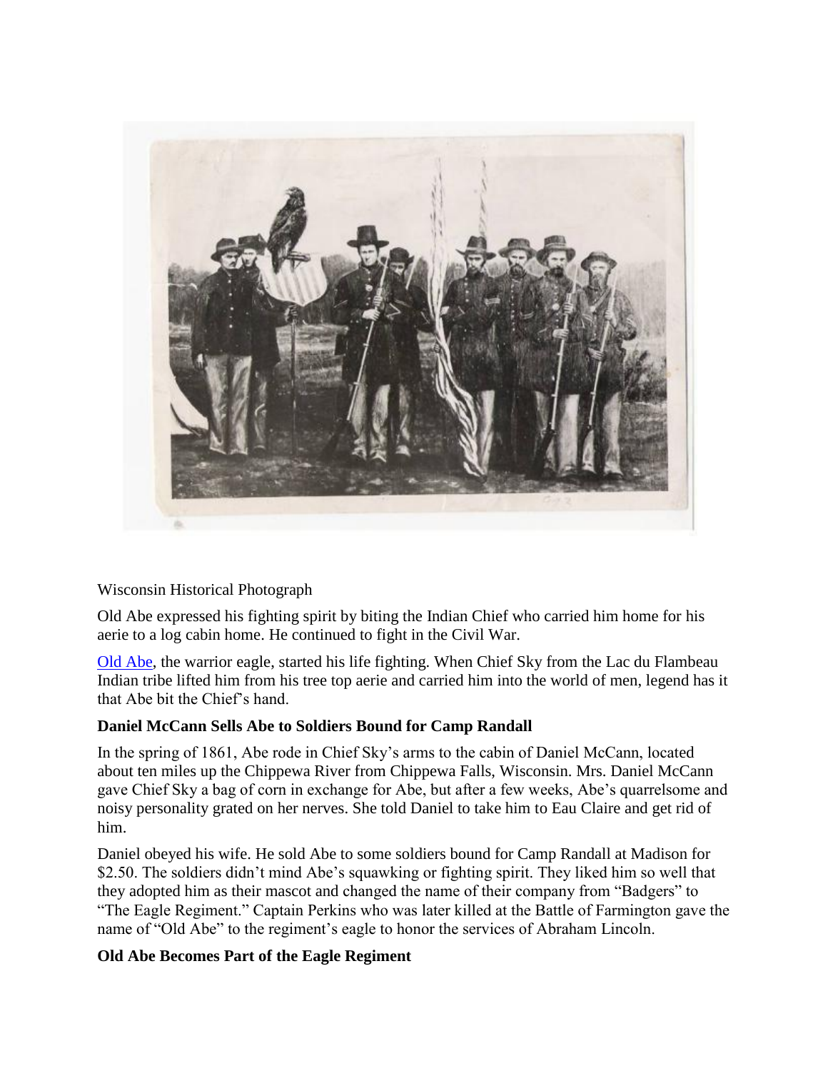Wisconsin Historical Photograph

Old Abe expressed his fighting spirit by biting the Indian Chief who carried him home for his aerie to a log cabin home. He continued to fight in the Civil War.

Old Abe, the warrior eagle, started his life fighting. When Chief Sky from the Lac du Flambeau Indian tribe lifted him from his tree top aerie and carried him into the world of men, legend has it that Abe bit the Chief's hand.

### Daniel McCann Sells Abe to Soldiers Bound for Camp Randall

In the spring of 1861, Abe rode in Chief Sky's arms to the cabin of Daniel McCann, located about ten miles up the Chippewa River from Chippewa Falls, Wisconsin. Mrs. Daniel McCann gave Chief Sky a bag of corn in exchange for Abe, but after a few weeks, Abe's quarrelsome and noisy personality grated on her nerves. She told Daniel to take him to Eau Claire and get rid of him.

Daniel obeyed his wife. He sold Abe to some soldiers bound for Camp Randall at Madison for $2.50. The soldiers didn't mind Abe's squawking or fighting spirit. They liked him so well that they adopted him as their mascot and changed the name of their company from "Badgers" to "The Eagle Regiment." Captain Perkins who was later killed at the Battle of Farmington gave the name of "Old Abe" to the regiment's eagle to honor the services of Abraham Lincoln.

### Old Abe Becomes Part of the Eagle Regiment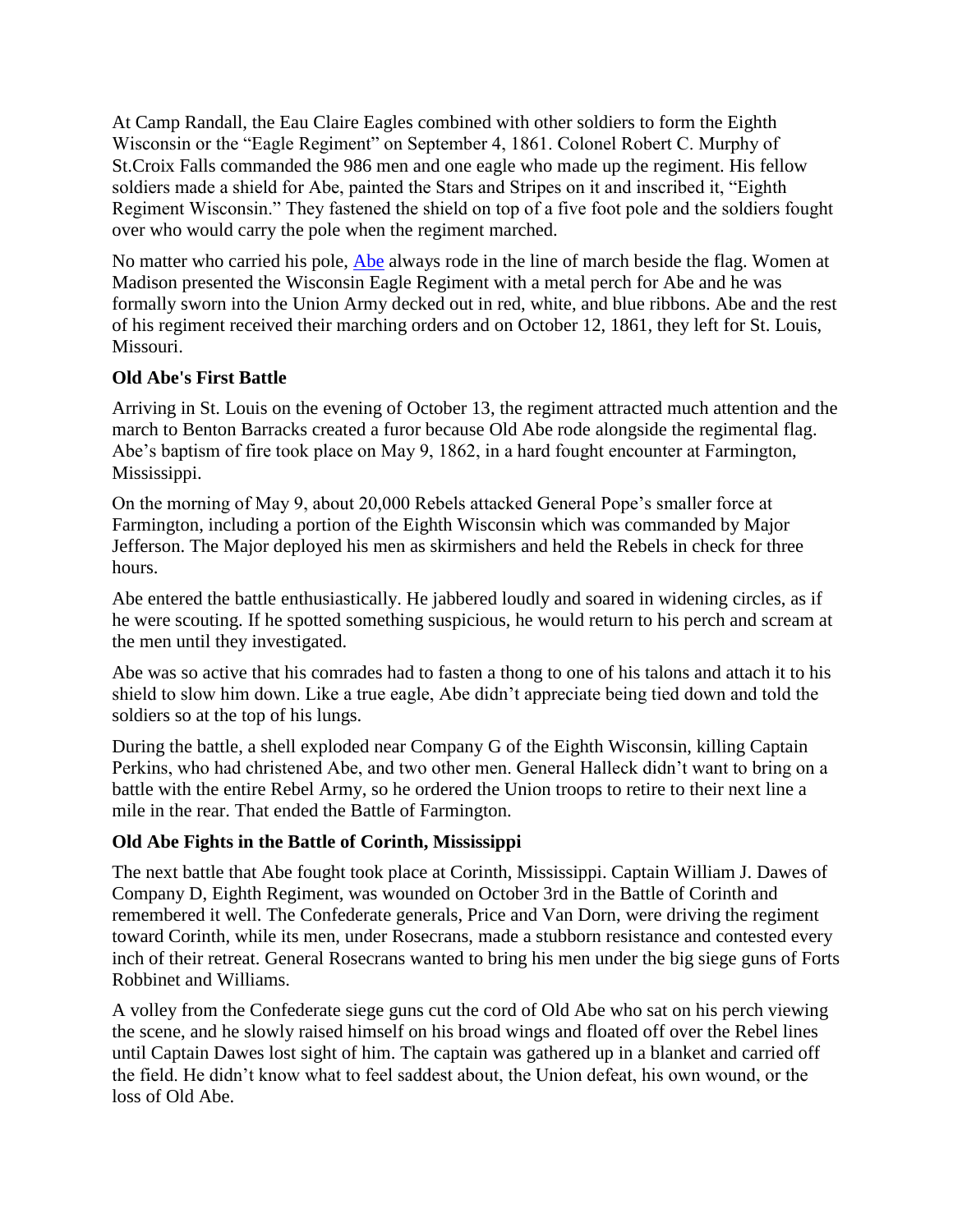At Camp Randall, the Eau Claire Eagles combined with other soldiers to form the Eighth Wisconsin or the "Eagle Regiment" on September 4, 1861. Colonel Robert C. Murphy of St.Croix Falls commanded the 986 men and one eagle who made up the regiment. His fellow soldiers made a shield for Abe, painted the Stars and Stripes on it and inscribed it, "Eighth Regiment Wisconsin." They fastened the shield on top of a five foot pole and the soldiers fought over who would carry the pole when the regiment marched.

No matter who carried his pole, Abe always rode in the line of march beside the flag. Women at Madison presented the Wisconsin Eagle Regiment with a metal perch for Abe and he was formally sworn into the Union Army decked out in red, white, and blue ribbons. Abe and the rest of his regiment received their marching orders and on October 12, 1861, they left for St. Louis, Missouri.

**Old Abe's First Battle**

Arriving in St. Louis on the evening of October 13, the regiment attracted much attention and the march to Benton Barracks created a furor because Old Abe rode alongside the regimental flag. Abe's baptism of fire took place on May 9, 1862, in a hard fought encounter at Farmington, Mississippi.

On the morning of May 9, about 20,000 Rebels attacked General Pope's smaller force at Farmington, including a portion of the Eighth Wisconsin which was commanded by Major Jefferson. The Major deployed his men as skirmishers and held the Rebels in check for three hours.

Abe entered the battle enthusiastically. He jabbered loudly and soared in widening circles, as if he were scouting. If he spotted something suspicious, he would return to his perch and scream at the men until they investigated.

Abe was so active that his comrades had to fasten a thong to one of his talons and attach it to his shield to slow him down. Like a true eagle, Abe didn't appreciate being tied down and told the soldiers so at the top of his lungs.

During the battle, a shell exploded near Company G of the Eighth Wisconsin, killing Captain Perkins, who had christened Abe, and two other men. General Halleck didn't want to bring on a battle with the entire Rebel Army, so he ordered the Union troops to retire to their next line a mile in the rear. That ended the Battle of Farmington.

**Old Abe Fights in the Battle of Corinth, Mississippi**

The next battle that Abe fought took place at Corinth, Mississippi. Captain William J. Dawes of Company D, Eighth Regiment, was wounded on October 3rd in the Battle of Corinth and remembered it well. The Confederate generals, Price and Van Dorn, were driving the regiment toward Corinth, while its men, under Rosecrans, made a stubborn resistance and contested every inch of their retreat. General Rosecrans wanted to bring his men under the big siege guns of Forts Robbinet and Williams.

A volley from the Confederate siege guns cut the cord of Old Abe who sat on his perch viewing the scene, and he slowly raised himself on his broad wings and floated off over the Rebel lines until Captain Dawes lost sight of him. The captain was gathered up in a blanket and carried off the field. He didn't know what to feel saddest about, the Union defeat, his own wound, or the loss of Old Abe.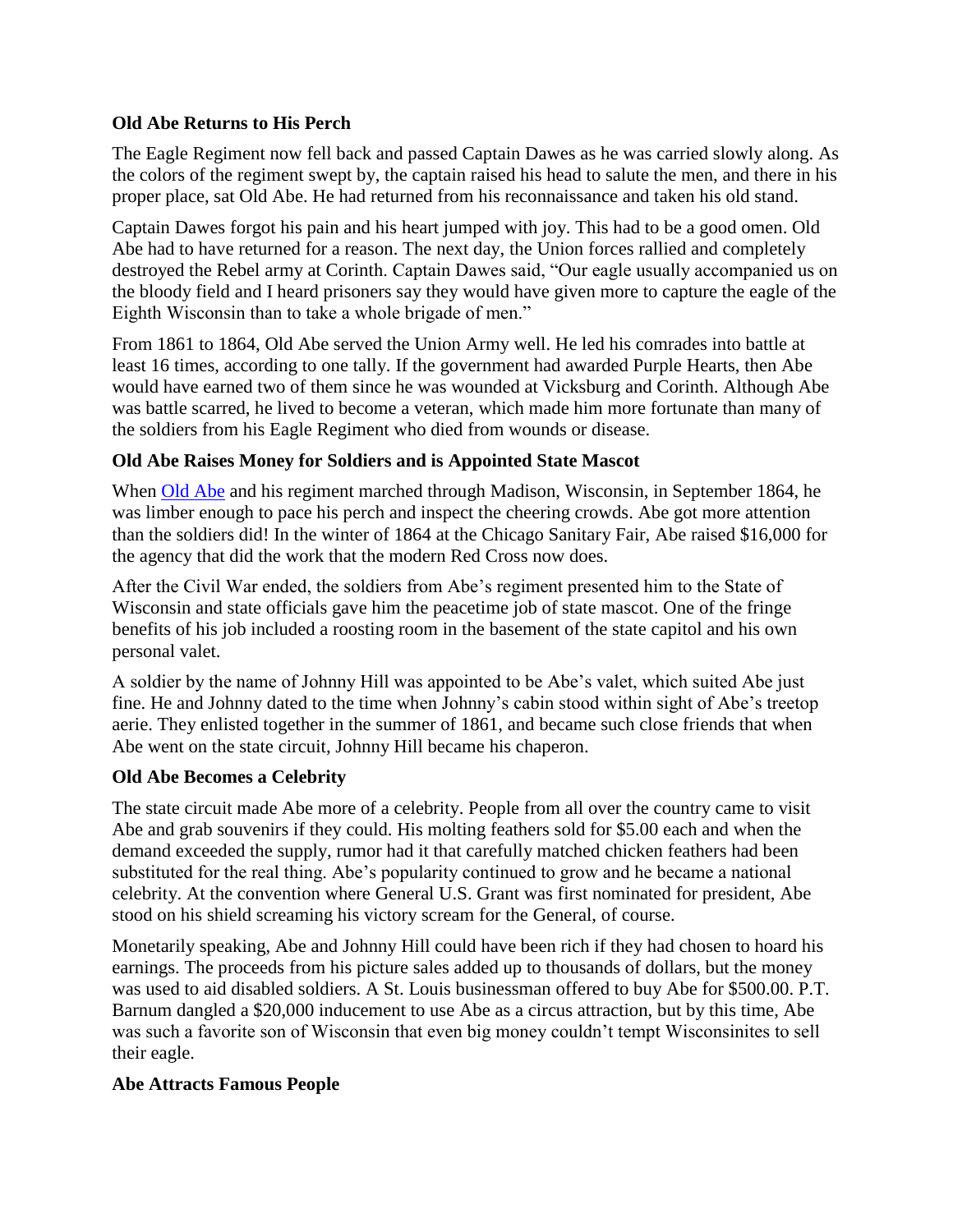**Old Abe Returns to His Perch**

The Eagle Regiment now fell back and passed Captain Dawes as he was carried slowly along. As the colors of the regiment swept by, the captain raised his head to salute the men, and there in his proper place, sat Old Abe. He had returned from his reconnaissance and taken his old stand.

Captain Dawes forgot his pain and his heart jumped with joy. This had to be a good omen. Old Abe had to have returned for a reason. The next day, the Union forces rallied and completely destroyed the Rebel army at Corinth. Captain Dawes said, "Our eagle usually accompanied us on the bloody field and I heard prisoners say they would have given more to capture the eagle of the Eighth Wisconsin than to take a whole brigade of men."

From 1861 to 1864, Old Abe served the Union Army well. He led his comrades into battle at least 16 times, according to one tally. If the government had awarded Purple Hearts, then Abe would have earned two of them since he was wounded at Vicksburg and Corinth. Although Abe was battle scarred, he lived to become a veteran, which made him more fortunate than many of the soldiers from his Eagle Regiment who died from wounds or disease.

**Old Abe Raises Money for Soldiers and is Appointed State Mascot**

When Old Abe and his regiment marched through Madison, Wisconsin, in September 1864, he was limber enough to pace his perch and inspect the cheering crowds. Abe got more attention than the soldiers did! In the winter of 1864 at the Chicago Sanitary Fair, Abe raised $16,000 for the agency that did the work that the modern Red Cross now does.

After the Civil War ended, the soldiers from Abe's regiment presented him to the State of Wisconsin and state officials gave him the peacetime job of state mascot. One of the fringe benefits of his job included a roosting room in the basement of the state capitol and his own personal valet.

A soldier by the name of Johnny Hill was appointed to be Abe's valet, which suited Abe just fine. He and Johnny dated to the time when Johnny's cabin stood within sight of Abe's treetop aerie. They enlisted together in the summer of 1861, and became such close friends that when Abe went on the state circuit, Johnny Hill became his chaperon.

**Old Abe Becomes a Celebrity**

The state circuit made Abe more of a celebrity. People from all over the country came to visit Abe and grab souvenirs if they could. His molting feathers sold for $5.00 each and when the demand exceeded the supply, rumor had it that carefully matched chicken feathers had been substituted for the real thing. Abe's popularity continued to grow and he became a national celebrity. At the convention where General U.S. Grant was first nominated for president, Abe stood on his shield screaming his victory scream for the General, of course.

Monetarily speaking, Abe and Johnny Hill could have been rich if they had chosen to hoard his earnings. The proceeds from his picture sales added up to thousands of dollars, but the money was used to aid disabled soldiers. A St. Louis businessman offered to buy Abe for $500.00. P.T. Barnum dangled a $20,000 inducement to use Abe as a circus attraction, but by this time, Abe was such a favorite son of Wisconsin that even big money couldn't tempt Wisconsinites to sell their eagle.

**Abe Attracts Famous People**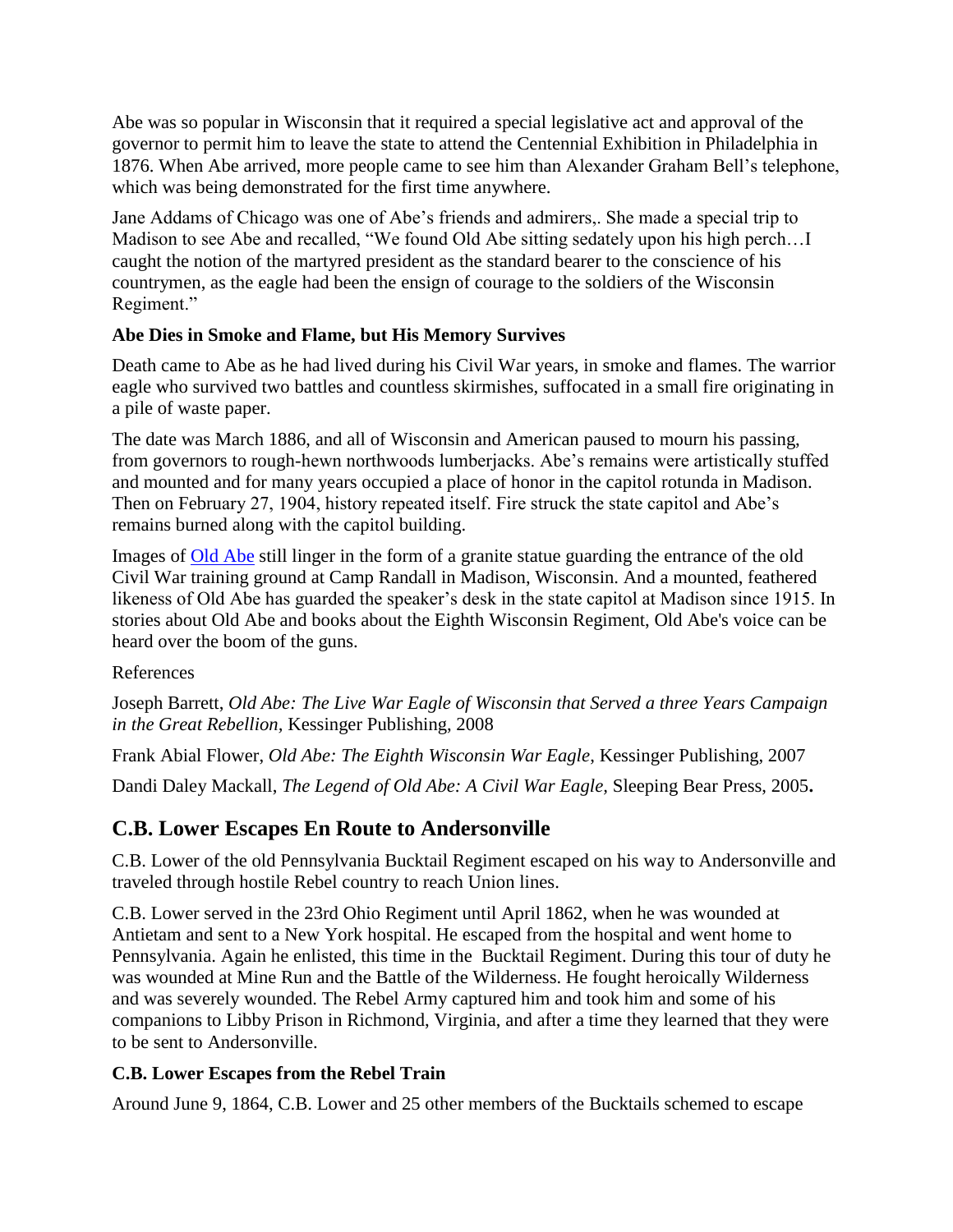Abe was so popular in Wisconsin that it required a special legislative act and approval of the governor to permit him to leave the state to attend the Centennial Exhibition in Philadelphia in 1876. When Abe arrived, more people came to see him than Alexander Graham Bell's telephone, which was being demonstrated for the first time anywhere.

Jane Addams of Chicago was one of Abe's friends and admirers,. She made a special trip to Madison to see Abe and recalled, "We found Old Abe sitting sedately upon his high perch…I caught the notion of the martyred president as the standard bearer to the conscience of his countrymen, as the eagle had been the ensign of courage to the soldiers of the Wisconsin Regiment."

**Abe Dies in Smoke and Flame, but His Memory Survives**

Death came to Abe as he had lived during his Civil War years, in smoke and flames. The warrior eagle who survived two battles and countless skirmishes, suffocated in a small fire originating in a pile of waste paper.

The date was March 1886, and all of Wisconsin and American paused to mourn his passing, from governors to rough-hewn northwoods lumberjacks. Abe's remains were artistically stuffed and mounted and for many years occupied a place of honor in the capitol rotunda in Madison. Then on February 27, 1904, history repeated itself. Fire struck the state capitol and Abe's remains burned along with the capitol building.

Images of Old Abe still linger in the form of a granite statue guarding the entrance of the old Civil War training ground at Camp Randall in Madison, Wisconsin. And a mounted, feathered likeness of Old Abe has guarded the speaker's desk in the state capitol at Madison since 1915. In stories about Old Abe and books about the Eighth Wisconsin Regiment, Old Abe's voice can be heard over the boom of the guns.

References

Joseph Barrett, *Old Abe: The Live War Eagle of Wisconsin that Served a three Years Campaign in the Great Rebellion,* Kessinger Publishing, 2008

Frank Abial Flower, *Old Abe: The Eighth Wisconsin War Eagle*, Kessinger Publishing, 2007

Dandi Daley Mackall, *The Legend of Old Abe: A Civil War Eagle,* Sleeping Bear Press, 2005**.**

## C.B. Lower Escapes En Route to Andersonville

C.B. Lower of the old Pennsylvania Bucktail Regiment escaped on his way to Andersonville and traveled through hostile Rebel country to reach Union lines.

C.B. Lower served in the 23rd Ohio Regiment until April 1862, when he was wounded at Antietam and sent to a New York hospital. He escaped from the hospital and went home to Pennsylvania. Again he enlisted, this time in the Bucktail Regiment. During this tour of duty he was wounded at Mine Run and the Battle of the Wilderness. He fought heroically Wilderness and was severely wounded. The Rebel Army captured him and took him and some of his companions to Libby Prison in Richmond, Virginia, and after a time they learned that they were to be sent to Andersonville.

**C.B. Lower Escapes from the Rebel Train**

Around June 9, 1864, C.B. Lower and 25 other members of the Bucktails schemed to escape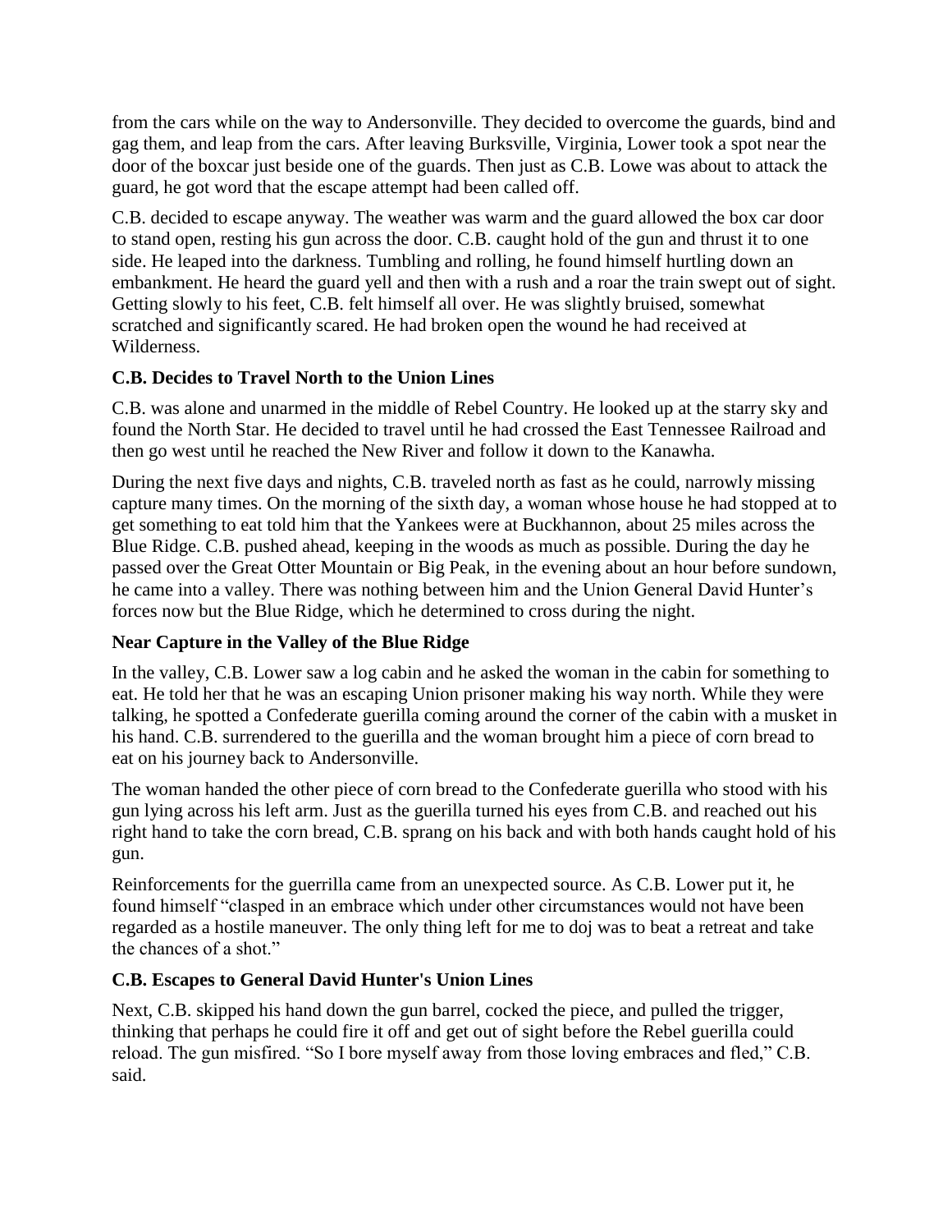from the cars while on the way to Andersonville. They decided to overcome the guards, bind and gag them, and leap from the cars. After leaving Burksville, Virginia, Lower took a spot near the door of the boxcar just beside one of the guards. Then just as C.B. Lowe was about to attack the guard, he got word that the escape attempt had been called off.

C.B. decided to escape anyway. The weather was warm and the guard allowed the box car door to stand open, resting his gun across the door. C.B. caught hold of the gun and thrust it to one side. He leaped into the darkness. Tumbling and rolling, he found himself hurtling down an embankment. He heard the guard yell and then with a rush and a roar the train swept out of sight. Getting slowly to his feet, C.B. felt himself all over. He was slightly bruised, somewhat scratched and significantly scared. He had broken open the wound he had received at Wilderness.

**C.B. Decides to Travel North to the Union Lines**

C.B. was alone and unarmed in the middle of Rebel Country. He looked up at the starry sky and found the North Star. He decided to travel until he had crossed the East Tennessee Railroad and then go west until he reached the New River and follow it down to the Kanawha.

During the next five days and nights, C.B. traveled north as fast as he could, narrowly missing capture many times. On the morning of the sixth day, a woman whose house he had stopped at to get something to eat told him that the Yankees were at Buckhannon, about 25 miles across the Blue Ridge. C.B. pushed ahead, keeping in the woods as much as possible. During the day he passed over the Great Otter Mountain or Big Peak, in the evening about an hour before sundown, he came into a valley. There was nothing between him and the Union General David Hunter's forces now but the Blue Ridge, which he determined to cross during the night.

**Near Capture in the Valley of the Blue Ridge**

In the valley, C.B. Lower saw a log cabin and he asked the woman in the cabin for something to eat. He told her that he was an escaping Union prisoner making his way north. While they were talking, he spotted a Confederate guerilla coming around the corner of the cabin with a musket in his hand. C.B. surrendered to the guerilla and the woman brought him a piece of corn bread to eat on his journey back to Andersonville.

The woman handed the other piece of corn bread to the Confederate guerilla who stood with his gun lying across his left arm. Just as the guerilla turned his eyes from C.B. and reached out his right hand to take the corn bread, C.B. sprang on his back and with both hands caught hold of his gun.

Reinforcements for the guerrilla came from an unexpected source. As C.B. Lower put it, he found himself "clasped in an embrace which under other circumstances would not have been regarded as a hostile maneuver. The only thing left for me to doj was to beat a retreat and take the chances of a shot."

**C.B. Escapes to General David Hunter's Union Lines**

Next, C.B. skipped his hand down the gun barrel, cocked the piece, and pulled the trigger, thinking that perhaps he could fire it off and get out of sight before the Rebel guerilla could reload. The gun misfired. "So I bore myself away from those loving embraces and fled," C.B. said.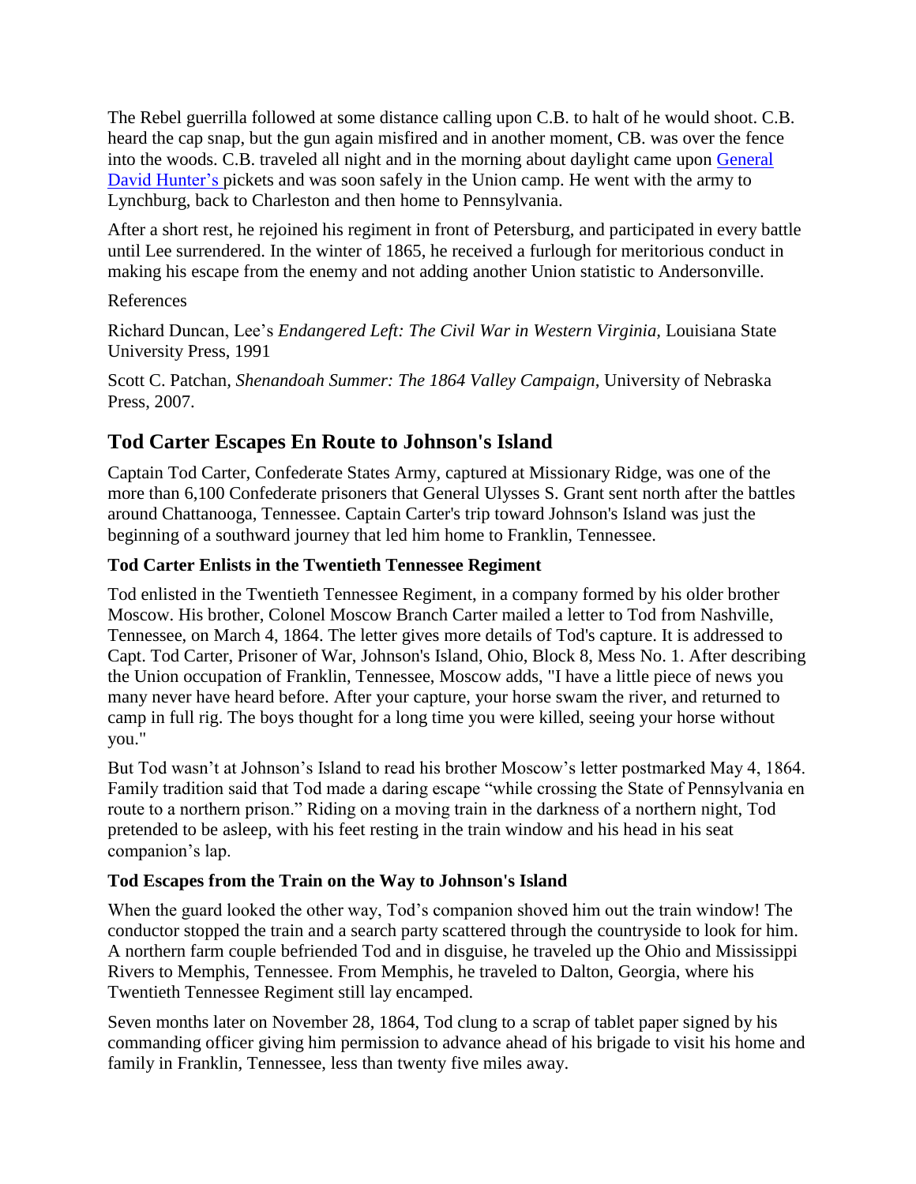The Rebel guerrilla followed at some distance calling upon C.B. to halt of he would shoot. C.B. heard the cap snap, but the gun again misfired and in another moment, CB. was over the fence into the woods. C.B. traveled all night and in the morning about daylight came upon General David Hunter's pickets and was soon safely in the Union camp. He went with the army to Lynchburg, back to Charleston and then home to Pennsylvania.

After a short rest, he rejoined his regiment in front of Petersburg, and participated in every battle until Lee surrendered. In the winter of 1865, he received a furlough for meritorious conduct in making his escape from the enemy and not adding another Union statistic to Andersonville.

References

Richard Duncan, Lee's *Endangered Left: The Civil War in Western Virginia,* Louisiana State University Press, 1991

Scott C. Patchan, *Shenandoah Summer: The 1864 Valley Campaign*, University of Nebraska Press, 2007.

## Tod Carter Escapes En Route to Johnson's Island

Captain Tod Carter, Confederate States Army, captured at Missionary Ridge, was one of the more than 6,100 Confederate prisoners that General Ulysses S. Grant sent north after the battles around Chattanooga, Tennessee. Captain Carter's trip toward Johnson's Island was just the beginning of a southward journey that led him home to Franklin, Tennessee.

### Tod Carter Enlists in the Twentieth Tennessee Regiment

Tod enlisted in the Twentieth Tennessee Regiment, in a company formed by his older brother Moscow. His brother, Colonel Moscow Branch Carter mailed a letter to Tod from Nashville, Tennessee, on March 4, 1864. The letter gives more details of Tod's capture. It is addressed to Capt. Tod Carter, Prisoner of War, Johnson's Island, Ohio, Block 8, Mess No. 1. After describing the Union occupation of Franklin, Tennessee, Moscow adds, "I have a little piece of news you many never have heard before. After your capture, your horse swam the river, and returned to camp in full rig. The boys thought for a long time you were killed, seeing your horse without you."

But Tod wasn't at Johnson's Island to read his brother Moscow's letter postmarked May 4, 1864. Family tradition said that Tod made a daring escape "while crossing the State of Pennsylvania en route to a northern prison." Riding on a moving train in the darkness of a northern night, Tod pretended to be asleep, with his feet resting in the train window and his head in his seat companion's lap.

### Tod Escapes from the Train on the Way to Johnson's Island

When the guard looked the other way, Tod's companion shoved him out the train window! The conductor stopped the train and a search party scattered through the countryside to look for him. A northern farm couple befriended Tod and in disguise, he traveled up the Ohio and Mississippi Rivers to Memphis, Tennessee. From Memphis, he traveled to Dalton, Georgia, where his Twentieth Tennessee Regiment still lay encamped.

Seven months later on November 28, 1864, Tod clung to a scrap of tablet paper signed by his commanding officer giving him permission to advance ahead of his brigade to visit his home and family in Franklin, Tennessee, less than twenty five miles away.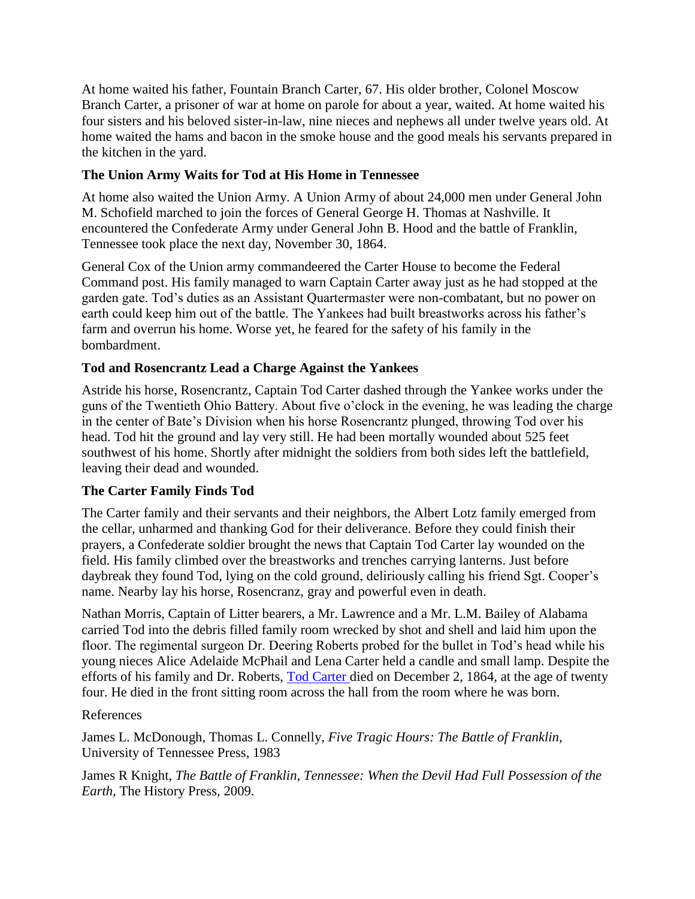At home waited his father, Fountain Branch Carter, 67. His older brother, Colonel Moscow Branch Carter, a prisoner of war at home on parole for about a year, waited. At home waited his four sisters and his beloved sister-in-law, nine nieces and nephews all under twelve years old. At home waited the hams and bacon in the smoke house and the good meals his servants prepared in the kitchen in the yard.

### The Union Army Waits for Tod at His Home in Tennessee

At home also waited the Union Army. A Union Army of about 24,000 men under General John M. Schofield marched to join the forces of General George H. Thomas at Nashville. It encountered the Confederate Army under General John B. Hood and the battle of Franklin, Tennessee took place the next day, November 30, 1864.

General Cox of the Union army commandeered the Carter House to become the Federal Command post. His family managed to warn Captain Carter away just as he had stopped at the garden gate. Tod's duties as an Assistant Quartermaster were non-combatant, but no power on earth could keep him out of the battle. The Yankees had built breastworks across his father's farm and overrun his home. Worse yet, he feared for the safety of his family in the bombardment.

### Tod and Rosencrantz Lead a Charge Against the Yankees

Astride his horse, Rosencrantz, Captain Tod Carter dashed through the Yankee works under the guns of the Twentieth Ohio Battery. About five o'clock in the evening, he was leading the charge in the center of Bate's Division when his horse Rosencrantz plunged, throwing Tod over his head. Tod hit the ground and lay very still. He had been mortally wounded about 525 feet southwest of his home. Shortly after midnight the soldiers from both sides left the battlefield, leaving their dead and wounded.

### The Carter Family Finds Tod

The Carter family and their servants and their neighbors, the Albert Lotz family emerged from the cellar, unharmed and thanking God for their deliverance. Before they could finish their prayers, a Confederate soldier brought the news that Captain Tod Carter lay wounded on the field. His family climbed over the breastworks and trenches carrying lanterns. Just before daybreak they found Tod, lying on the cold ground, deliriously calling his friend Sgt. Cooper's name. Nearby lay his horse, Rosencranz, gray and powerful even in death.

Nathan Morris, Captain of Litter bearers, a Mr. Lawrence and a Mr. L.M. Bailey of Alabama carried Tod into the debris filled family room wrecked by shot and shell and laid him upon the floor. The regimental surgeon Dr. Deering Roberts probed for the bullet in Tod's head while his young nieces Alice Adelaide McPhail and Lena Carter held a candle and small lamp. Despite the efforts of his family and Dr. Roberts, Tod Carter died on December 2, 1864, at the age of twenty four. He died in the front sitting room across the hall from the room where he was born.

References

James L. McDonough, Thomas L. Connelly, *Five Tragic Hours: The Battle of Franklin,* University of Tennessee Press, 1983

James R Knight, *The Battle of Franklin, Tennessee: When the Devil Had Full Possession of the Earth,* The History Press, 2009.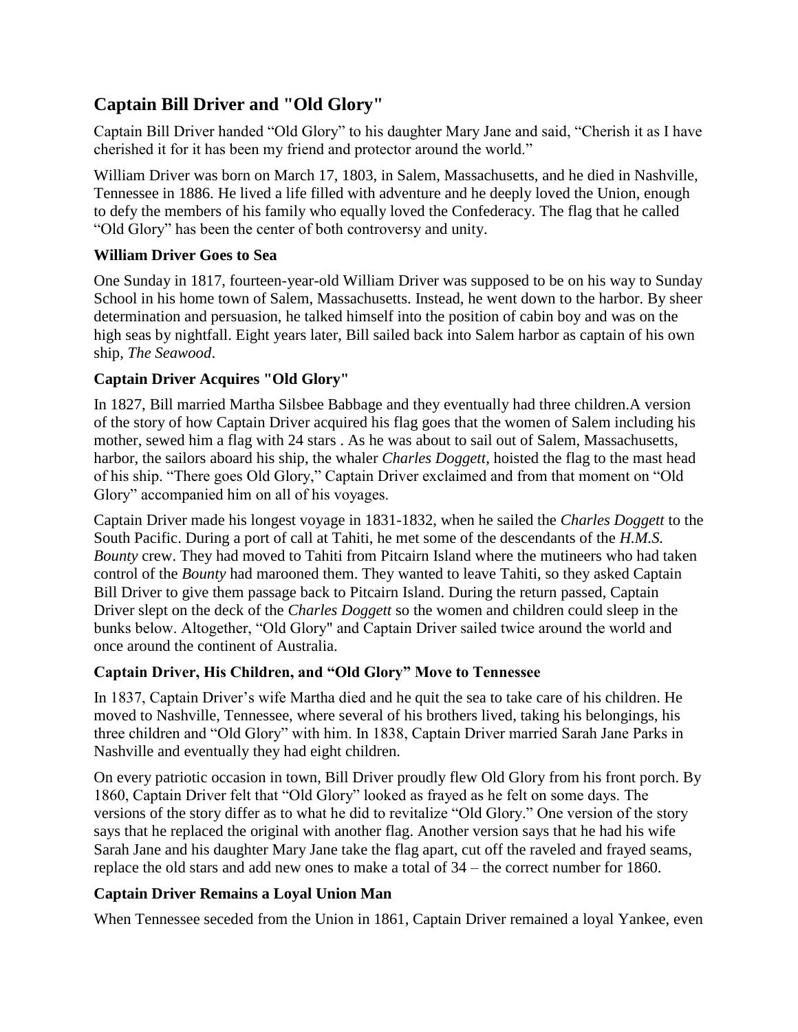## Captain Bill Driver and "Old Glory"

Captain Bill Driver handed "Old Glory" to his daughter Mary Jane and said, "Cherish it as I have cherished it for it has been my friend and protector around the world."

William Driver was born on March 17, 1803, in Salem, Massachusetts, and he died in Nashville, Tennessee in 1886. He lived a life filled with adventure and he deeply loved the Union, enough to defy the members of his family who equally loved the Confederacy. The flag that he called "Old Glory" has been the center of both controversy and unity.

### William Driver Goes to Sea

One Sunday in 1817, fourteen-year-old William Driver was supposed to be on his way to Sunday School in his home town of Salem, Massachusetts. Instead, he went down to the harbor. By sheer determination and persuasion, he talked himself into the position of cabin boy and was on the high seas by nightfall. Eight years later, Bill sailed back into Salem harbor as captain of his own ship, *The Seawood*.

### Captain Driver Acquires "Old Glory"

In 1827, Bill married Martha Silsbee Babbage and they eventually had three children.A version of the story of how Captain Driver acquired his flag goes that the women of Salem including his mother, sewed him a flag with 24 stars . As he was about to sail out of Salem, Massachusetts, harbor, the sailors aboard his ship, the whaler *Charles Doggett*, hoisted the flag to the mast head of his ship. "There goes Old Glory," Captain Driver exclaimed and from that moment on "Old Glory" accompanied him on all of his voyages.

Captain Driver made his longest voyage in 1831-1832, when he sailed the *Charles Doggett* to the South Pacific. During a port of call at Tahiti, he met some of the descendants of the *H.M.S. Bounty* crew. They had moved to Tahiti from Pitcairn Island where the mutineers who had taken control of the *Bounty* had marooned them. They wanted to leave Tahiti, so they asked Captain Bill Driver to give them passage back to Pitcairn Island. During the return passed, Captain Driver slept on the deck of the *Charles Doggett* so the women and children could sleep in the bunks below. Altogether, "Old Glory" and Captain Driver sailed twice around the world and once around the continent of Australia.

### Captain Driver, His Children, and "Old Glory" Move to Tennessee

In 1837, Captain Driver's wife Martha died and he quit the sea to take care of his children. He moved to Nashville, Tennessee, where several of his brothers lived, taking his belongings, his three children and "Old Glory" with him. In 1838, Captain Driver married Sarah Jane Parks in Nashville and eventually they had eight children.

On every patriotic occasion in town, Bill Driver proudly flew Old Glory from his front porch. By 1860, Captain Driver felt that "Old Glory" looked as frayed as he felt on some days. The versions of the story differ as to what he did to revitalize "Old Glory." One version of the story says that he replaced the original with another flag. Another version says that he had his wife Sarah Jane and his daughter Mary Jane take the flag apart, cut off the raveled and frayed seams, replace the old stars and add new ones to make a total of 34 – the correct number for 1860.

### Captain Driver Remains a Loyal Union Man

When Tennessee seceded from the Union in 1861, Captain Driver remained a loyal Yankee, even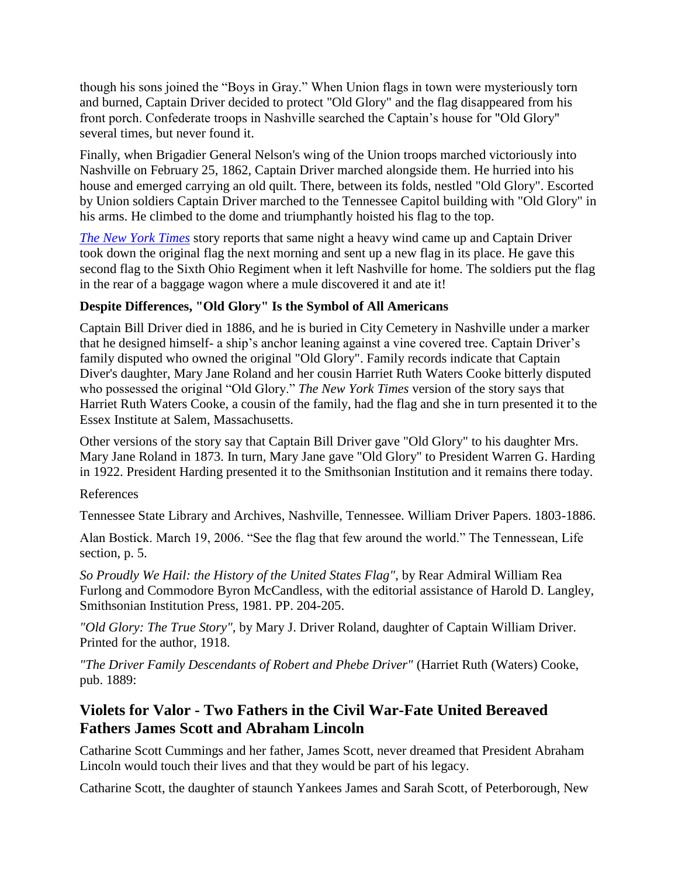though his sons joined the “Boys in Gray.” When Union flags in town were mysteriously torn and burned, Captain Driver decided to protect "Old Glory" and the flag disappeared from his front porch. Confederate troops in Nashville searched the Captain’s house for "Old Glory" several times, but never found it.

Finally, when Brigadier General Nelson's wing of the Union troops marched victoriously into Nashville on February 25, 1862, Captain Driver marched alongside them. He hurried into his house and emerged carrying an old quilt. There, between its folds, nestled "Old Glory". Escorted by Union soldiers Captain Driver marched to the Tennessee Capitol building with "Old Glory" in his arms. He climbed to the dome and triumphantly hoisted his flag to the top.

*The New York Times* story reports that same night a heavy wind came up and Captain Driver took down the original flag the next morning and sent up a new flag in its place. He gave this second flag to the Sixth Ohio Regiment when it left Nashville for home. The soldiers put the flag in the rear of a baggage wagon where a mule discovered it and ate it!

**Despite Differences, "Old Glory" Is the Symbol of All Americans**

Captain Bill Driver died in 1886, and he is buried in City Cemetery in Nashville under a marker that he designed himself- a ship’s anchor leaning against a vine covered tree. Captain Driver’s family disputed who owned the original "Old Glory". Family records indicate that Captain Diver's daughter, Mary Jane Roland and her cousin Harriet Ruth Waters Cooke bitterly disputed who possessed the original “Old Glory.” *The New York Times* version of the story says that Harriet Ruth Waters Cooke, a cousin of the family, had the flag and she in turn presented it to the Essex Institute at Salem, Massachusetts.

Other versions of the story say that Captain Bill Driver gave "Old Glory" to his daughter Mrs. Mary Jane Roland in 1873. In turn, Mary Jane gave "Old Glory" to President Warren G. Harding in 1922. President Harding presented it to the Smithsonian Institution and it remains there today.

References

Tennessee State Library and Archives, Nashville, Tennessee. William Driver Papers. 1803-1886.

Alan Bostick. March 19, 2006. “See the flag that few around the world.” The Tennessean, Life section, p. 5.

*So Proudly We Hail: the History of the United States Flag"*, by Rear Admiral William Rea Furlong and Commodore Byron McCandless, with the editorial assistance of Harold D. Langley, Smithsonian Institution Press, 1981. PP. 204-205.

*"Old Glory: The True Story"*, by Mary J. Driver Roland, daughter of Captain William Driver. Printed for the author, 1918.

*"The Driver Family Descendants of Robert and Phebe Driver"* (Harriet Ruth (Waters) Cooke, pub. 1889:

## Violets for Valor - Two Fathers in the Civil War-Fate United Bereaved Fathers James Scott and Abraham Lincoln

Catharine Scott Cummings and her father, James Scott, never dreamed that President Abraham Lincoln would touch their lives and that they would be part of his legacy.

Catharine Scott, the daughter of staunch Yankees James and Sarah Scott, of Peterborough, New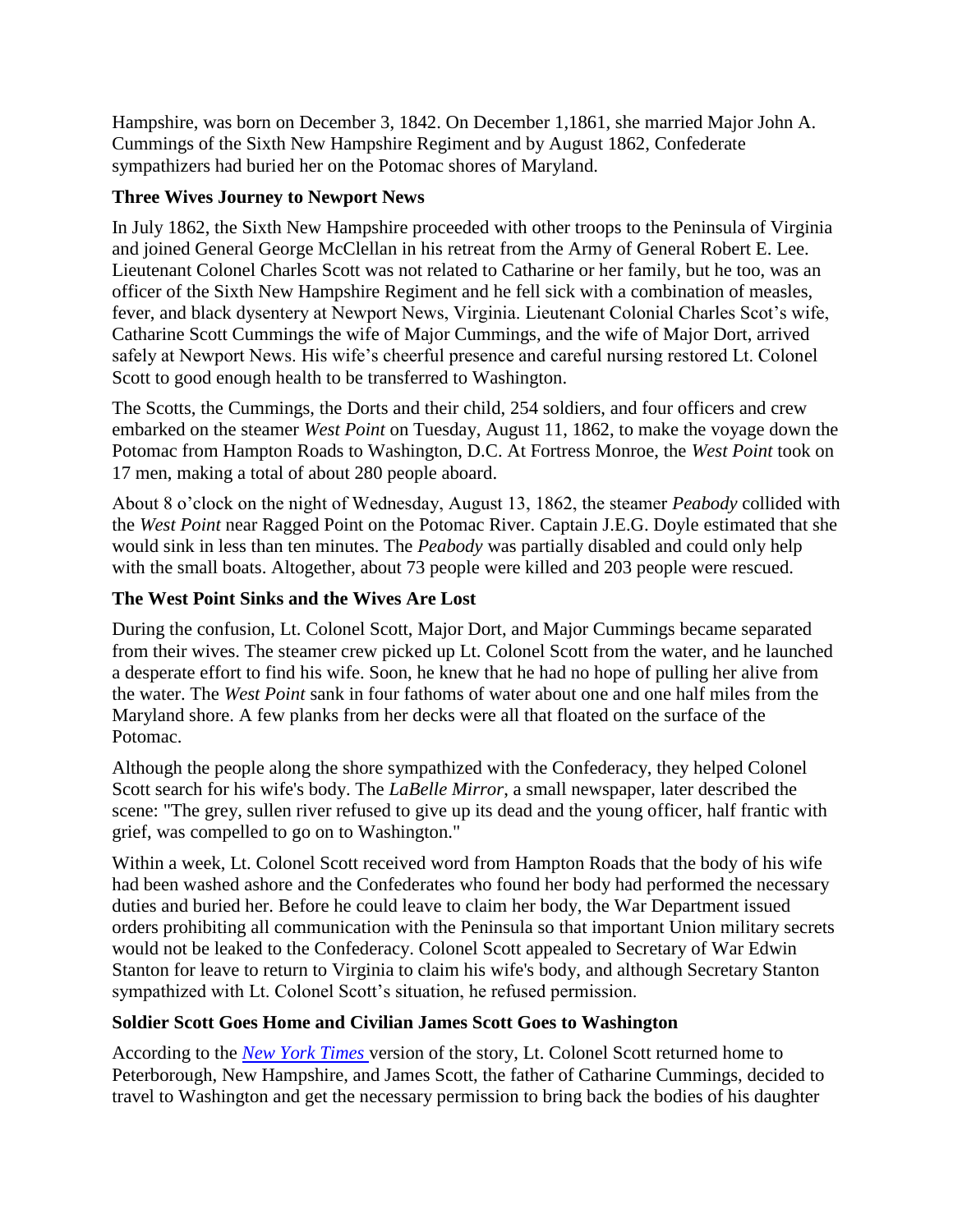Hampshire, was born on December 3, 1842. On December 1,1861, she married Major John A. Cummings of the Sixth New Hampshire Regiment and by August 1862, Confederate sympathizers had buried her on the Potomac shores of Maryland.

### Three Wives Journey to Newport News

In July 1862, the Sixth New Hampshire proceeded with other troops to the Peninsula of Virginia and joined General George McClellan in his retreat from the Army of General Robert E. Lee. Lieutenant Colonel Charles Scott was not related to Catharine or her family, but he too, was an officer of the Sixth New Hampshire Regiment and he fell sick with a combination of measles, fever, and black dysentery at Newport News, Virginia. Lieutenant Colonial Charles Scot's wife, Catharine Scott Cummings the wife of Major Cummings, and the wife of Major Dort, arrived safely at Newport News. His wife's cheerful presence and careful nursing restored Lt. Colonel Scott to good enough health to be transferred to Washington.

The Scotts, the Cummings, the Dorts and their child, 254 soldiers, and four officers and crew embarked on the steamer *West Point* on Tuesday, August 11, 1862, to make the voyage down the Potomac from Hampton Roads to Washington, D.C. At Fortress Monroe, the *West Point* took on 17 men, making a total of about 280 people aboard.

About 8 o'clock on the night of Wednesday, August 13, 1862, the steamer *Peabody* collided with the *West Point* near Ragged Point on the Potomac River. Captain J.E.G. Doyle estimated that she would sink in less than ten minutes. The *Peabody* was partially disabled and could only help with the small boats. Altogether, about 73 people were killed and 203 people were rescued.

### The West Point Sinks and the Wives Are Lost

During the confusion, Lt. Colonel Scott, Major Dort, and Major Cummings became separated from their wives. The steamer crew picked up Lt. Colonel Scott from the water, and he launched a desperate effort to find his wife. Soon, he knew that he had no hope of pulling her alive from the water. The *West Point* sank in four fathoms of water about one and one half miles from the Maryland shore. A few planks from her decks were all that floated on the surface of the Potomac.

Although the people along the shore sympathized with the Confederacy, they helped Colonel Scott search for his wife's body. The *LaBelle Mirror*, a small newspaper, later described the scene: "The grey, sullen river refused to give up its dead and the young officer, half frantic with grief, was compelled to go on to Washington."

Within a week, Lt. Colonel Scott received word from Hampton Roads that the body of his wife had been washed ashore and the Confederates who found her body had performed the necessary duties and buried her. Before he could leave to claim her body, the War Department issued orders prohibiting all communication with the Peninsula so that important Union military secrets would not be leaked to the Confederacy. Colonel Scott appealed to Secretary of War Edwin Stanton for leave to return to Virginia to claim his wife's body, and although Secretary Stanton sympathized with Lt. Colonel Scott's situation, he refused permission.

### Soldier Scott Goes Home and Civilian James Scott Goes to Washington

According to the *New York Times* version of the story, Lt. Colonel Scott returned home to Peterborough, New Hampshire, and James Scott, the father of Catharine Cummings, decided to travel to Washington and get the necessary permission to bring back the bodies of his daughter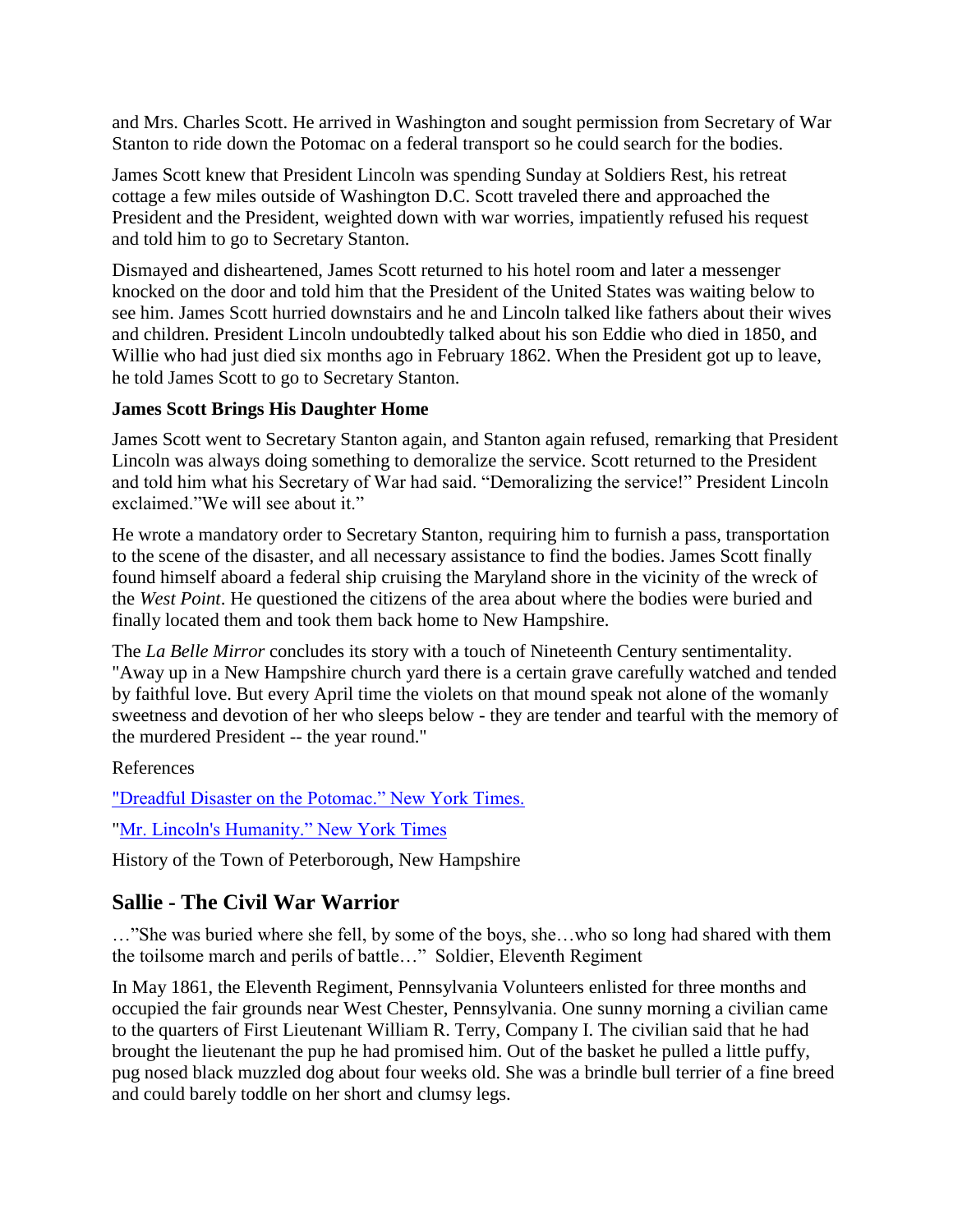and Mrs. Charles Scott. He arrived in Washington and sought permission from Secretary of War Stanton to ride down the Potomac on a federal transport so he could search for the bodies.

James Scott knew that President Lincoln was spending Sunday at Soldiers Rest, his retreat cottage a few miles outside of Washington D.C. Scott traveled there and approached the President and the President, weighted down with war worries, impatiently refused his request and told him to go to Secretary Stanton.

Dismayed and disheartened, James Scott returned to his hotel room and later a messenger knocked on the door and told him that the President of the United States was waiting below to see him. James Scott hurried downstairs and he and Lincoln talked like fathers about their wives and children. President Lincoln undoubtedly talked about his son Eddie who died in 1850, and Willie who had just died six months ago in February 1862. When the President got up to leave, he told James Scott to go to Secretary Stanton.

**James Scott Brings His Daughter Home**

James Scott went to Secretary Stanton again, and Stanton again refused, remarking that President Lincoln was always doing something to demoralize the service. Scott returned to the President and told him what his Secretary of War had said. “Demoralizing the service!” President Lincoln exclaimed.”We will see about it.”

He wrote a mandatory order to Secretary Stanton, requiring him to furnish a pass, transportation to the scene of the disaster, and all necessary assistance to find the bodies. James Scott finally found himself aboard a federal ship cruising the Maryland shore in the vicinity of the wreck of the *West Point*. He questioned the citizens of the area about where the bodies were buried and finally located them and took them back home to New Hampshire.

The *La Belle Mirror* concludes its story with a touch of Nineteenth Century sentimentality. "Away up in a New Hampshire church yard there is a certain grave carefully watched and tended by faithful love. But every April time the violets on that mound speak not alone of the womanly sweetness and devotion of her who sleeps below - they are tender and tearful with the memory of the murdered President -- the year round."

References

"Dreadful Disaster on the Potomac.” New York Times.

"Mr. Lincoln's Humanity.” New York Times

History of the Town of Peterborough, New Hampshire

## Sallie - The Civil War Warrior

…”She was buried where she fell, by some of the boys, she…who so long had shared with them the toilsome march and perils of battle…” Soldier, Eleventh Regiment

In May 1861, the Eleventh Regiment, Pennsylvania Volunteers enlisted for three months and occupied the fair grounds near West Chester, Pennsylvania. One sunny morning a civilian came to the quarters of First Lieutenant William R. Terry, Company I. The civilian said that he had brought the lieutenant the pup he had promised him. Out of the basket he pulled a little puffy, pug nosed black muzzled dog about four weeks old. She was a brindle bull terrier of a fine breed and could barely toddle on her short and clumsy legs.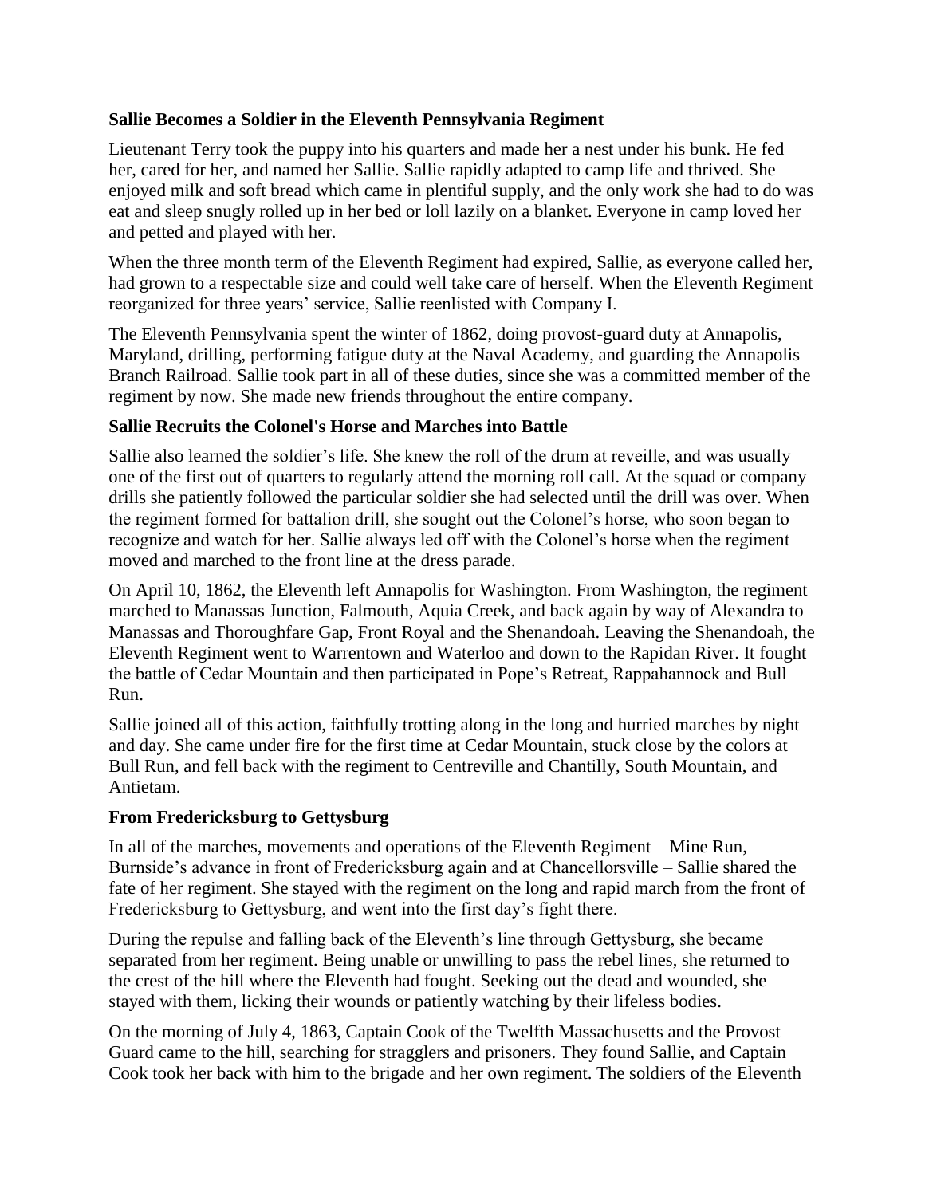### Sallie Becomes a Soldier in the Eleventh Pennsylvania Regiment

Lieutenant Terry took the puppy into his quarters and made her a nest under his bunk. He fed her, cared for her, and named her Sallie. Sallie rapidly adapted to camp life and thrived. She enjoyed milk and soft bread which came in plentiful supply, and the only work she had to do was eat and sleep snugly rolled up in her bed or loll lazily on a blanket. Everyone in camp loved her and petted and played with her.

When the three month term of the Eleventh Regiment had expired, Sallie, as everyone called her, had grown to a respectable size and could well take care of herself. When the Eleventh Regiment reorganized for three years' service, Sallie reenlisted with Company I.

The Eleventh Pennsylvania spent the winter of 1862, doing provost-guard duty at Annapolis, Maryland, drilling, performing fatigue duty at the Naval Academy, and guarding the Annapolis Branch Railroad. Sallie took part in all of these duties, since she was a committed member of the regiment by now. She made new friends throughout the entire company.

### Sallie Recruits the Colonel's Horse and Marches into Battle

Sallie also learned the soldier's life. She knew the roll of the drum at reveille, and was usually one of the first out of quarters to regularly attend the morning roll call. At the squad or company drills she patiently followed the particular soldier she had selected until the drill was over. When the regiment formed for battalion drill, she sought out the Colonel's horse, who soon began to recognize and watch for her. Sallie always led off with the Colonel's horse when the regiment moved and marched to the front line at the dress parade.

On April 10, 1862, the Eleventh left Annapolis for Washington. From Washington, the regiment marched to Manassas Junction, Falmouth, Aquia Creek, and back again by way of Alexandra to Manassas and Thoroughfare Gap, Front Royal and the Shenandoah. Leaving the Shenandoah, the Eleventh Regiment went to Warrentown and Waterloo and down to the Rapidan River. It fought the battle of Cedar Mountain and then participated in Pope's Retreat, Rappahannock and Bull Run.

Sallie joined all of this action, faithfully trotting along in the long and hurried marches by night and day. She came under fire for the first time at Cedar Mountain, stuck close by the colors at Bull Run, and fell back with the regiment to Centreville and Chantilly, South Mountain, and Antietam.

### From Fredericksburg to Gettysburg

In all of the marches, movements and operations of the Eleventh Regiment – Mine Run, Burnside's advance in front of Fredericksburg again and at Chancellorsville – Sallie shared the fate of her regiment. She stayed with the regiment on the long and rapid march from the front of Fredericksburg to Gettysburg, and went into the first day's fight there.

During the repulse and falling back of the Eleventh's line through Gettysburg, she became separated from her regiment. Being unable or unwilling to pass the rebel lines, she returned to the crest of the hill where the Eleventh had fought. Seeking out the dead and wounded, she stayed with them, licking their wounds or patiently watching by their lifeless bodies.

On the morning of July 4, 1863, Captain Cook of the Twelfth Massachusetts and the Provost Guard came to the hill, searching for stragglers and prisoners. They found Sallie, and Captain Cook took her back with him to the brigade and her own regiment. The soldiers of the Eleventh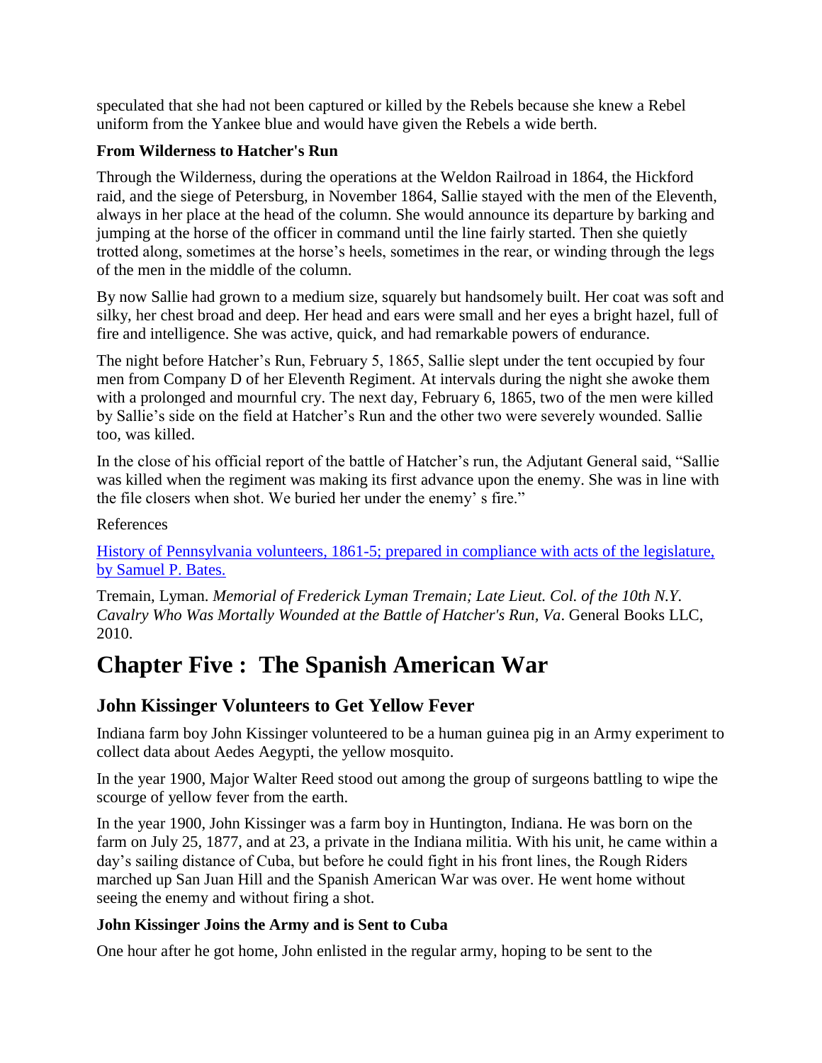speculated that she had not been captured or killed by the Rebels because she knew a Rebel uniform from the Yankee blue and would have given the Rebels a wide berth.

**From Wilderness to Hatcher's Run**

Through the Wilderness, during the operations at the Weldon Railroad in 1864, the Hickford raid, and the siege of Petersburg, in November 1864, Sallie stayed with the men of the Eleventh, always in her place at the head of the column. She would announce its departure by barking and jumping at the horse of the officer in command until the line fairly started. Then she quietly trotted along, sometimes at the horse's heels, sometimes in the rear, or winding through the legs of the men in the middle of the column.

By now Sallie had grown to a medium size, squarely but handsomely built. Her coat was soft and silky, her chest broad and deep. Her head and ears were small and her eyes a bright hazel, full of fire and intelligence. She was active, quick, and had remarkable powers of endurance.

The night before Hatcher's Run, February 5, 1865, Sallie slept under the tent occupied by four men from Company D of her Eleventh Regiment. At intervals during the night she awoke them with a prolonged and mournful cry. The next day, February 6, 1865, two of the men were killed by Sallie's side on the field at Hatcher's Run and the other two were severely wounded. Sallie too, was killed.

In the close of his official report of the battle of Hatcher's run, the Adjutant General said, "Sallie was killed when the regiment was making its first advance upon the enemy. She was in line with the file closers when shot. We buried her under the enemy' s fire."

References

History of Pennsylvania volunteers, 1861-5; prepared in compliance with acts of the legislature, by Samuel P. Bates.

Tremain, Lyman. *Memorial of Frederick Lyman Tremain; Late Lieut. Col. of the 10th N.Y. Cavalry Who Was Mortally Wounded at the Battle of Hatcher's Run, Va*. General Books LLC, 2010.

# Chapter Five : The Spanish American War

## John Kissinger Volunteers to Get Yellow Fever

Indiana farm boy John Kissinger volunteered to be a human guinea pig in an Army experiment to collect data about Aedes Aegypti, the yellow mosquito.

In the year 1900, Major Walter Reed stood out among the group of surgeons battling to wipe the scourge of yellow fever from the earth.

In the year 1900, John Kissinger was a farm boy in Huntington, Indiana. He was born on the farm on July 25, 1877, and at 23, a private in the Indiana militia. With his unit, he came within a day's sailing distance of Cuba, but before he could fight in his front lines, the Rough Riders marched up San Juan Hill and the Spanish American War was over. He went home without seeing the enemy and without firing a shot.

**John Kissinger Joins the Army and is Sent to Cuba**

One hour after he got home, John enlisted in the regular army, hoping to be sent to the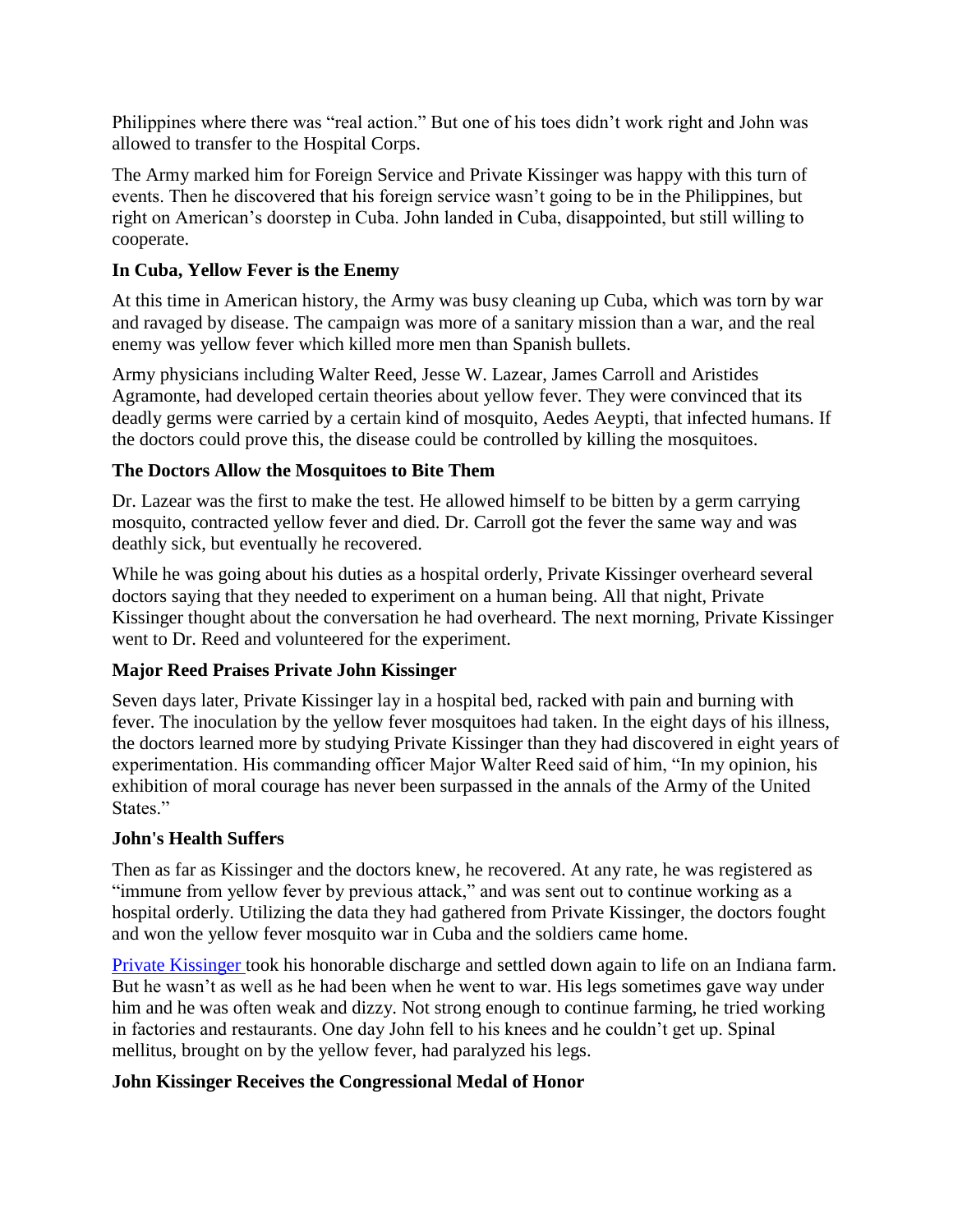Philippines where there was "real action." But one of his toes didn't work right and John was allowed to transfer to the Hospital Corps.

The Army marked him for Foreign Service and Private Kissinger was happy with this turn of events. Then he discovered that his foreign service wasn't going to be in the Philippines, but right on American's doorstep in Cuba. John landed in Cuba, disappointed, but still willing to cooperate.

### In Cuba, Yellow Fever is the Enemy

At this time in American history, the Army was busy cleaning up Cuba, which was torn by war and ravaged by disease. The campaign was more of a sanitary mission than a war, and the real enemy was yellow fever which killed more men than Spanish bullets.

Army physicians including Walter Reed, Jesse W. Lazear, James Carroll and Aristides Agramonte, had developed certain theories about yellow fever. They were convinced that its deadly germs were carried by a certain kind of mosquito, Aedes Aeypti, that infected humans. If the doctors could prove this, the disease could be controlled by killing the mosquitoes.

### The Doctors Allow the Mosquitoes to Bite Them

Dr. Lazear was the first to make the test. He allowed himself to be bitten by a germ carrying mosquito, contracted yellow fever and died. Dr. Carroll got the fever the same way and was deathly sick, but eventually he recovered.

While he was going about his duties as a hospital orderly, Private Kissinger overheard several doctors saying that they needed to experiment on a human being. All that night, Private Kissinger thought about the conversation he had overheard. The next morning, Private Kissinger went to Dr. Reed and volunteered for the experiment.

### Major Reed Praises Private John Kissinger

Seven days later, Private Kissinger lay in a hospital bed, racked with pain and burning with fever. The inoculation by the yellow fever mosquitoes had taken. In the eight days of his illness, the doctors learned more by studying Private Kissinger than they had discovered in eight years of experimentation. His commanding officer Major Walter Reed said of him, "In my opinion, his exhibition of moral courage has never been surpassed in the annals of the Army of the United States."

### John's Health Suffers

Then as far as Kissinger and the doctors knew, he recovered. At any rate, he was registered as "immune from yellow fever by previous attack," and was sent out to continue working as a hospital orderly. Utilizing the data they had gathered from Private Kissinger, the doctors fought and won the yellow fever mosquito war in Cuba and the soldiers came home.

Private Kissinger took his honorable discharge and settled down again to life on an Indiana farm. But he wasn't as well as he had been when he went to war. His legs sometimes gave way under him and he was often weak and dizzy. Not strong enough to continue farming, he tried working in factories and restaurants. One day John fell to his knees and he couldn't get up. Spinal mellitus, brought on by the yellow fever, had paralyzed his legs.

### John Kissinger Receives the Congressional Medal of Honor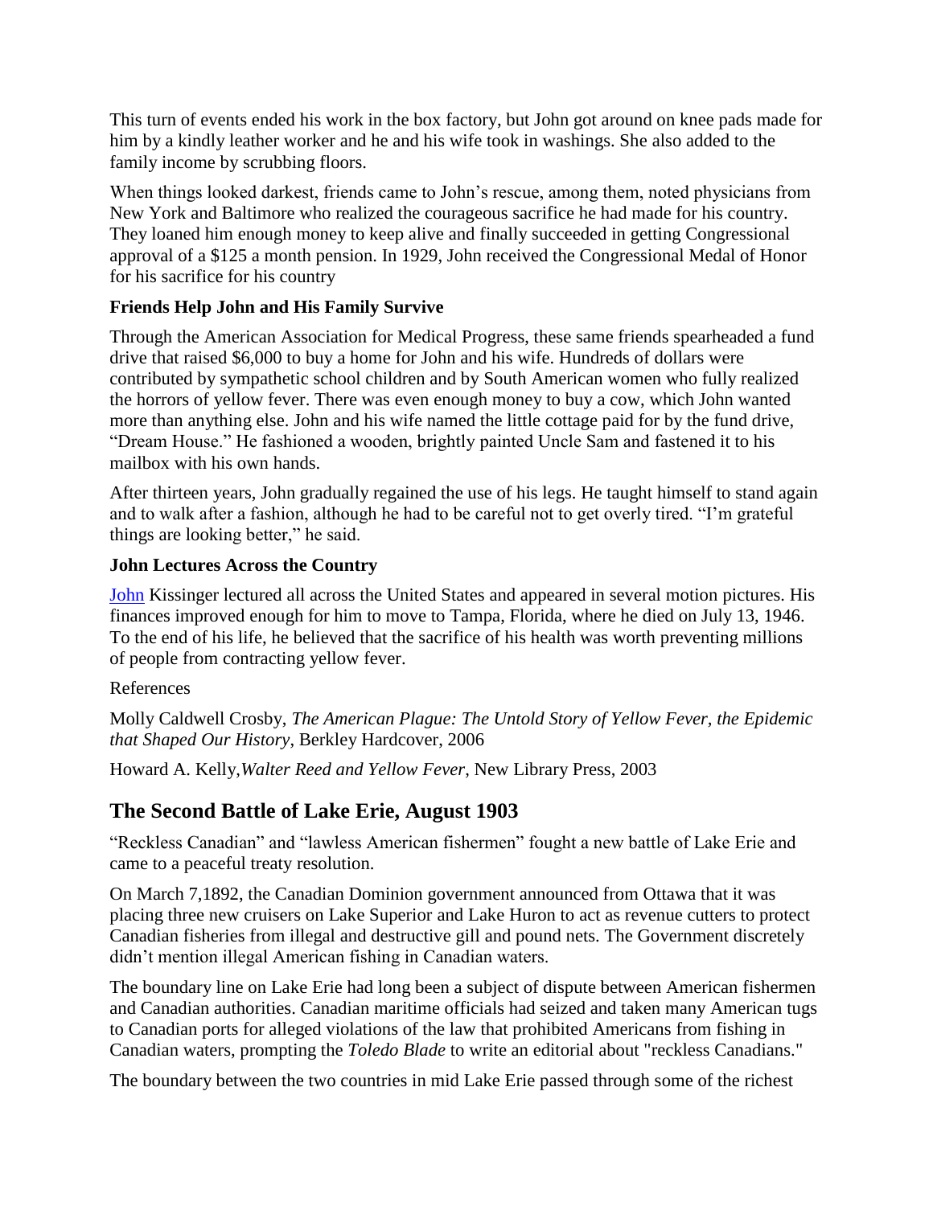This turn of events ended his work in the box factory, but John got around on knee pads made for him by a kindly leather worker and he and his wife took in washings. She also added to the family income by scrubbing floors.

When things looked darkest, friends came to John's rescue, among them, noted physicians from New York and Baltimore who realized the courageous sacrifice he had made for his country. They loaned him enough money to keep alive and finally succeeded in getting Congressional approval of a $125 a month pension. In 1929, John received the Congressional Medal of Honor for his sacrifice for his country

### Friends Help John and His Family Survive

Through the American Association for Medical Progress, these same friends spearheaded a fund drive that raised $6,000 to buy a home for John and his wife. Hundreds of dollars were contributed by sympathetic school children and by South American women who fully realized the horrors of yellow fever. There was even enough money to buy a cow, which John wanted more than anything else. John and his wife named the little cottage paid for by the fund drive, "Dream House." He fashioned a wooden, brightly painted Uncle Sam and fastened it to his mailbox with his own hands.

After thirteen years, John gradually regained the use of his legs. He taught himself to stand again and to walk after a fashion, although he had to be careful not to get overly tired. "I'm grateful things are looking better," he said.

### John Lectures Across the Country

John Kissinger lectured all across the United States and appeared in several motion pictures. His finances improved enough for him to move to Tampa, Florida, where he died on July 13, 1946. To the end of his life, he believed that the sacrifice of his health was worth preventing millions of people from contracting yellow fever.

References

Molly Caldwell Crosby, *The American Plague: The Untold Story of Yellow Fever, the Epidemic that Shaped Our History*, Berkley Hardcover, 2006

Howard A. Kelly,*Walter Reed and Yellow Fever*, New Library Press, 2003

## The Second Battle of Lake Erie, August 1903

"Reckless Canadian" and "lawless American fishermen" fought a new battle of Lake Erie and came to a peaceful treaty resolution.

On March 7,1892, the Canadian Dominion government announced from Ottawa that it was placing three new cruisers on Lake Superior and Lake Huron to act as revenue cutters to protect Canadian fisheries from illegal and destructive gill and pound nets. The Government discretely didn't mention illegal American fishing in Canadian waters.

The boundary line on Lake Erie had long been a subject of dispute between American fishermen and Canadian authorities. Canadian maritime officials had seized and taken many American tugs to Canadian ports for alleged violations of the law that prohibited Americans from fishing in Canadian waters, prompting the *Toledo Blade* to write an editorial about "reckless Canadians."

The boundary between the two countries in mid Lake Erie passed through some of the richest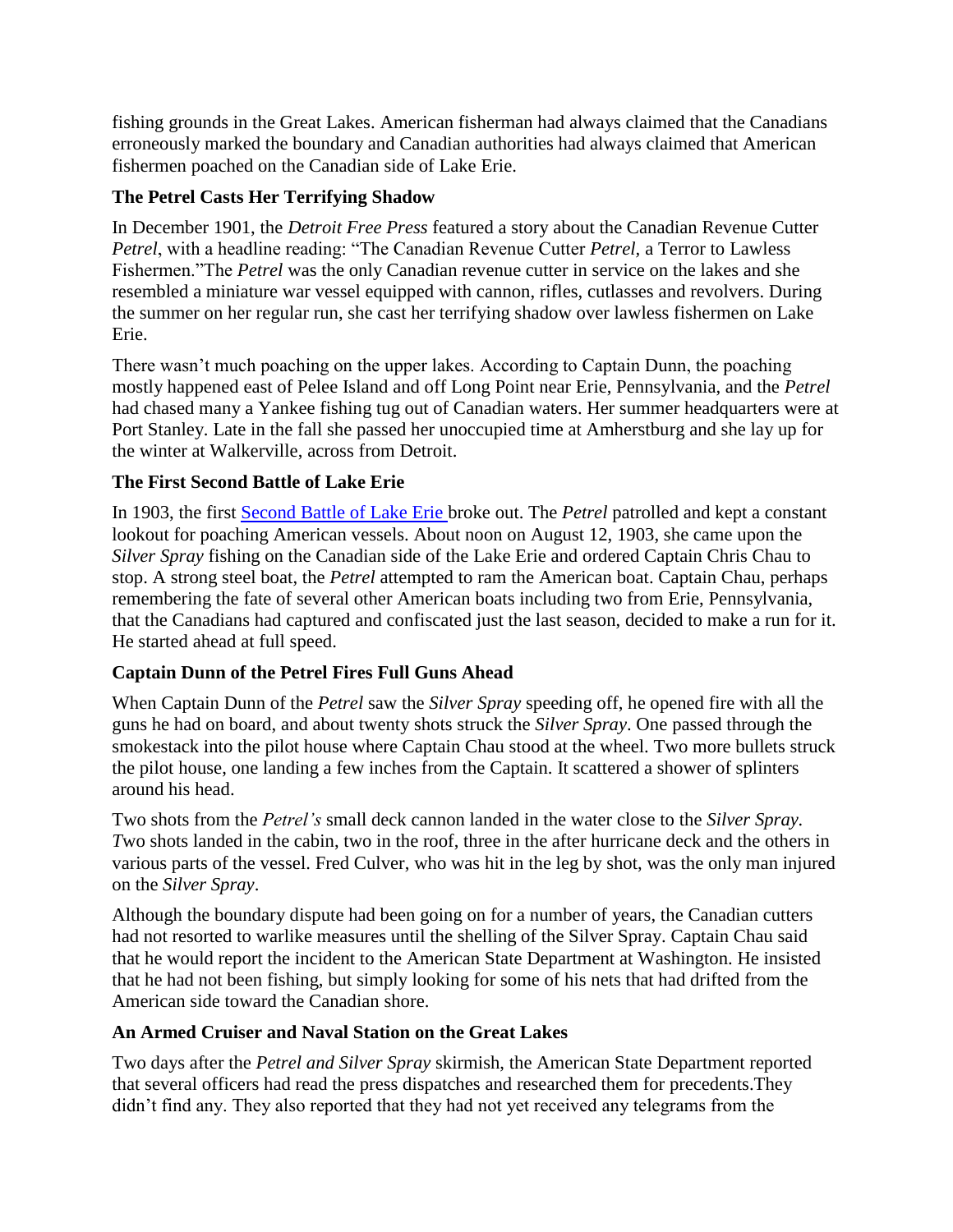fishing grounds in the Great Lakes. American fisherman had always claimed that the Canadians erroneously marked the boundary and Canadian authorities had always claimed that American fishermen poached on the Canadian side of Lake Erie.

### The Petrel Casts Her Terrifying Shadow

In December 1901, the *Detroit Free Press* featured a story about the Canadian Revenue Cutter *Petrel*, with a headline reading: "The Canadian Revenue Cutter *Petrel*, a Terror to Lawless Fishermen."The *Petrel* was the only Canadian revenue cutter in service on the lakes and she resembled a miniature war vessel equipped with cannon, rifles, cutlasses and revolvers. During the summer on her regular run, she cast her terrifying shadow over lawless fishermen on Lake Erie.

There wasn't much poaching on the upper lakes. According to Captain Dunn, the poaching mostly happened east of Pelee Island and off Long Point near Erie, Pennsylvania, and the *Petrel* had chased many a Yankee fishing tug out of Canadian waters. Her summer headquarters were at Port Stanley. Late in the fall she passed her unoccupied time at Amherstburg and she lay up for the winter at Walkerville, across from Detroit.

### The First Second Battle of Lake Erie

In 1903, the first Second Battle of Lake Erie broke out. The *Petrel* patrolled and kept a constant lookout for poaching American vessels. About noon on August 12, 1903, she came upon the *Silver Spray* fishing on the Canadian side of the Lake Erie and ordered Captain Chris Chau to stop. A strong steel boat, the *Petrel* attempted to ram the American boat. Captain Chau, perhaps remembering the fate of several other American boats including two from Erie, Pennsylvania, that the Canadians had captured and confiscated just the last season, decided to make a run for it. He started ahead at full speed.

### Captain Dunn of the Petrel Fires Full Guns Ahead

When Captain Dunn of the *Petrel* saw the *Silver Spray* speeding off, he opened fire with all the guns he had on board, and about twenty shots struck the *Silver Spray*. One passed through the smokestack into the pilot house where Captain Chau stood at the wheel. Two more bullets struck the pilot house, one landing a few inches from the Captain. It scattered a shower of splinters around his head.

Two shots from the *Petrel's* small deck cannon landed in the water close to the *Silver Spray. T*wo shots landed in the cabin, two in the roof, three in the after hurricane deck and the others in various parts of the vessel. Fred Culver, who was hit in the leg by shot, was the only man injured on the *Silver Spray*.

Although the boundary dispute had been going on for a number of years, the Canadian cutters had not resorted to warlike measures until the shelling of the Silver Spray. Captain Chau said that he would report the incident to the American State Department at Washington. He insisted that he had not been fishing, but simply looking for some of his nets that had drifted from the American side toward the Canadian shore.

### An Armed Cruiser and Naval Station on the Great Lakes

Two days after the *Petrel and Silver Spray* skirmish, the American State Department reported that several officers had read the press dispatches and researched them for precedents.They didn't find any. They also reported that they had not yet received any telegrams from the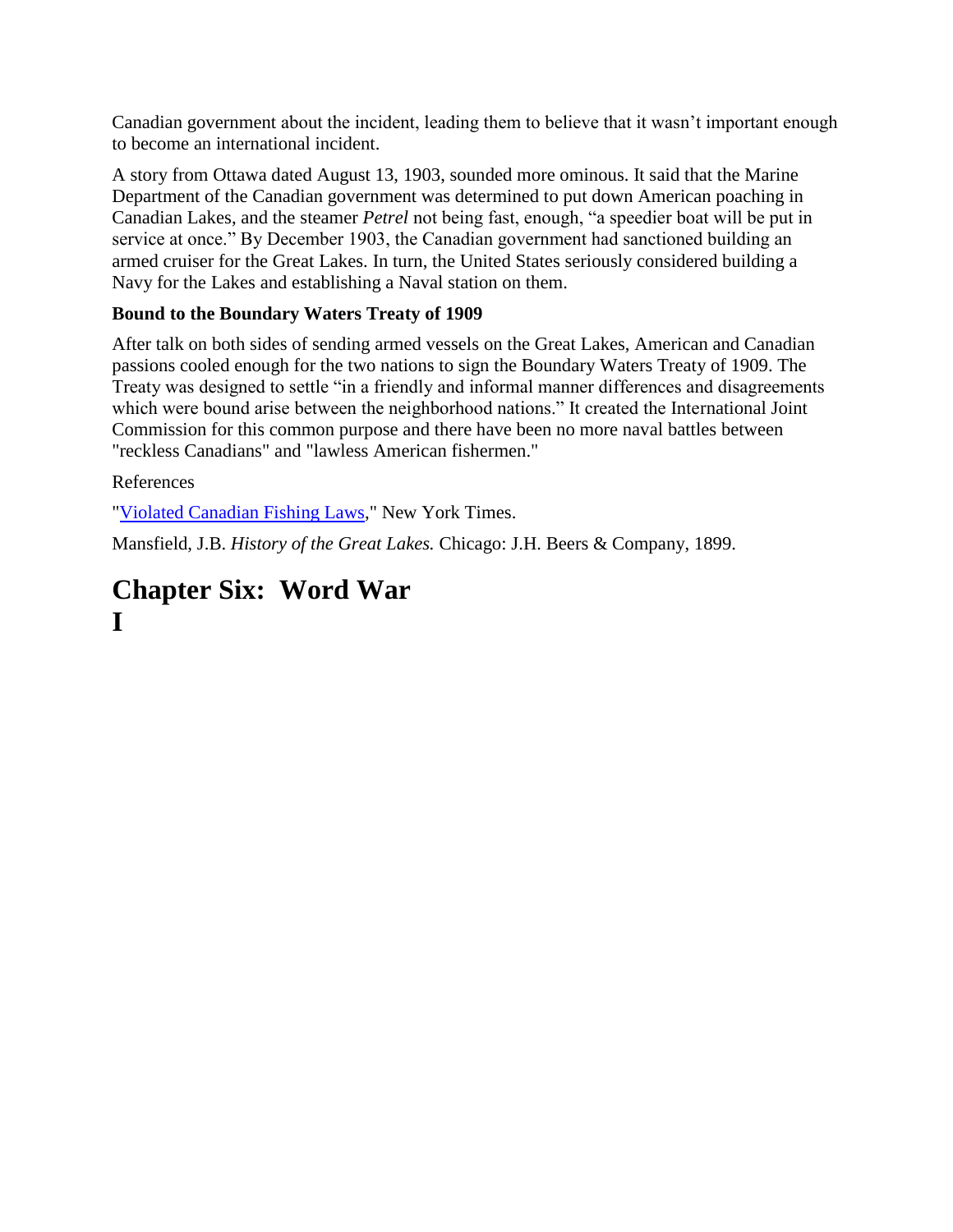Canadian government about the incident, leading them to believe that it wasn't important enough to become an international incident.

A story from Ottawa dated August 13, 1903, sounded more ominous. It said that the Marine Department of the Canadian government was determined to put down American poaching in Canadian Lakes, and the steamer *Petrel* not being fast, enough, "a speedier boat will be put in service at once." By December 1903, the Canadian government had sanctioned building an armed cruiser for the Great Lakes. In turn, the United States seriously considered building a Navy for the Lakes and establishing a Naval station on them.

**Bound to the Boundary Waters Treaty of 1909**

After talk on both sides of sending armed vessels on the Great Lakes, American and Canadian passions cooled enough for the two nations to sign the Boundary Waters Treaty of 1909. The Treaty was designed to settle "in a friendly and informal manner differences and disagreements which were bound arise between the neighborhood nations." It created the International Joint Commission for this common purpose and there have been no more naval battles between "reckless Canadians" and "lawless American fishermen."

References

"Violated Canadian Fishing Laws," New York Times.

Mansfield, J.B. *History of the Great Lakes.* Chicago: J.H. Beers & Company, 1899.

# Chapter Six: Word War I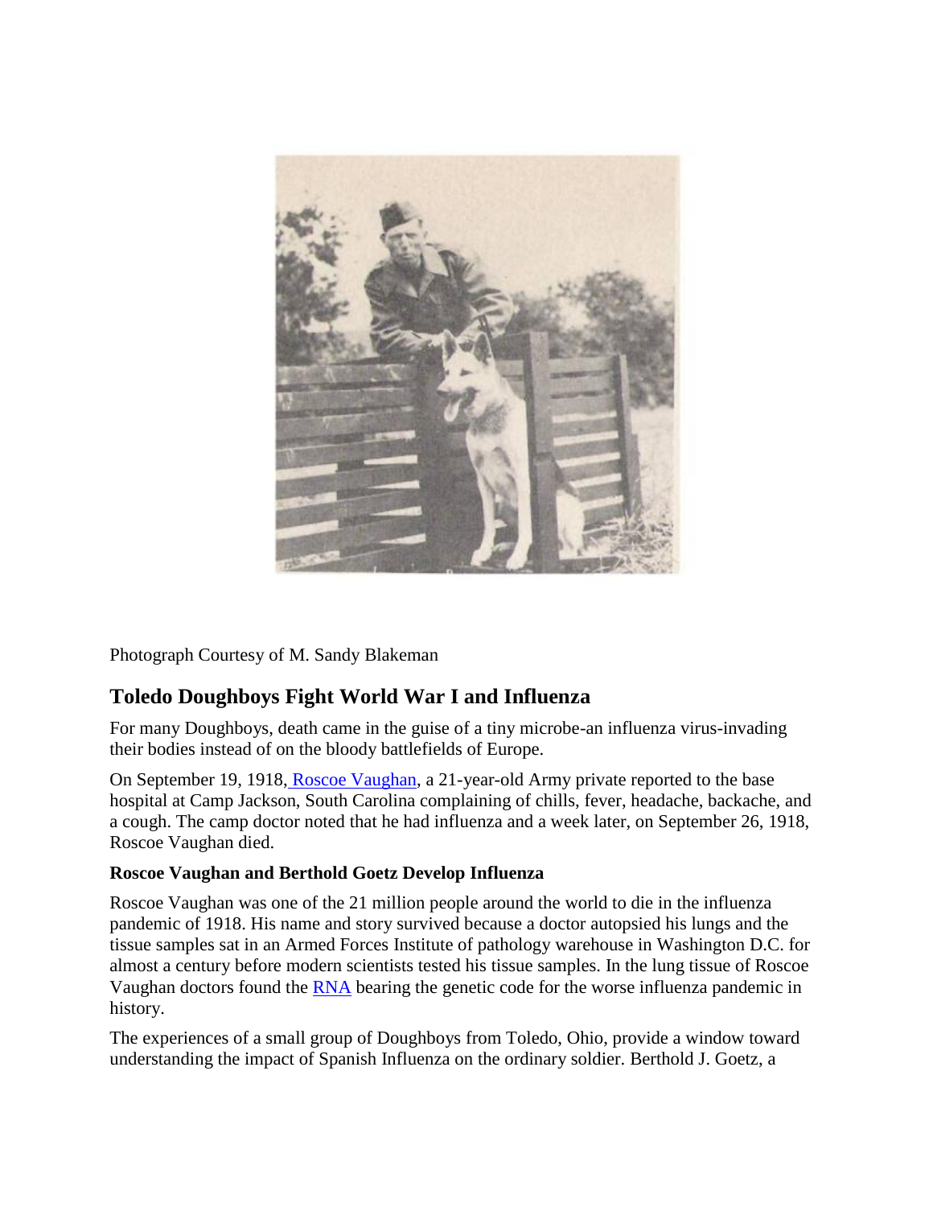Photograph Courtesy of M. Sandy Blakeman

## Toledo Doughboys Fight World War I and Influenza

For many Doughboys, death came in the guise of a tiny microbe-an influenza virus-invading their bodies instead of on the bloody battlefields of Europe.

On September 19, 1918, Roscoe Vaughan, a 21-year-old Army private reported to the base hospital at Camp Jackson, South Carolina complaining of chills, fever, headache, backache, and a cough. The camp doctor noted that he had influenza and a week later, on September 26, 1918, Roscoe Vaughan died.

### Roscoe Vaughan and Berthold Goetz Develop Influenza

Roscoe Vaughan was one of the 21 million people around the world to die in the influenza pandemic of 1918. His name and story survived because a doctor autopsied his lungs and the tissue samples sat in an Armed Forces Institute of pathology warehouse in Washington D.C. for almost a century before modern scientists tested his tissue samples. In the lung tissue of Roscoe Vaughan doctors found the RNA bearing the genetic code for the worse influenza pandemic in history.

The experiences of a small group of Doughboys from Toledo, Ohio, provide a window toward understanding the impact of Spanish Influenza on the ordinary soldier. Berthold J. Goetz, a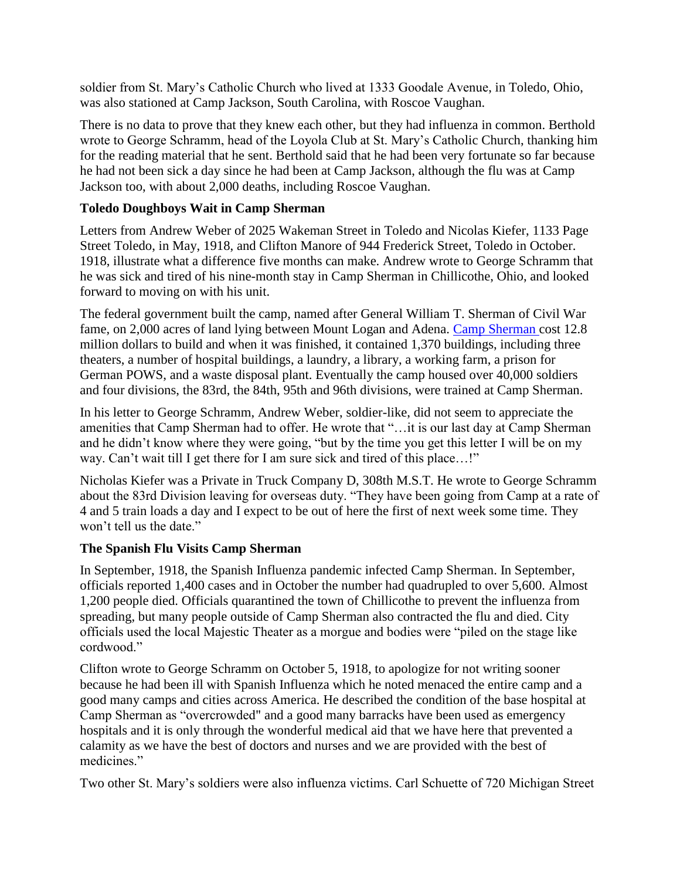soldier from St. Mary's Catholic Church who lived at 1333 Goodale Avenue, in Toledo, Ohio, was also stationed at Camp Jackson, South Carolina, with Roscoe Vaughan.

There is no data to prove that they knew each other, but they had influenza in common. Berthold wrote to George Schramm, head of the Loyola Club at St. Mary's Catholic Church, thanking him for the reading material that he sent. Berthold said that he had been very fortunate so far because he had not been sick a day since he had been at Camp Jackson, although the flu was at Camp Jackson too, with about 2,000 deaths, including Roscoe Vaughan.

**Toledo Doughboys Wait in Camp Sherman**

Letters from Andrew Weber of 2025 Wakeman Street in Toledo and Nicolas Kiefer, 1133 Page Street Toledo, in May, 1918, and Clifton Manore of 944 Frederick Street, Toledo in October. 1918, illustrate what a difference five months can make. Andrew wrote to George Schramm that he was sick and tired of his nine-month stay in Camp Sherman in Chillicothe, Ohio, and looked forward to moving on with his unit.

The federal government built the camp, named after General William T. Sherman of Civil War fame, on 2,000 acres of land lying between Mount Logan and Adena. Camp Sherman cost 12.8 million dollars to build and when it was finished, it contained 1,370 buildings, including three theaters, a number of hospital buildings, a laundry, a library, a working farm, a prison for German POWS, and a waste disposal plant. Eventually the camp housed over 40,000 soldiers and four divisions, the 83rd, the 84th, 95th and 96th divisions, were trained at Camp Sherman.

In his letter to George Schramm, Andrew Weber, soldier-like, did not seem to appreciate the amenities that Camp Sherman had to offer. He wrote that "…it is our last day at Camp Sherman and he didn't know where they were going, "but by the time you get this letter I will be on my way. Can't wait till I get there for I am sure sick and tired of this place…!"

Nicholas Kiefer was a Private in Truck Company D, 308th M.S.T. He wrote to George Schramm about the 83rd Division leaving for overseas duty. "They have been going from Camp at a rate of 4 and 5 train loads a day and I expect to be out of here the first of next week some time. They won't tell us the date."

**The Spanish Flu Visits Camp Sherman**

In September, 1918, the Spanish Influenza pandemic infected Camp Sherman. In September, officials reported 1,400 cases and in October the number had quadrupled to over 5,600. Almost 1,200 people died. Officials quarantined the town of Chillicothe to prevent the influenza from spreading, but many people outside of Camp Sherman also contracted the flu and died. City officials used the local Majestic Theater as a morgue and bodies were "piled on the stage like cordwood."

Clifton wrote to George Schramm on October 5, 1918, to apologize for not writing sooner because he had been ill with Spanish Influenza which he noted menaced the entire camp and a good many camps and cities across America. He described the condition of the base hospital at Camp Sherman as "overcrowded" and a good many barracks have been used as emergency hospitals and it is only through the wonderful medical aid that we have here that prevented a calamity as we have the best of doctors and nurses and we are provided with the best of medicines."

Two other St. Mary's soldiers were also influenza victims. Carl Schuette of 720 Michigan Street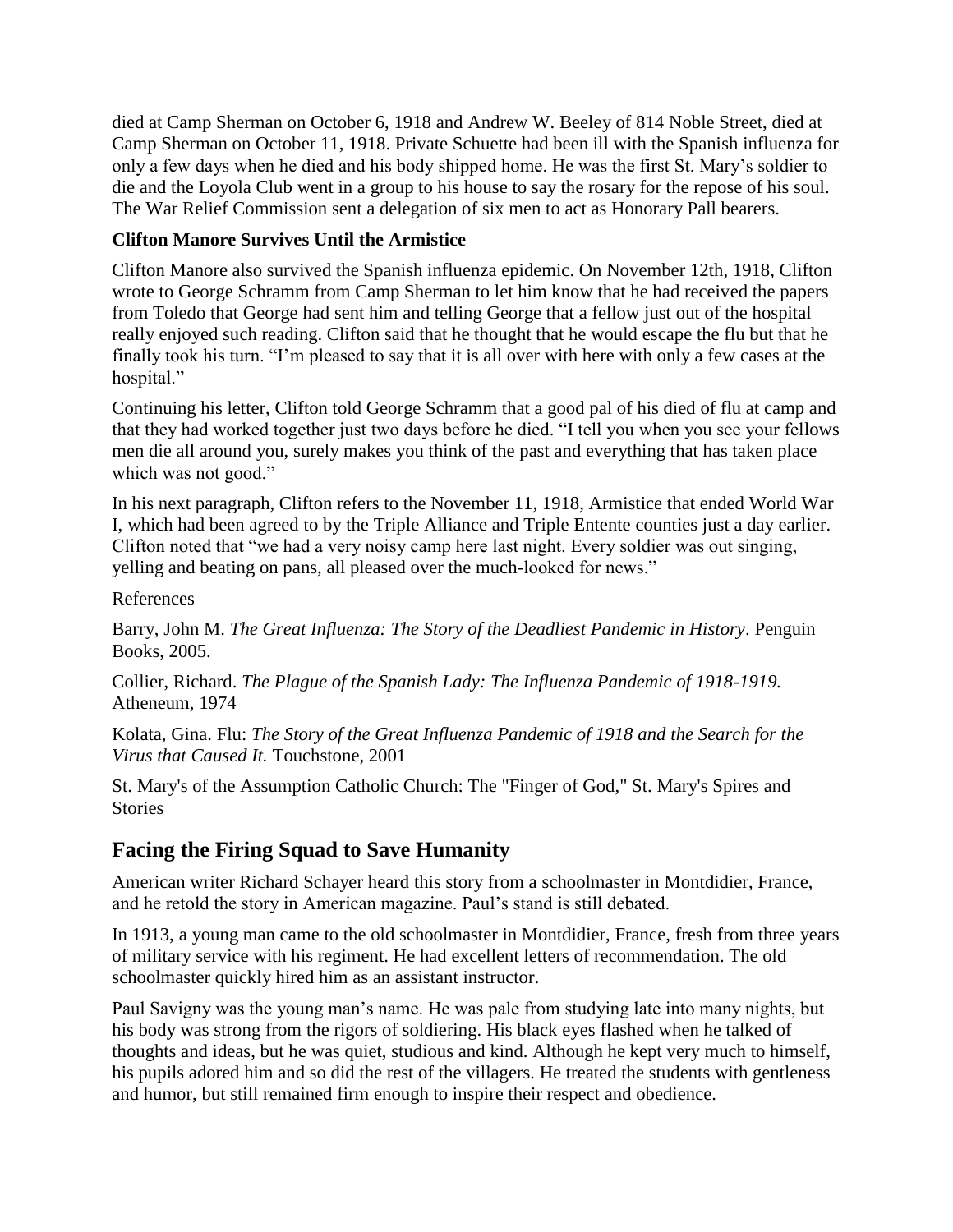died at Camp Sherman on October 6, 1918 and Andrew W. Beeley of 814 Noble Street, died at Camp Sherman on October 11, 1918. Private Schuette had been ill with the Spanish influenza for only a few days when he died and his body shipped home. He was the first St. Mary's soldier to die and the Loyola Club went in a group to his house to say the rosary for the repose of his soul. The War Relief Commission sent a delegation of six men to act as Honorary Pall bearers.

**Clifton Manore Survives Until the Armistice**

Clifton Manore also survived the Spanish influenza epidemic. On November 12th, 1918, Clifton wrote to George Schramm from Camp Sherman to let him know that he had received the papers from Toledo that George had sent him and telling George that a fellow just out of the hospital really enjoyed such reading. Clifton said that he thought that he would escape the flu but that he finally took his turn. "I'm pleased to say that it is all over with here with only a few cases at the hospital."

Continuing his letter, Clifton told George Schramm that a good pal of his died of flu at camp and that they had worked together just two days before he died. "I tell you when you see your fellows men die all around you, surely makes you think of the past and everything that has taken place which was not good."

In his next paragraph, Clifton refers to the November 11, 1918, Armistice that ended World War I, which had been agreed to by the Triple Alliance and Triple Entente counties just a day earlier. Clifton noted that "we had a very noisy camp here last night. Every soldier was out singing, yelling and beating on pans, all pleased over the much-looked for news."

References

Barry, John M. *The Great Influenza: The Story of the Deadliest Pandemic in History*. Penguin Books, 2005.

Collier, Richard. *The Plague of the Spanish Lady: The Influenza Pandemic of 1918-1919.* Atheneum, 1974

Kolata, Gina. Flu: *The Story of the Great Influenza Pandemic of 1918 and the Search for the Virus that Caused It.* Touchstone, 2001

St. Mary's of the Assumption Catholic Church: The "Finger of God," St. Mary's Spires and Stories

## Facing the Firing Squad to Save Humanity

American writer Richard Schayer heard this story from a schoolmaster in Montdidier, France, and he retold the story in American magazine. Paul's stand is still debated.

In 1913, a young man came to the old schoolmaster in Montdidier, France, fresh from three years of military service with his regiment. He had excellent letters of recommendation. The old schoolmaster quickly hired him as an assistant instructor.

Paul Savigny was the young man's name. He was pale from studying late into many nights, but his body was strong from the rigors of soldiering. His black eyes flashed when he talked of thoughts and ideas, but he was quiet, studious and kind. Although he kept very much to himself, his pupils adored him and so did the rest of the villagers. He treated the students with gentleness and humor, but still remained firm enough to inspire their respect and obedience.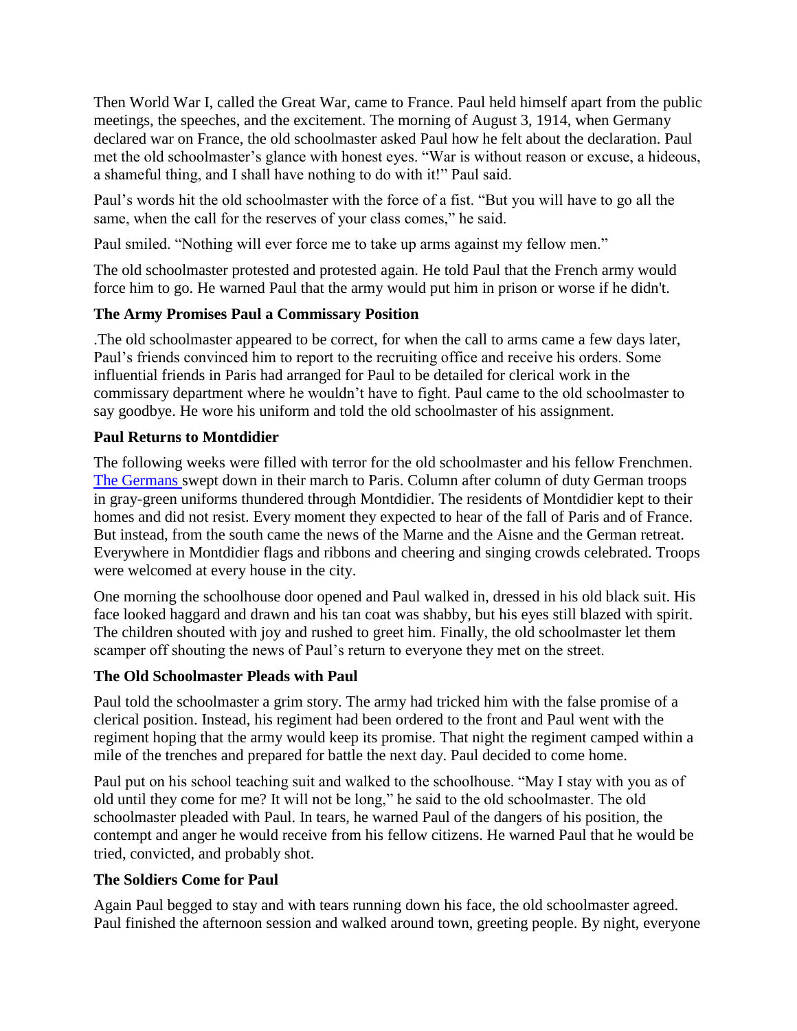Then World War I, called the Great War, came to France. Paul held himself apart from the public meetings, the speeches, and the excitement. The morning of August 3, 1914, when Germany declared war on France, the old schoolmaster asked Paul how he felt about the declaration. Paul met the old schoolmaster's glance with honest eyes. "War is without reason or excuse, a hideous, a shameful thing, and I shall have nothing to do with it!" Paul said.

Paul's words hit the old schoolmaster with the force of a fist. "But you will have to go all the same, when the call for the reserves of your class comes," he said.

Paul smiled. "Nothing will ever force me to take up arms against my fellow men."

The old schoolmaster protested and protested again. He told Paul that the French army would force him to go. He warned Paul that the army would put him in prison or worse if he didn't.

### The Army Promises Paul a Commissary Position

.The old schoolmaster appeared to be correct, for when the call to arms came a few days later, Paul's friends convinced him to report to the recruiting office and receive his orders. Some influential friends in Paris had arranged for Paul to be detailed for clerical work in the commissary department where he wouldn't have to fight. Paul came to the old schoolmaster to say goodbye. He wore his uniform and told the old schoolmaster of his assignment.

### Paul Returns to Montdidier

The following weeks were filled with terror for the old schoolmaster and his fellow Frenchmen. The Germans swept down in their march to Paris. Column after column of duty German troops in gray-green uniforms thundered through Montdidier. The residents of Montdidier kept to their homes and did not resist. Every moment they expected to hear of the fall of Paris and of France. But instead, from the south came the news of the Marne and the Aisne and the German retreat. Everywhere in Montdidier flags and ribbons and cheering and singing crowds celebrated. Troops were welcomed at every house in the city.

One morning the schoolhouse door opened and Paul walked in, dressed in his old black suit. His face looked haggard and drawn and his tan coat was shabby, but his eyes still blazed with spirit. The children shouted with joy and rushed to greet him. Finally, the old schoolmaster let them scamper off shouting the news of Paul's return to everyone they met on the street.

### The Old Schoolmaster Pleads with Paul

Paul told the schoolmaster a grim story. The army had tricked him with the false promise of a clerical position. Instead, his regiment had been ordered to the front and Paul went with the regiment hoping that the army would keep its promise. That night the regiment camped within a mile of the trenches and prepared for battle the next day. Paul decided to come home.

Paul put on his school teaching suit and walked to the schoolhouse. "May I stay with you as of old until they come for me? It will not be long," he said to the old schoolmaster. The old schoolmaster pleaded with Paul. In tears, he warned Paul of the dangers of his position, the contempt and anger he would receive from his fellow citizens. He warned Paul that he would be tried, convicted, and probably shot.

### The Soldiers Come for Paul

Again Paul begged to stay and with tears running down his face, the old schoolmaster agreed. Paul finished the afternoon session and walked around town, greeting people. By night, everyone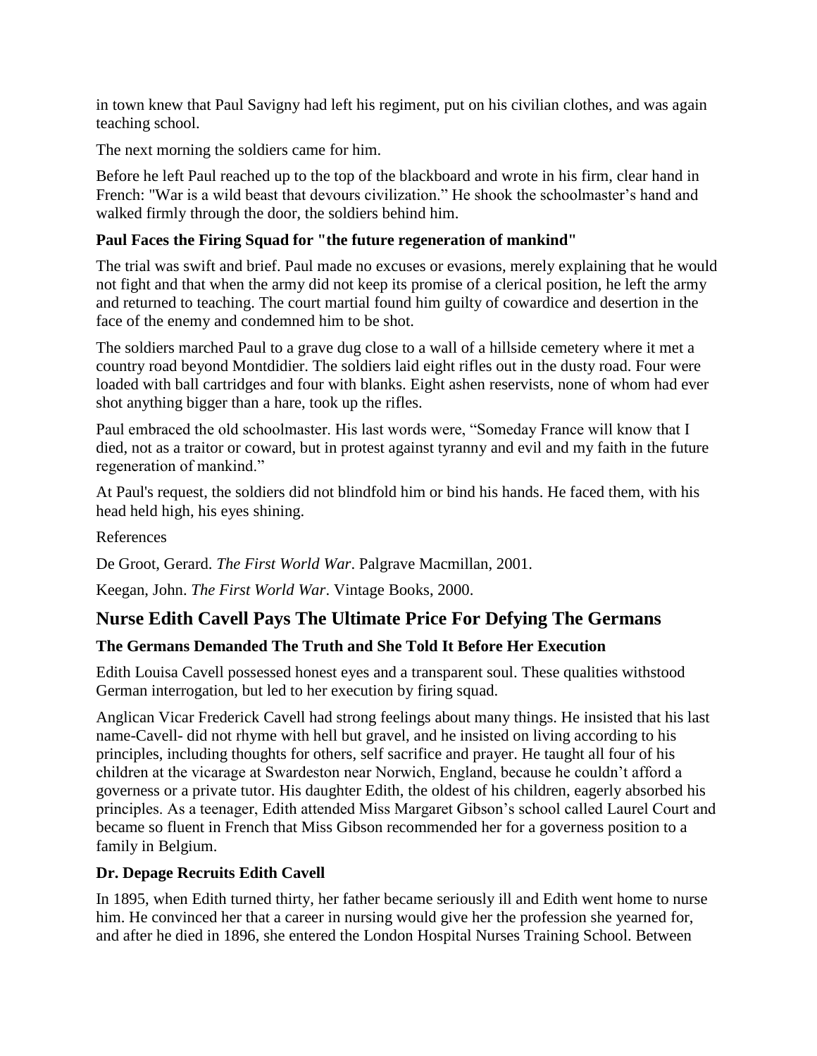in town knew that Paul Savigny had left his regiment, put on his civilian clothes, and was again teaching school.

The next morning the soldiers came for him.

Before he left Paul reached up to the top of the blackboard and wrote in his firm, clear hand in French: "War is a wild beast that devours civilization." He shook the schoolmaster's hand and walked firmly through the door, the soldiers behind him.

### Paul Faces the Firing Squad for "the future regeneration of mankind"

The trial was swift and brief. Paul made no excuses or evasions, merely explaining that he would not fight and that when the army did not keep its promise of a clerical position, he left the army and returned to teaching. The court martial found him guilty of cowardice and desertion in the face of the enemy and condemned him to be shot.

The soldiers marched Paul to a grave dug close to a wall of a hillside cemetery where it met a country road beyond Montdidier. The soldiers laid eight rifles out in the dusty road. Four were loaded with ball cartridges and four with blanks. Eight ashen reservists, none of whom had ever shot anything bigger than a hare, took up the rifles.

Paul embraced the old schoolmaster. His last words were, "Someday France will know that I died, not as a traitor or coward, but in protest against tyranny and evil and my faith in the future regeneration of mankind."

At Paul's request, the soldiers did not blindfold him or bind his hands. He faced them, with his head held high, his eyes shining.

References

De Groot, Gerard. *The First World War*. Palgrave Macmillan, 2001.

Keegan, John. *The First World War*. Vintage Books, 2000.

## Nurse Edith Cavell Pays The Ultimate Price For Defying The Germans

### The Germans Demanded The Truth and She Told It Before Her Execution

Edith Louisa Cavell possessed honest eyes and a transparent soul. These qualities withstood German interrogation, but led to her execution by firing squad.

Anglican Vicar Frederick Cavell had strong feelings about many things. He insisted that his last name-Cavell- did not rhyme with hell but gravel, and he insisted on living according to his principles, including thoughts for others, self sacrifice and prayer. He taught all four of his children at the vicarage at Swardeston near Norwich, England, because he couldn't afford a governess or a private tutor. His daughter Edith, the oldest of his children, eagerly absorbed his principles. As a teenager, Edith attended Miss Margaret Gibson's school called Laurel Court and became so fluent in French that Miss Gibson recommended her for a governess position to a family in Belgium.

### Dr. Depage Recruits Edith Cavell

In 1895, when Edith turned thirty, her father became seriously ill and Edith went home to nurse him. He convinced her that a career in nursing would give her the profession she yearned for, and after he died in 1896, she entered the London Hospital Nurses Training School. Between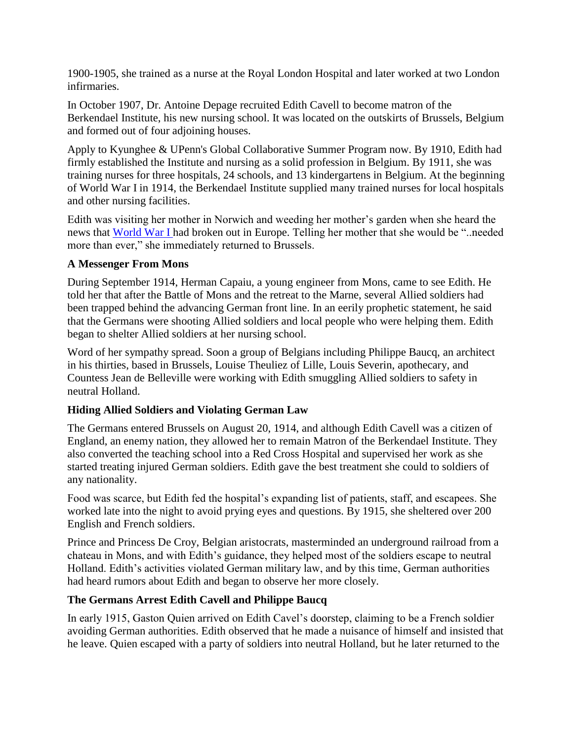1900-1905, she trained as a nurse at the Royal London Hospital and later worked at two London infirmaries.

In October 1907, Dr. Antoine Depage recruited Edith Cavell to become matron of the Berkendael Institute, his new nursing school. It was located on the outskirts of Brussels, Belgium and formed out of four adjoining houses.

Apply to Kyunghee & UPenn's Global Collaborative Summer Program now. By 1910, Edith had firmly established the Institute and nursing as a solid profession in Belgium. By 1911, she was training nurses for three hospitals, 24 schools, and 13 kindergartens in Belgium. At the beginning of World War I in 1914, the Berkendael Institute supplied many trained nurses for local hospitals and other nursing facilities.

Edith was visiting her mother in Norwich and weeding her mother's garden when she heard the news that World War I had broken out in Europe. Telling her mother that she would be "..needed more than ever," she immediately returned to Brussels.

### A Messenger From Mons

During September 1914, Herman Capaiu, a young engineer from Mons, came to see Edith. He told her that after the Battle of Mons and the retreat to the Marne, several Allied soldiers had been trapped behind the advancing German front line. In an eerily prophetic statement, he said that the Germans were shooting Allied soldiers and local people who were helping them. Edith began to shelter Allied soldiers at her nursing school.

Word of her sympathy spread. Soon a group of Belgians including Philippe Baucq, an architect in his thirties, based in Brussels, Louise Theuliez of Lille, Louis Severin, apothecary, and Countess Jean de Belleville were working with Edith smuggling Allied soldiers to safety in neutral Holland.

### Hiding Allied Soldiers and Violating German Law

The Germans entered Brussels on August 20, 1914, and although Edith Cavell was a citizen of England, an enemy nation, they allowed her to remain Matron of the Berkendael Institute. They also converted the teaching school into a Red Cross Hospital and supervised her work as she started treating injured German soldiers. Edith gave the best treatment she could to soldiers of any nationality.

Food was scarce, but Edith fed the hospital's expanding list of patients, staff, and escapees. She worked late into the night to avoid prying eyes and questions. By 1915, she sheltered over 200 English and French soldiers.

Prince and Princess De Croy, Belgian aristocrats, masterminded an underground railroad from a chateau in Mons, and with Edith's guidance, they helped most of the soldiers escape to neutral Holland. Edith's activities violated German military law, and by this time, German authorities had heard rumors about Edith and began to observe her more closely.

### The Germans Arrest Edith Cavell and Philippe Baucq

In early 1915, Gaston Quien arrived on Edith Cavel's doorstep, claiming to be a French soldier avoiding German authorities. Edith observed that he made a nuisance of himself and insisted that he leave. Quien escaped with a party of soldiers into neutral Holland, but he later returned to the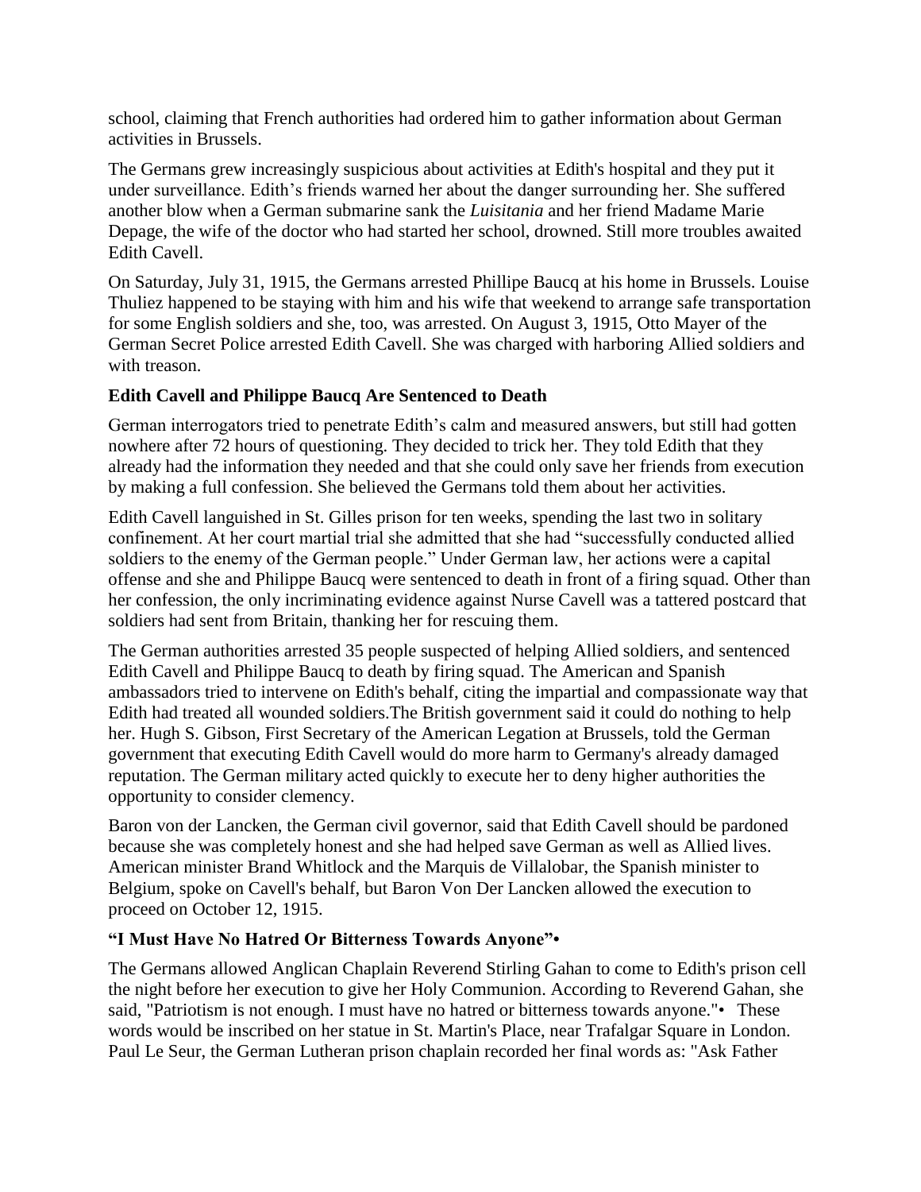school, claiming that French authorities had ordered him to gather information about German activities in Brussels.

The Germans grew increasingly suspicious about activities at Edith's hospital and they put it under surveillance. Edith's friends warned her about the danger surrounding her. She suffered another blow when a German submarine sank the *Luisitania* and her friend Madame Marie Depage, the wife of the doctor who had started her school, drowned. Still more troubles awaited Edith Cavell.

On Saturday, July 31, 1915, the Germans arrested Phillipe Baucq at his home in Brussels. Louise Thuliez happened to be staying with him and his wife that weekend to arrange safe transportation for some English soldiers and she, too, was arrested. On August 3, 1915, Otto Mayer of the German Secret Police arrested Edith Cavell. She was charged with harboring Allied soldiers and with treason.

**Edith Cavell and Philippe Baucq Are Sentenced to Death**

German interrogators tried to penetrate Edith's calm and measured answers, but still had gotten nowhere after 72 hours of questioning. They decided to trick her. They told Edith that they already had the information they needed and that she could only save her friends from execution by making a full confession. She believed the Germans told them about her activities.

Edith Cavell languished in St. Gilles prison for ten weeks, spending the last two in solitary confinement. At her court martial trial she admitted that she had "successfully conducted allied soldiers to the enemy of the German people." Under German law, her actions were a capital offense and she and Philippe Baucq were sentenced to death in front of a firing squad. Other than her confession, the only incriminating evidence against Nurse Cavell was a tattered postcard that soldiers had sent from Britain, thanking her for rescuing them.

The German authorities arrested 35 people suspected of helping Allied soldiers, and sentenced Edith Cavell and Philippe Baucq to death by firing squad. The American and Spanish ambassadors tried to intervene on Edith's behalf, citing the impartial and compassionate way that Edith had treated all wounded soldiers.The British government said it could do nothing to help her. Hugh S. Gibson, First Secretary of the American Legation at Brussels, told the German government that executing Edith Cavell would do more harm to Germany's already damaged reputation. The German military acted quickly to execute her to deny higher authorities the opportunity to consider clemency.

Baron von der Lancken, the German civil governor, said that Edith Cavell should be pardoned because she was completely honest and she had helped save German as well as Allied lives. American minister Brand Whitlock and the Marquis de Villalobar, the Spanish minister to Belgium, spoke on Cavell's behalf, but Baron Von Der Lancken allowed the execution to proceed on October 12, 1915.

**"I Must Have No Hatred Or Bitterness Towards Anyone"•**

The Germans allowed Anglican Chaplain Reverend Stirling Gahan to come to Edith's prison cell the night before her execution to give her Holy Communion. According to Reverend Gahan, she said, "Patriotism is not enough. I must have no hatred or bitterness towards anyone."• These words would be inscribed on her statue in St. Martin's Place, near Trafalgar Square in London. Paul Le Seur, the German Lutheran prison chaplain recorded her final words as: "Ask Father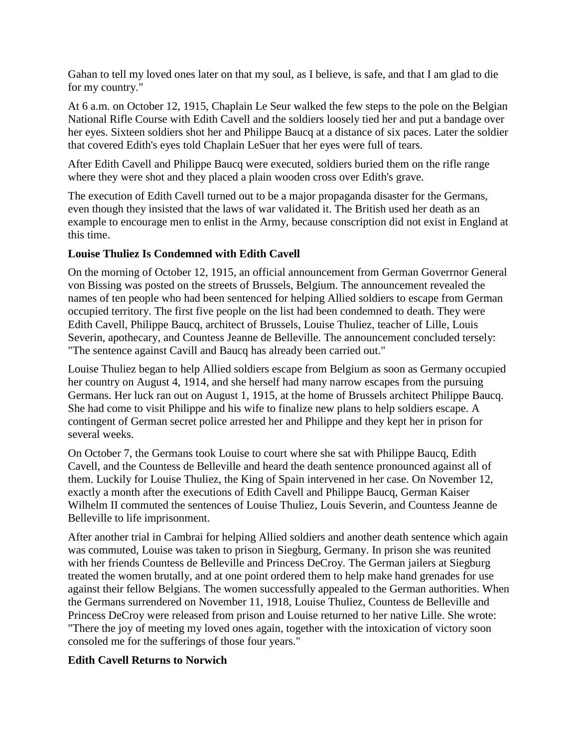Gahan to tell my loved ones later on that my soul, as I believe, is safe, and that I am glad to die for my country."

At 6 a.m. on October 12, 1915, Chaplain Le Seur walked the few steps to the pole on the Belgian National Rifle Course with Edith Cavell and the soldiers loosely tied her and put a bandage over her eyes. Sixteen soldiers shot her and Philippe Baucq at a distance of six paces. Later the soldier that covered Edith's eyes told Chaplain LeSuer that her eyes were full of tears.

After Edith Cavell and Philippe Baucq were executed, soldiers buried them on the rifle range where they were shot and they placed a plain wooden cross over Edith's grave.

The execution of Edith Cavell turned out to be a major propaganda disaster for the Germans, even though they insisted that the laws of war validated it. The British used her death as an example to encourage men to enlist in the Army, because conscription did not exist in England at this time.

**Louise Thuliez Is Condemned with Edith Cavell**

On the morning of October 12, 1915, an official announcement from German Goverrnor General von Bissing was posted on the streets of Brussels, Belgium. The announcement revealed the names of ten people who had been sentenced for helping Allied soldiers to escape from German occupied territory. The first five people on the list had been condemned to death. They were Edith Cavell, Philippe Baucq, architect of Brussels, Louise Thuliez, teacher of Lille, Louis Severin, apothecary, and Countess Jeanne de Belleville. The announcement concluded tersely: "The sentence against Cavill and Baucq has already been carried out."

Louise Thuliez began to help Allied soldiers escape from Belgium as soon as Germany occupied her country on August 4, 1914, and she herself had many narrow escapes from the pursuing Germans. Her luck ran out on August 1, 1915, at the home of Brussels architect Philippe Baucq. She had come to visit Philippe and his wife to finalize new plans to help soldiers escape. A contingent of German secret police arrested her and Philippe and they kept her in prison for several weeks.

On October 7, the Germans took Louise to court where she sat with Philippe Baucq, Edith Cavell, and the Countess de Belleville and heard the death sentence pronounced against all of them. Luckily for Louise Thuliez, the King of Spain intervened in her case. On November 12, exactly a month after the executions of Edith Cavell and Philippe Baucq, German Kaiser Wilhelm II commuted the sentences of Louise Thuliez, Louis Severin, and Countess Jeanne de Belleville to life imprisonment.

After another trial in Cambrai for helping Allied soldiers and another death sentence which again was commuted, Louise was taken to prison in Siegburg, Germany. In prison she was reunited with her friends Countess de Belleville and Princess DeCroy. The German jailers at Siegburg treated the women brutally, and at one point ordered them to help make hand grenades for use against their fellow Belgians. The women successfully appealed to the German authorities. When the Germans surrendered on November 11, 1918, Louise Thuliez, Countess de Belleville and Princess DeCroy were released from prison and Louise returned to her native Lille. She wrote: "There the joy of meeting my loved ones again, together with the intoxication of victory soon consoled me for the sufferings of those four years."

**Edith Cavell Returns to Norwich**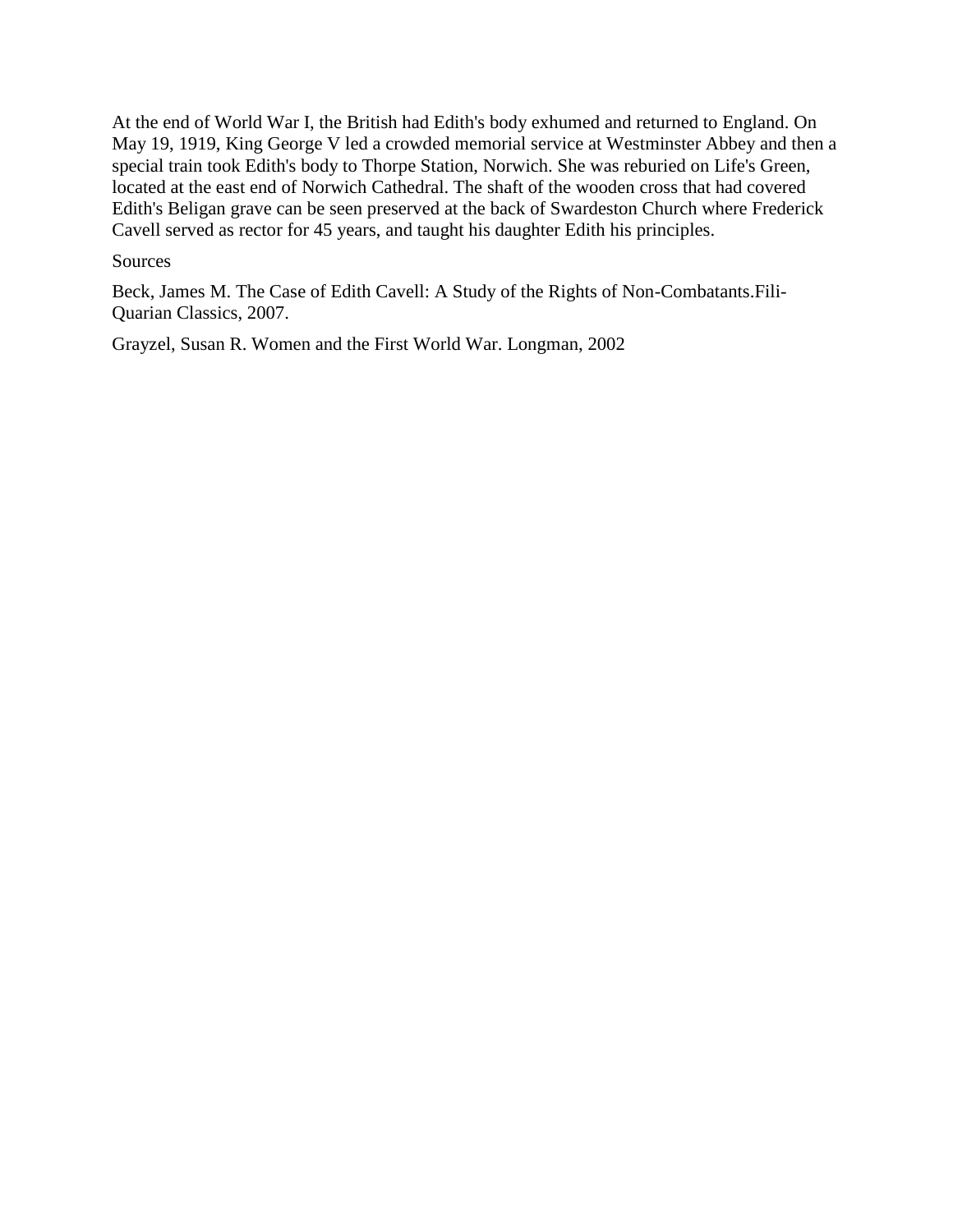At the end of World War I, the British had Edith's body exhumed and returned to England. On May 19, 1919, King George V led a crowded memorial service at Westminster Abbey and then a special train took Edith's body to Thorpe Station, Norwich. She was reburied on Life's Green, located at the east end of Norwich Cathedral. The shaft of the wooden cross that had covered Edith's Beligan grave can be seen preserved at the back of Swardeston Church where Frederick Cavell served as rector for 45 years, and taught his daughter Edith his principles.

Sources

Beck, James M. The Case of Edith Cavell: A Study of the Rights of Non-Combatants.Fili-Quarian Classics, 2007.

Grayzel, Susan R. Women and the First World War. Longman, 2002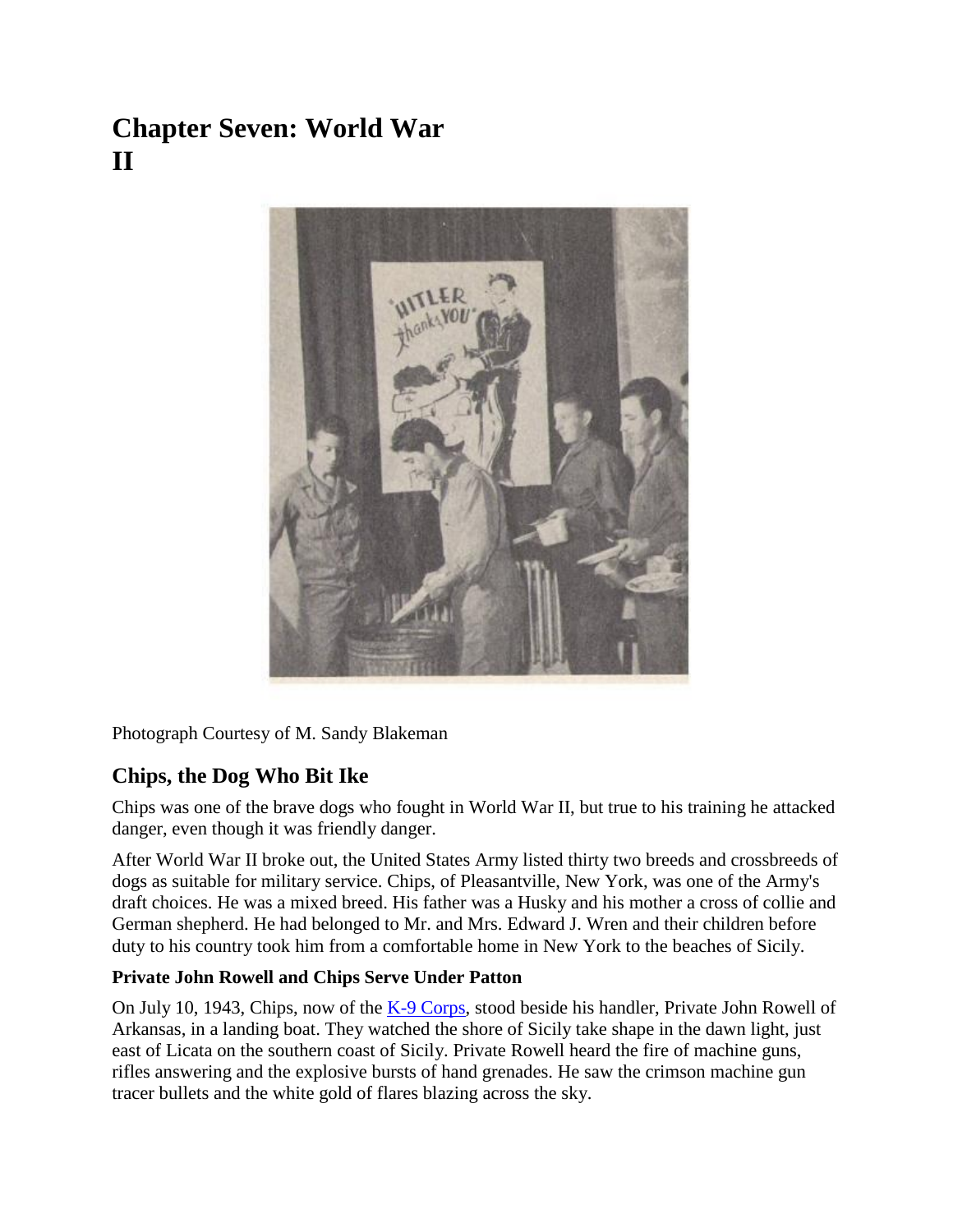# Chapter Seven: World War II

Photograph Courtesy of M. Sandy Blakeman

## Chips, the Dog Who Bit Ike

Chips was one of the brave dogs who fought in World War II, but true to his training he attacked danger, even though it was friendly danger.

After World War II broke out, the United States Army listed thirty two breeds and crossbreeds of dogs as suitable for military service. Chips, of Pleasantville, New York, was one of the Army's draft choices. He was a mixed breed. His father was a Husky and his mother a cross of collie and German shepherd. He had belonged to Mr. and Mrs. Edward J. Wren and their children before duty to his country took him from a comfortable home in New York to the beaches of Sicily.

### Private John Rowell and Chips Serve Under Patton

On July 10, 1943, Chips, now of the K-9 Corps, stood beside his handler, Private John Rowell of Arkansas, in a landing boat. They watched the shore of Sicily take shape in the dawn light, just east of Licata on the southern coast of Sicily. Private Rowell heard the fire of machine guns, rifles answering and the explosive bursts of hand grenades. He saw the crimson machine gun tracer bullets and the white gold of flares blazing across the sky.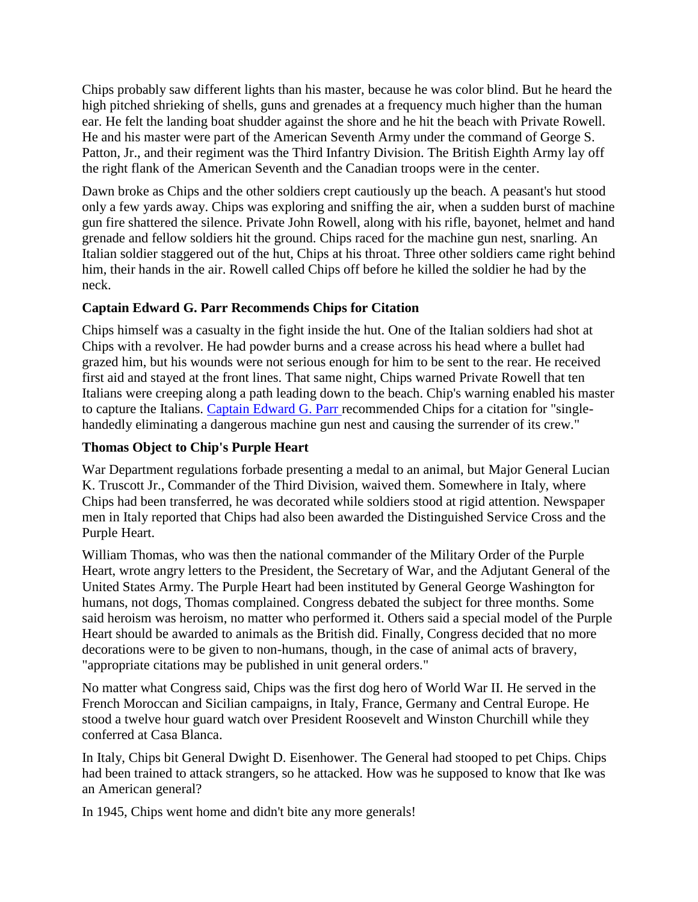Chips probably saw different lights than his master, because he was color blind. But he heard the high pitched shrieking of shells, guns and grenades at a frequency much higher than the human ear. He felt the landing boat shudder against the shore and he hit the beach with Private Rowell. He and his master were part of the American Seventh Army under the command of George S. Patton, Jr., and their regiment was the Third Infantry Division. The British Eighth Army lay off the right flank of the American Seventh and the Canadian troops were in the center.

Dawn broke as Chips and the other soldiers crept cautiously up the beach. A peasant's hut stood only a few yards away. Chips was exploring and sniffing the air, when a sudden burst of machine gun fire shattered the silence. Private John Rowell, along with his rifle, bayonet, helmet and hand grenade and fellow soldiers hit the ground. Chips raced for the machine gun nest, snarling. An Italian soldier staggered out of the hut, Chips at his throat. Three other soldiers came right behind him, their hands in the air. Rowell called Chips off before he killed the soldier he had by the neck.

### Captain Edward G. Parr Recommends Chips for Citation

Chips himself was a casualty in the fight inside the hut. One of the Italian soldiers had shot at Chips with a revolver. He had powder burns and a crease across his head where a bullet had grazed him, but his wounds were not serious enough for him to be sent to the rear. He received first aid and stayed at the front lines. That same night, Chips warned Private Rowell that ten Italians were creeping along a path leading down to the beach. Chip's warning enabled his master to capture the Italians. Captain Edward G. Parr recommended Chips for a citation for "single-handedly eliminating a dangerous machine gun nest and causing the surrender of its crew."

### Thomas Object to Chip's Purple Heart

War Department regulations forbade presenting a medal to an animal, but Major General Lucian K. Truscott Jr., Commander of the Third Division, waived them. Somewhere in Italy, where Chips had been transferred, he was decorated while soldiers stood at rigid attention. Newspaper men in Italy reported that Chips had also been awarded the Distinguished Service Cross and the Purple Heart.

William Thomas, who was then the national commander of the Military Order of the Purple Heart, wrote angry letters to the President, the Secretary of War, and the Adjutant General of the United States Army. The Purple Heart had been instituted by General George Washington for humans, not dogs, Thomas complained. Congress debated the subject for three months. Some said heroism was heroism, no matter who performed it. Others said a special model of the Purple Heart should be awarded to animals as the British did. Finally, Congress decided that no more decorations were to be given to non-humans, though, in the case of animal acts of bravery, "appropriate citations may be published in unit general orders."

No matter what Congress said, Chips was the first dog hero of World War II. He served in the French Moroccan and Sicilian campaigns, in Italy, France, Germany and Central Europe. He stood a twelve hour guard watch over President Roosevelt and Winston Churchill while they conferred at Casa Blanca.

In Italy, Chips bit General Dwight D. Eisenhower. The General had stooped to pet Chips. Chips had been trained to attack strangers, so he attacked. How was he supposed to know that Ike was an American general?

In 1945, Chips went home and didn't bite any more generals!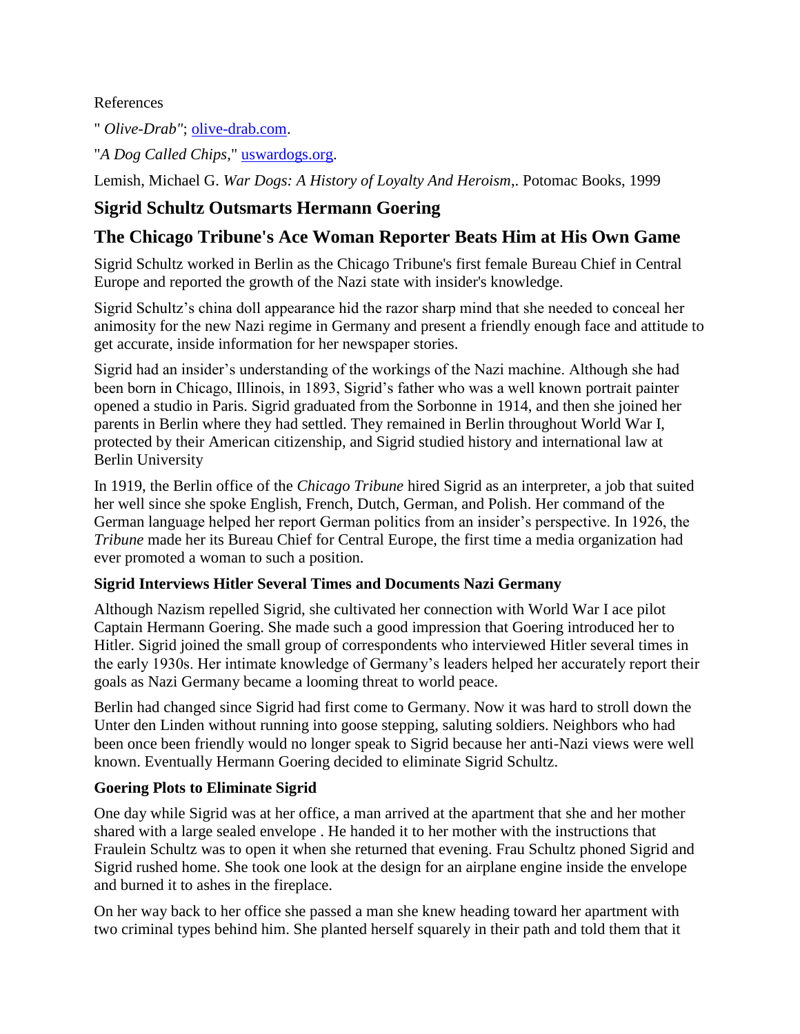References

" *Olive-Drab"*; olive-drab.com.

"*A Dog Called Chips*," uswardogs.org.

Lemish, Michael G. *War Dogs: A History of Loyalty And Heroism*,. Potomac Books, 1999

## Sigrid Schultz Outsmarts Hermann Goering

## The Chicago Tribune's Ace Woman Reporter Beats Him at His Own Game

Sigrid Schultz worked in Berlin as the Chicago Tribune's first female Bureau Chief in Central Europe and reported the growth of the Nazi state with insider's knowledge.

Sigrid Schultz's china doll appearance hid the razor sharp mind that she needed to conceal her animosity for the new Nazi regime in Germany and present a friendly enough face and attitude to get accurate, inside information for her newspaper stories.

Sigrid had an insider's understanding of the workings of the Nazi machine. Although she had been born in Chicago, Illinois, in 1893, Sigrid's father who was a well known portrait painter opened a studio in Paris. Sigrid graduated from the Sorbonne in 1914, and then she joined her parents in Berlin where they had settled. They remained in Berlin throughout World War I, protected by their American citizenship, and Sigrid studied history and international law at Berlin University

In 1919, the Berlin office of the *Chicago Tribune* hired Sigrid as an interpreter, a job that suited her well since she spoke English, French, Dutch, German, and Polish. Her command of the German language helped her report German politics from an insider's perspective. In 1926, the *Tribune* made her its Bureau Chief for Central Europe, the first time a media organization had ever promoted a woman to such a position.

### Sigrid Interviews Hitler Several Times and Documents Nazi Germany

Although Nazism repelled Sigrid, she cultivated her connection with World War I ace pilot Captain Hermann Goering. She made such a good impression that Goering introduced her to Hitler. Sigrid joined the small group of correspondents who interviewed Hitler several times in the early 1930s. Her intimate knowledge of Germany's leaders helped her accurately report their goals as Nazi Germany became a looming threat to world peace.

Berlin had changed since Sigrid had first come to Germany. Now it was hard to stroll down the Unter den Linden without running into goose stepping, saluting soldiers. Neighbors who had been once been friendly would no longer speak to Sigrid because her anti-Nazi views were well known. Eventually Hermann Goering decided to eliminate Sigrid Schultz.

### Goering Plots to Eliminate Sigrid

One day while Sigrid was at her office, a man arrived at the apartment that she and her mother shared with a large sealed envelope . He handed it to her mother with the instructions that Fraulein Schultz was to open it when she returned that evening. Frau Schultz phoned Sigrid and Sigrid rushed home. She took one look at the design for an airplane engine inside the envelope and burned it to ashes in the fireplace.

On her way back to her office she passed a man she knew heading toward her apartment with two criminal types behind him. She planted herself squarely in their path and told them that it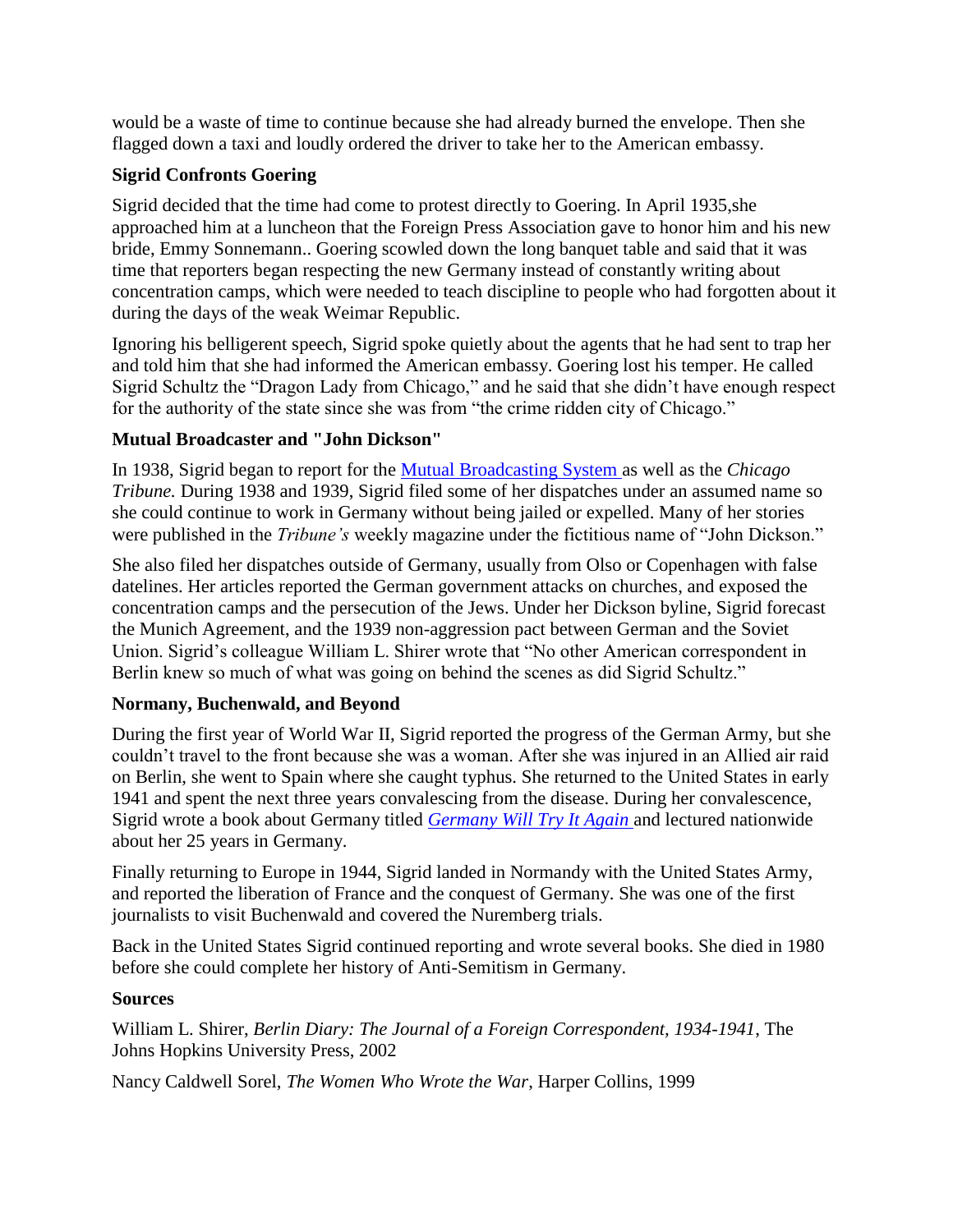would be a waste of time to continue because she had already burned the envelope. Then she flagged down a taxi and loudly ordered the driver to take her to the American embassy.

### Sigrid Confronts Goering

Sigrid decided that the time had come to protest directly to Goering. In April 1935,she approached him at a luncheon that the Foreign Press Association gave to honor him and his new bride, Emmy Sonnemann.. Goering scowled down the long banquet table and said that it was time that reporters began respecting the new Germany instead of constantly writing about concentration camps, which were needed to teach discipline to people who had forgotten about it during the days of the weak Weimar Republic.

Ignoring his belligerent speech, Sigrid spoke quietly about the agents that he had sent to trap her and told him that she had informed the American embassy. Goering lost his temper. He called Sigrid Schultz the "Dragon Lady from Chicago," and he said that she didn't have enough respect for the authority of the state since she was from "the crime ridden city of Chicago."

### Mutual Broadcaster and "John Dickson"

In 1938, Sigrid began to report for the Mutual Broadcasting System as well as the *Chicago Tribune.* During 1938 and 1939, Sigrid filed some of her dispatches under an assumed name so she could continue to work in Germany without being jailed or expelled. Many of her stories were published in the *Tribune's* weekly magazine under the fictitious name of "John Dickson."

She also filed her dispatches outside of Germany, usually from Olso or Copenhagen with false datelines. Her articles reported the German government attacks on churches, and exposed the concentration camps and the persecution of the Jews. Under her Dickson byline, Sigrid forecast the Munich Agreement, and the 1939 non-aggression pact between German and the Soviet Union. Sigrid's colleague William L. Shirer wrote that "No other American correspondent in Berlin knew so much of what was going on behind the scenes as did Sigrid Schultz."

### Normany, Buchenwald, and Beyond

During the first year of World War II, Sigrid reported the progress of the German Army, but she couldn't travel to the front because she was a woman. After she was injured in an Allied air raid on Berlin, she went to Spain where she caught typhus. She returned to the United States in early 1941 and spent the next three years convalescing from the disease. During her convalescence, Sigrid wrote a book about Germany titled *Germany Will Try It Again* and lectured nationwide about her 25 years in Germany.

Finally returning to Europe in 1944, Sigrid landed in Normandy with the United States Army, and reported the liberation of France and the conquest of Germany. She was one of the first journalists to visit Buchenwald and covered the Nuremberg trials.

Back in the United States Sigrid continued reporting and wrote several books. She died in 1980 before she could complete her history of Anti-Semitism in Germany.

### Sources

William L. Shirer, *Berlin Diary: The Journal of a Foreign Correspondent, 1934-1941*, The Johns Hopkins University Press, 2002

Nancy Caldwell Sorel, *The Women Who Wrote the War*, Harper Collins, 1999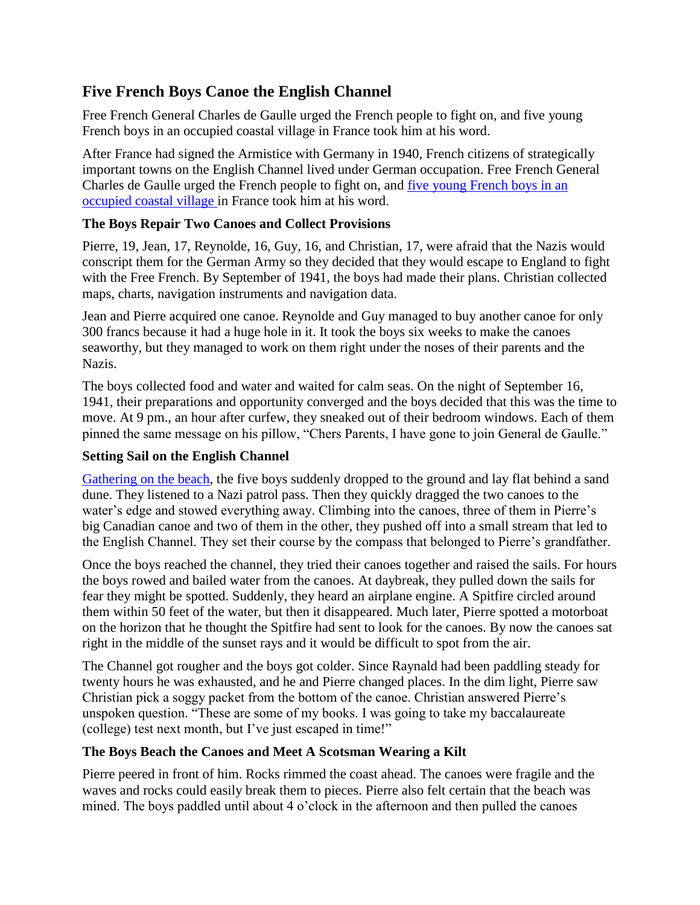## Five French Boys Canoe the English Channel

Free French General Charles de Gaulle urged the French people to fight on, and five young French boys in an occupied coastal village in France took him at his word.

After France had signed the Armistice with Germany in 1940, French citizens of strategically important towns on the English Channel lived under German occupation. Free French General Charles de Gaulle urged the French people to fight on, and five young French boys in an occupied coastal village in France took him at his word.

### The Boys Repair Two Canoes and Collect Provisions

Pierre, 19, Jean, 17, Reynolde, 16, Guy, 16, and Christian, 17, were afraid that the Nazis would conscript them for the German Army so they decided that they would escape to England to fight with the Free French. By September of 1941, the boys had made their plans. Christian collected maps, charts, navigation instruments and navigation data.

Jean and Pierre acquired one canoe. Reynolde and Guy managed to buy another canoe for only 300 francs because it had a huge hole in it. It took the boys six weeks to make the canoes seaworthy, but they managed to work on them right under the noses of their parents and the Nazis.

The boys collected food and water and waited for calm seas. On the night of September 16, 1941, their preparations and opportunity converged and the boys decided that this was the time to move. At 9 pm., an hour after curfew, they sneaked out of their bedroom windows. Each of them pinned the same message on his pillow, "Chers Parents, I have gone to join General de Gaulle."

### Setting Sail on the English Channel

Gathering on the beach, the five boys suddenly dropped to the ground and lay flat behind a sand dune. They listened to a Nazi patrol pass. Then they quickly dragged the two canoes to the water's edge and stowed everything away. Climbing into the canoes, three of them in Pierre's big Canadian canoe and two of them in the other, they pushed off into a small stream that led to the English Channel. They set their course by the compass that belonged to Pierre's grandfather.

Once the boys reached the channel, they tried their canoes together and raised the sails. For hours the boys rowed and bailed water from the canoes. At daybreak, they pulled down the sails for fear they might be spotted. Suddenly, they heard an airplane engine. A Spitfire circled around them within 50 feet of the water, but then it disappeared. Much later, Pierre spotted a motorboat on the horizon that he thought the Spitfire had sent to look for the canoes. By now the canoes sat right in the middle of the sunset rays and it would be difficult to spot from the air.

The Channel got rougher and the boys got colder. Since Raynald had been paddling steady for twenty hours he was exhausted, and he and Pierre changed places. In the dim light, Pierre saw Christian pick a soggy packet from the bottom of the canoe. Christian answered Pierre's unspoken question. "These are some of my books. I was going to take my baccalaureate (college) test next month, but I've just escaped in time!"

### The Boys Beach the Canoes and Meet A Scotsman Wearing a Kilt

Pierre peered in front of him. Rocks rimmed the coast ahead. The canoes were fragile and the waves and rocks could easily break them to pieces. Pierre also felt certain that the beach was mined. The boys paddled until about 4 o'clock in the afternoon and then pulled the canoes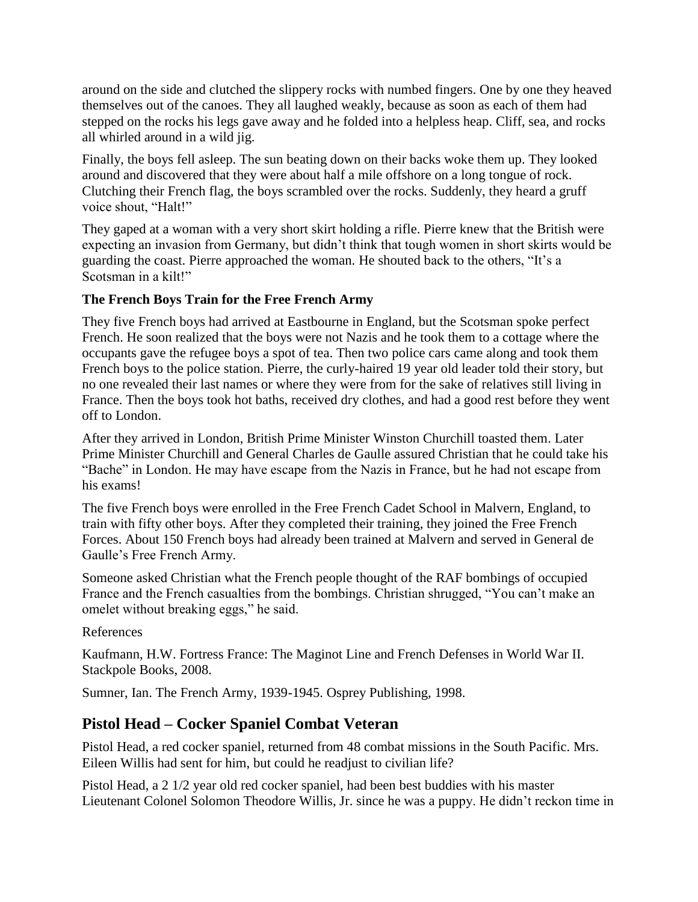around on the side and clutched the slippery rocks with numbed fingers. One by one they heaved themselves out of the canoes. They all laughed weakly, because as soon as each of them had stepped on the rocks his legs gave away and he folded into a helpless heap. Cliff, sea, and rocks all whirled around in a wild jig.

Finally, the boys fell asleep. The sun beating down on their backs woke them up. They looked around and discovered that they were about half a mile offshore on a long tongue of rock. Clutching their French flag, the boys scrambled over the rocks. Suddenly, they heard a gruff voice shout, "Halt!"

They gaped at a woman with a very short skirt holding a rifle. Pierre knew that the British were expecting an invasion from Germany, but didn't think that tough women in short skirts would be guarding the coast. Pierre approached the woman. He shouted back to the others, "It's a Scotsman in a kilt!"

**The French Boys Train for the Free French Army**

They five French boys had arrived at Eastbourne in England, but the Scotsman spoke perfect French. He soon realized that the boys were not Nazis and he took them to a cottage where the occupants gave the refugee boys a spot of tea. Then two police cars came along and took them French boys to the police station. Pierre, the curly-haired 19 year old leader told their story, but no one revealed their last names or where they were from for the sake of relatives still living in France. Then the boys took hot baths, received dry clothes, and had a good rest before they went off to London.

After they arrived in London, British Prime Minister Winston Churchill toasted them. Later Prime Minister Churchill and General Charles de Gaulle assured Christian that he could take his "Bache" in London. He may have escape from the Nazis in France, but he had not escape from his exams!

The five French boys were enrolled in the Free French Cadet School in Malvern, England, to train with fifty other boys. After they completed their training, they joined the Free French Forces. About 150 French boys had already been trained at Malvern and served in General de Gaulle's Free French Army.

Someone asked Christian what the French people thought of the RAF bombings of occupied France and the French casualties from the bombings. Christian shrugged, "You can't make an omelet without breaking eggs," he said.

References

Kaufmann, H.W. Fortress France: The Maginot Line and French Defenses in World War II. Stackpole Books, 2008.

Sumner, Ian. The French Army, 1939-1945. Osprey Publishing, 1998.

## Pistol Head – Cocker Spaniel Combat Veteran

Pistol Head, a red cocker spaniel, returned from 48 combat missions in the South Pacific. Mrs. Eileen Willis had sent for him, but could he readjust to civilian life?

Pistol Head, a 2 1/2 year old red cocker spaniel, had been best buddies with his master Lieutenant Colonel Solomon Theodore Willis, Jr. since he was a puppy. He didn't reckon time in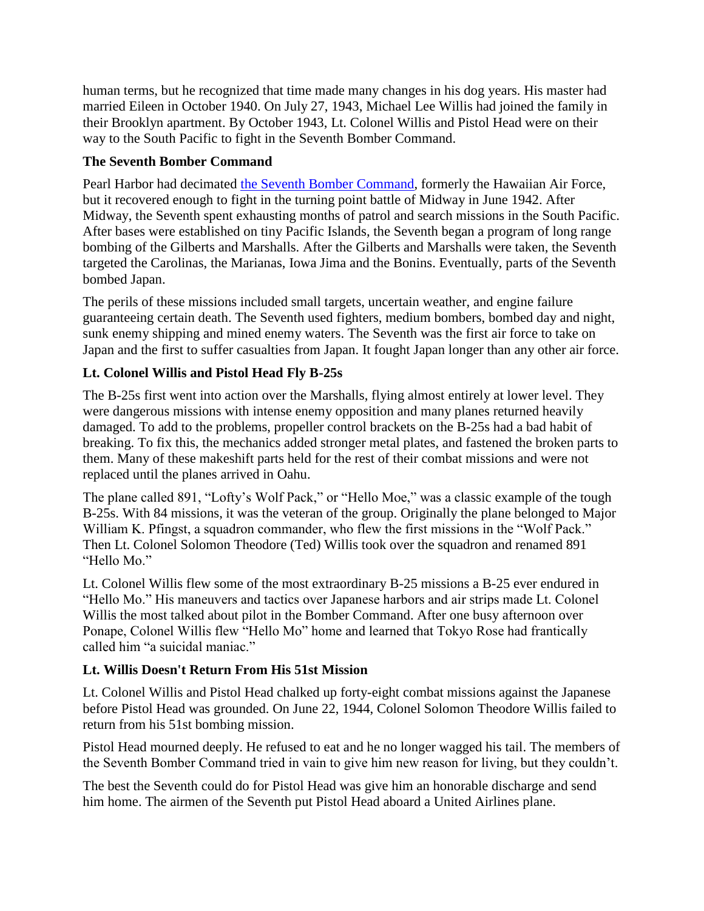human terms, but he recognized that time made many changes in his dog years. His master had married Eileen in October 1940. On July 27, 1943, Michael Lee Willis had joined the family in their Brooklyn apartment. By October 1943, Lt. Colonel Willis and Pistol Head were on their way to the South Pacific to fight in the Seventh Bomber Command.

### The Seventh Bomber Command

Pearl Harbor had decimated the Seventh Bomber Command, formerly the Hawaiian Air Force, but it recovered enough to fight in the turning point battle of Midway in June 1942. After Midway, the Seventh spent exhausting months of patrol and search missions in the South Pacific. After bases were established on tiny Pacific Islands, the Seventh began a program of long range bombing of the Gilberts and Marshalls. After the Gilberts and Marshalls were taken, the Seventh targeted the Carolinas, the Marianas, Iowa Jima and the Bonins. Eventually, parts of the Seventh bombed Japan.

The perils of these missions included small targets, uncertain weather, and engine failure guaranteeing certain death. The Seventh used fighters, medium bombers, bombed day and night, sunk enemy shipping and mined enemy waters. The Seventh was the first air force to take on Japan and the first to suffer casualties from Japan. It fought Japan longer than any other air force.

### Lt. Colonel Willis and Pistol Head Fly B-25s

The B-25s first went into action over the Marshalls, flying almost entirely at lower level. They were dangerous missions with intense enemy opposition and many planes returned heavily damaged. To add to the problems, propeller control brackets on the B-25s had a bad habit of breaking. To fix this, the mechanics added stronger metal plates, and fastened the broken parts to them. Many of these makeshift parts held for the rest of their combat missions and were not replaced until the planes arrived in Oahu.

The plane called 891, "Lofty's Wolf Pack," or "Hello Moe," was a classic example of the tough B-25s. With 84 missions, it was the veteran of the group. Originally the plane belonged to Major William K. Pfingst, a squadron commander, who flew the first missions in the "Wolf Pack." Then Lt. Colonel Solomon Theodore (Ted) Willis took over the squadron and renamed 891 "Hello Mo."

Lt. Colonel Willis flew some of the most extraordinary B-25 missions a B-25 ever endured in "Hello Mo." His maneuvers and tactics over Japanese harbors and air strips made Lt. Colonel Willis the most talked about pilot in the Bomber Command. After one busy afternoon over Ponape, Colonel Willis flew "Hello Mo" home and learned that Tokyo Rose had frantically called him "a suicidal maniac."

### Lt. Willis Doesn't Return From His 51st Mission

Lt. Colonel Willis and Pistol Head chalked up forty-eight combat missions against the Japanese before Pistol Head was grounded. On June 22, 1944, Colonel Solomon Theodore Willis failed to return from his 51st bombing mission.

Pistol Head mourned deeply. He refused to eat and he no longer wagged his tail. The members of the Seventh Bomber Command tried in vain to give him new reason for living, but they couldn't.

The best the Seventh could do for Pistol Head was give him an honorable discharge and send him home. The airmen of the Seventh put Pistol Head aboard a United Airlines plane.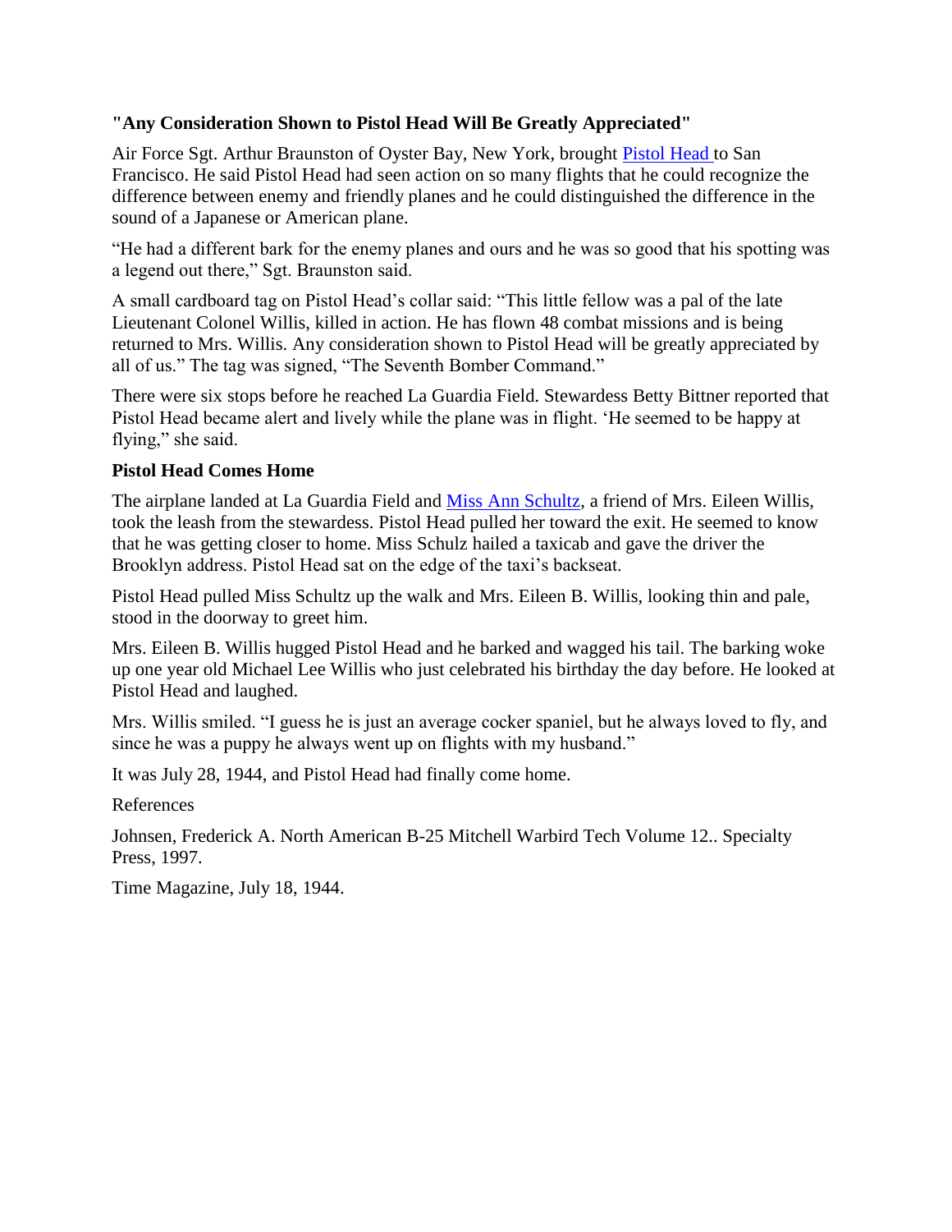**"Any Consideration Shown to Pistol Head Will Be Greatly Appreciated"**

Air Force Sgt. Arthur Braunston of Oyster Bay, New York, brought Pistol Head to San Francisco. He said Pistol Head had seen action on so many flights that he could recognize the difference between enemy and friendly planes and he could distinguished the difference in the sound of a Japanese or American plane.

"He had a different bark for the enemy planes and ours and he was so good that his spotting was a legend out there," Sgt. Braunston said.

A small cardboard tag on Pistol Head's collar said: "This little fellow was a pal of the late Lieutenant Colonel Willis, killed in action. He has flown 48 combat missions and is being returned to Mrs. Willis. Any consideration shown to Pistol Head will be greatly appreciated by all of us." The tag was signed, "The Seventh Bomber Command."

There were six stops before he reached La Guardia Field. Stewardess Betty Bittner reported that Pistol Head became alert and lively while the plane was in flight. 'He seemed to be happy at flying," she said.

**Pistol Head Comes Home**

The airplane landed at La Guardia Field and Miss Ann Schultz, a friend of Mrs. Eileen Willis, took the leash from the stewardess. Pistol Head pulled her toward the exit. He seemed to know that he was getting closer to home. Miss Schulz hailed a taxicab and gave the driver the Brooklyn address. Pistol Head sat on the edge of the taxi's backseat.

Pistol Head pulled Miss Schultz up the walk and Mrs. Eileen B. Willis, looking thin and pale, stood in the doorway to greet him.

Mrs. Eileen B. Willis hugged Pistol Head and he barked and wagged his tail. The barking woke up one year old Michael Lee Willis who just celebrated his birthday the day before. He looked at Pistol Head and laughed.

Mrs. Willis smiled. "I guess he is just an average cocker spaniel, but he always loved to fly, and since he was a puppy he always went up on flights with my husband."

It was July 28, 1944, and Pistol Head had finally come home.

References

Johnsen, Frederick A. North American B-25 Mitchell Warbird Tech Volume 12.. Specialty Press, 1997.

Time Magazine, July 18, 1944.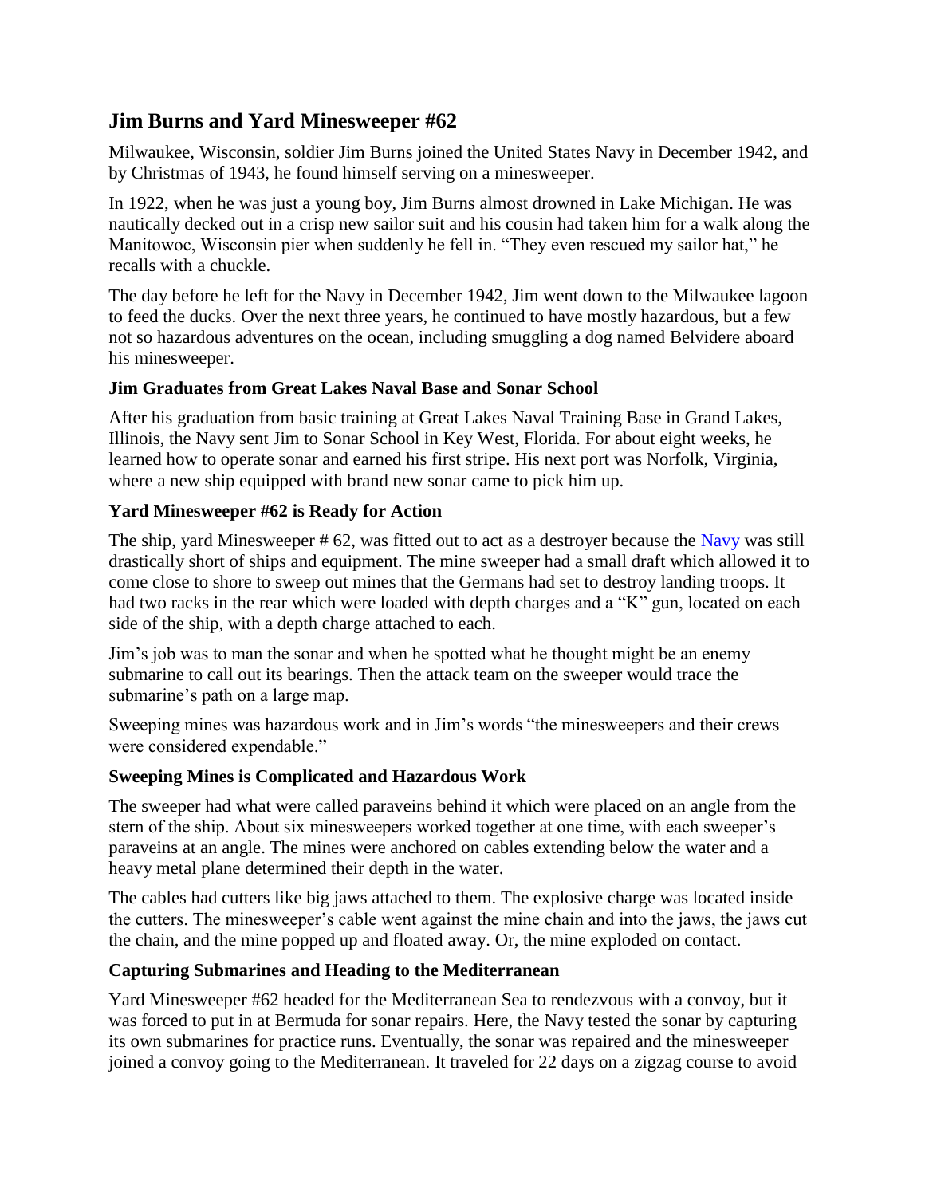## Jim Burns and Yard Minesweeper #62

Milwaukee, Wisconsin, soldier Jim Burns joined the United States Navy in December 1942, and by Christmas of 1943, he found himself serving on a minesweeper.

In 1922, when he was just a young boy, Jim Burns almost drowned in Lake Michigan. He was nautically decked out in a crisp new sailor suit and his cousin had taken him for a walk along the Manitowoc, Wisconsin pier when suddenly he fell in. "They even rescued my sailor hat," he recalls with a chuckle.

The day before he left for the Navy in December 1942, Jim went down to the Milwaukee lagoon to feed the ducks. Over the next three years, he continued to have mostly hazardous, but a few not so hazardous adventures on the ocean, including smuggling a dog named Belvidere aboard his minesweeper.

### Jim Graduates from Great Lakes Naval Base and Sonar School

After his graduation from basic training at Great Lakes Naval Training Base in Grand Lakes, Illinois, the Navy sent Jim to Sonar School in Key West, Florida. For about eight weeks, he learned how to operate sonar and earned his first stripe. His next port was Norfolk, Virginia, where a new ship equipped with brand new sonar came to pick him up.

### Yard Minesweeper #62 is Ready for Action

The ship, yard Minesweeper # 62, was fitted out to act as a destroyer because the Navy was still drastically short of ships and equipment. The mine sweeper had a small draft which allowed it to come close to shore to sweep out mines that the Germans had set to destroy landing troops. It had two racks in the rear which were loaded with depth charges and a "K" gun, located on each side of the ship, with a depth charge attached to each.

Jim's job was to man the sonar and when he spotted what he thought might be an enemy submarine to call out its bearings. Then the attack team on the sweeper would trace the submarine's path on a large map.

Sweeping mines was hazardous work and in Jim's words "the minesweepers and their crews were considered expendable."

### Sweeping Mines is Complicated and Hazardous Work

The sweeper had what were called paraveins behind it which were placed on an angle from the stern of the ship. About six minesweepers worked together at one time, with each sweeper's paraveins at an angle. The mines were anchored on cables extending below the water and a heavy metal plane determined their depth in the water.

The cables had cutters like big jaws attached to them. The explosive charge was located inside the cutters. The minesweeper's cable went against the mine chain and into the jaws, the jaws cut the chain, and the mine popped up and floated away. Or, the mine exploded on contact.

### Capturing Submarines and Heading to the Mediterranean

Yard Minesweeper #62 headed for the Mediterranean Sea to rendezvous with a convoy, but it was forced to put in at Bermuda for sonar repairs. Here, the Navy tested the sonar by capturing its own submarines for practice runs. Eventually, the sonar was repaired and the minesweeper joined a convoy going to the Mediterranean. It traveled for 22 days on a zigzag course to avoid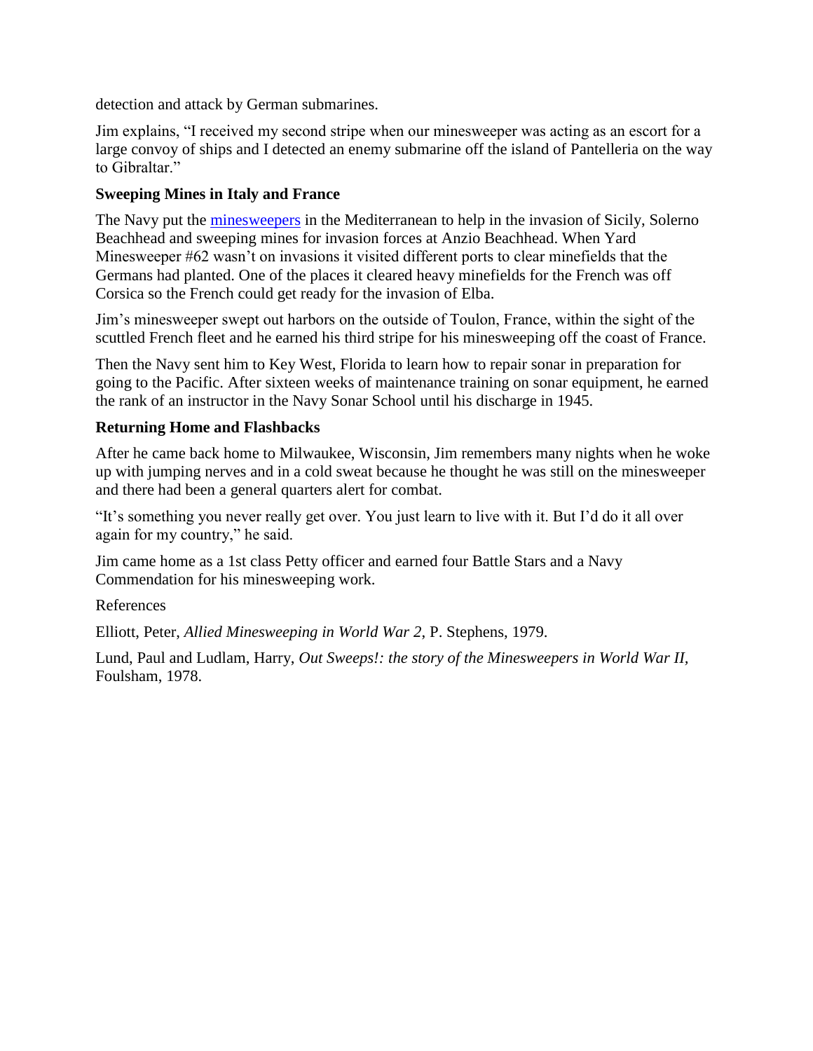detection and attack by German submarines.

Jim explains, "I received my second stripe when our minesweeper was acting as an escort for a large convoy of ships and I detected an enemy submarine off the island of Pantelleria on the way to Gibraltar."

### Sweeping Mines in Italy and France

The Navy put the minesweepers in the Mediterranean to help in the invasion of Sicily, Solerno Beachhead and sweeping mines for invasion forces at Anzio Beachhead. When Yard Minesweeper #62 wasn't on invasions it visited different ports to clear minefields that the Germans had planted. One of the places it cleared heavy minefields for the French was off Corsica so the French could get ready for the invasion of Elba.

Jim's minesweeper swept out harbors on the outside of Toulon, France, within the sight of the scuttled French fleet and he earned his third stripe for his minesweeping off the coast of France.

Then the Navy sent him to Key West, Florida to learn how to repair sonar in preparation for going to the Pacific. After sixteen weeks of maintenance training on sonar equipment, he earned the rank of an instructor in the Navy Sonar School until his discharge in 1945.

### Returning Home and Flashbacks

After he came back home to Milwaukee, Wisconsin, Jim remembers many nights when he woke up with jumping nerves and in a cold sweat because he thought he was still on the minesweeper and there had been a general quarters alert for combat.

"It's something you never really get over. You just learn to live with it. But I'd do it all over again for my country," he said.

Jim came home as a 1st class Petty officer and earned four Battle Stars and a Navy Commendation for his minesweeping work.

References

Elliott, Peter, *Allied Minesweeping in World War 2*, P. Stephens, 1979.

Lund, Paul and Ludlam, Harry, *Out Sweeps!: the story of the Minesweepers in World War II*, Foulsham, 1978.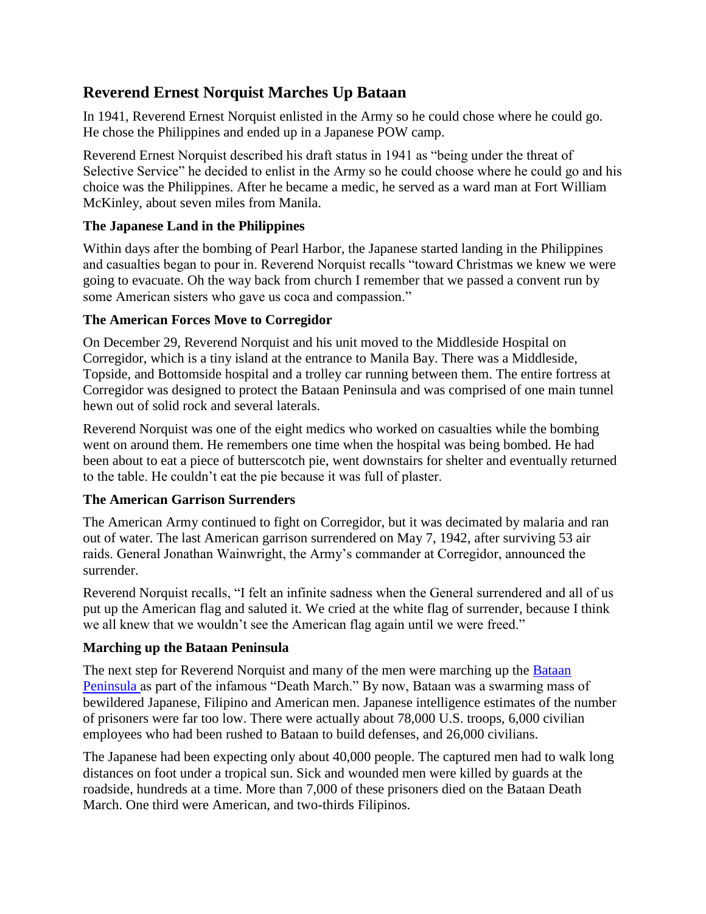## Reverend Ernest Norquist Marches Up Bataan

In 1941, Reverend Ernest Norquist enlisted in the Army so he could chose where he could go. He chose the Philippines and ended up in a Japanese POW camp.

Reverend Ernest Norquist described his draft status in 1941 as "being under the threat of Selective Service" he decided to enlist in the Army so he could choose where he could go and his choice was the Philippines. After he became a medic, he served as a ward man at Fort William McKinley, about seven miles from Manila.

### The Japanese Land in the Philippines

Within days after the bombing of Pearl Harbor, the Japanese started landing in the Philippines and casualties began to pour in. Reverend Norquist recalls "toward Christmas we knew we were going to evacuate. Oh the way back from church I remember that we passed a convent run by some American sisters who gave us coca and compassion."

### The American Forces Move to Corregidor

On December 29, Reverend Norquist and his unit moved to the Middleside Hospital on Corregidor, which is a tiny island at the entrance to Manila Bay. There was a Middleside, Topside, and Bottomside hospital and a trolley car running between them. The entire fortress at Corregidor was designed to protect the Bataan Peninsula and was comprised of one main tunnel hewn out of solid rock and several laterals.

Reverend Norquist was one of the eight medics who worked on casualties while the bombing went on around them. He remembers one time when the hospital was being bombed. He had been about to eat a piece of butterscotch pie, went downstairs for shelter and eventually returned to the table. He couldn't eat the pie because it was full of plaster.

### The American Garrison Surrenders

The American Army continued to fight on Corregidor, but it was decimated by malaria and ran out of water. The last American garrison surrendered on May 7, 1942, after surviving 53 air raids. General Jonathan Wainwright, the Army's commander at Corregidor, announced the surrender.

Reverend Norquist recalls, "I felt an infinite sadness when the General surrendered and all of us put up the American flag and saluted it. We cried at the white flag of surrender, because I think we all knew that we wouldn't see the American flag again until we were freed."

### Marching up the Bataan Peninsula

The next step for Reverend Norquist and many of the men were marching up the Bataan Peninsula as part of the infamous "Death March." By now, Bataan was a swarming mass of bewildered Japanese, Filipino and American men. Japanese intelligence estimates of the number of prisoners were far too low. There were actually about 78,000 U.S. troops, 6,000 civilian employees who had been rushed to Bataan to build defenses, and 26,000 civilians.

The Japanese had been expecting only about 40,000 people. The captured men had to walk long distances on foot under a tropical sun. Sick and wounded men were killed by guards at the roadside, hundreds at a time. More than 7,000 of these prisoners died on the Bataan Death March. One third were American, and two-thirds Filipinos.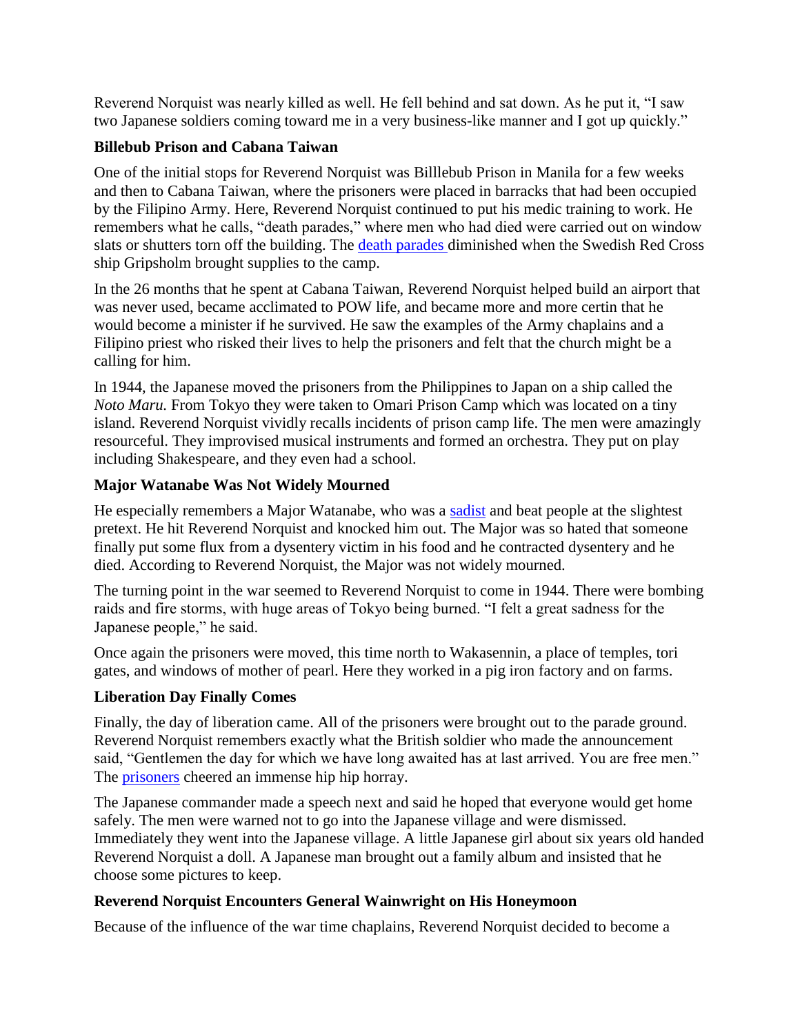Reverend Norquist was nearly killed as well. He fell behind and sat down. As he put it, “I saw two Japanese soldiers coming toward me in a very business-like manner and I got up quickly.”

### Billebub Prison and Cabana Taiwan

One of the initial stops for Reverend Norquist was Billlebub Prison in Manila for a few weeks and then to Cabana Taiwan, where the prisoners were placed in barracks that had been occupied by the Filipino Army. Here, Reverend Norquist continued to put his medic training to work. He remembers what he calls, “death parades,” where men who had died were carried out on window slats or shutters torn off the building. The death parades diminished when the Swedish Red Cross ship Gripsholm brought supplies to the camp.

In the 26 months that he spent at Cabana Taiwan, Reverend Norquist helped build an airport that was never used, became acclimated to POW life, and became more and more certin that he would become a minister if he survived. He saw the examples of the Army chaplains and a Filipino priest who risked their lives to help the prisoners and felt that the church might be a calling for him.

In 1944, the Japanese moved the prisoners from the Philippines to Japan on a ship called the *Noto Maru.* From Tokyo they were taken to Omari Prison Camp which was located on a tiny island. Reverend Norquist vividly recalls incidents of prison camp life. The men were amazingly resourceful. They improvised musical instruments and formed an orchestra. They put on play including Shakespeare, and they even had a school.

### Major Watanabe Was Not Widely Mourned

He especially remembers a Major Watanabe, who was a sadist and beat people at the slightest pretext. He hit Reverend Norquist and knocked him out. The Major was so hated that someone finally put some flux from a dysentery victim in his food and he contracted dysentery and he died. According to Reverend Norquist, the Major was not widely mourned.

The turning point in the war seemed to Reverend Norquist to come in 1944. There were bombing raids and fire storms, with huge areas of Tokyo being burned. “I felt a great sadness for the Japanese people,” he said.

Once again the prisoners were moved, this time north to Wakasennin, a place of temples, tori gates, and windows of mother of pearl. Here they worked in a pig iron factory and on farms.

### Liberation Day Finally Comes

Finally, the day of liberation came. All of the prisoners were brought out to the parade ground. Reverend Norquist remembers exactly what the British soldier who made the announcement said, “Gentlemen the day for which we have long awaited has at last arrived. You are free men.” The prisoners cheered an immense hip hip horray.

The Japanese commander made a speech next and said he hoped that everyone would get home safely. The men were warned not to go into the Japanese village and were dismissed. Immediately they went into the Japanese village. A little Japanese girl about six years old handed Reverend Norquist a doll. A Japanese man brought out a family album and insisted that he choose some pictures to keep.

### Reverend Norquist Encounters General Wainwright on His Honeymoon

Because of the influence of the war time chaplains, Reverend Norquist decided to become a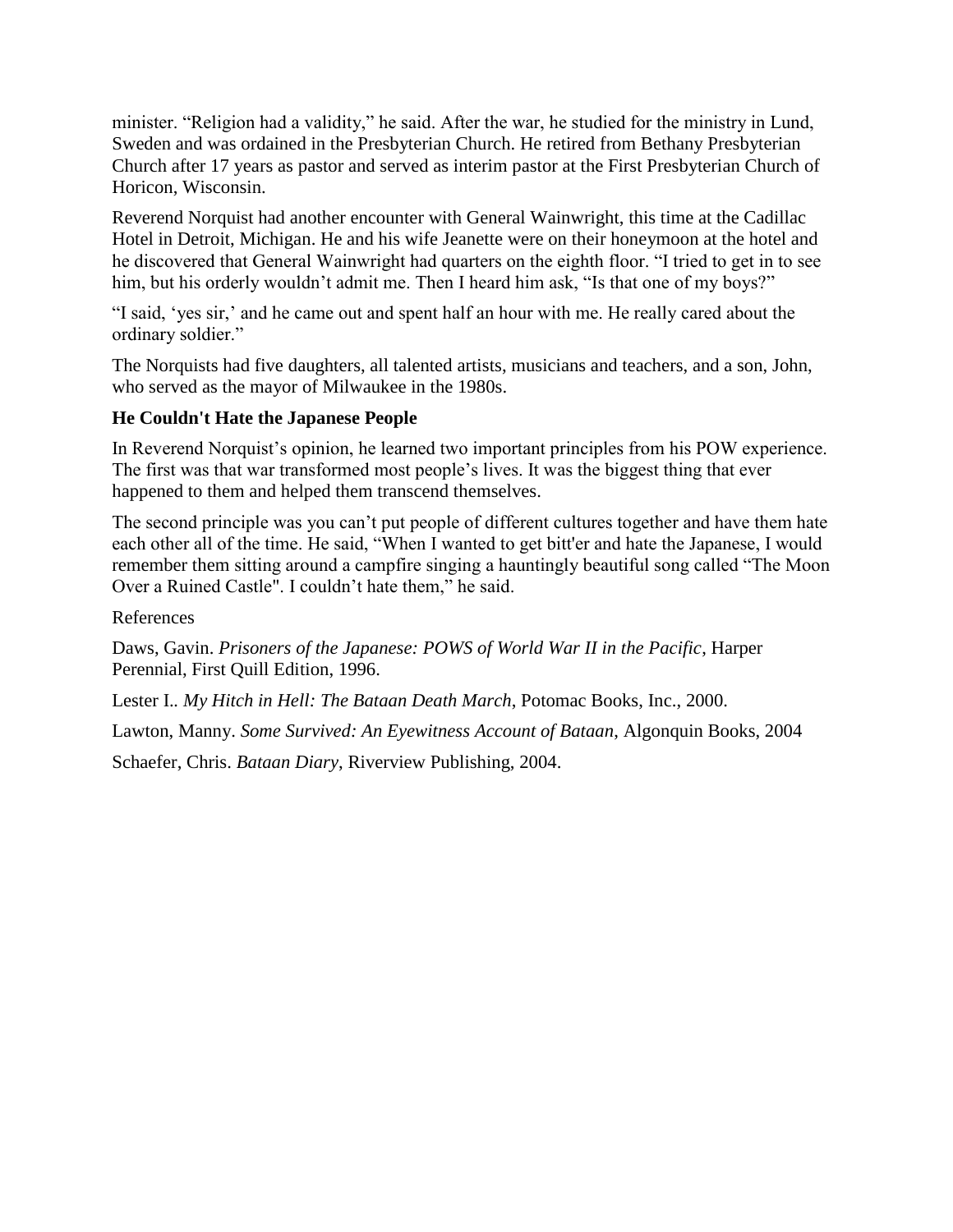minister. “Religion had a validity,” he said. After the war, he studied for the ministry in Lund, Sweden and was ordained in the Presbyterian Church. He retired from Bethany Presbyterian Church after 17 years as pastor and served as interim pastor at the First Presbyterian Church of Horicon, Wisconsin.

Reverend Norquist had another encounter with General Wainwright, this time at the Cadillac Hotel in Detroit, Michigan. He and his wife Jeanette were on their honeymoon at the hotel and he discovered that General Wainwright had quarters on the eighth floor. “I tried to get in to see him, but his orderly wouldn’t admit me. Then I heard him ask, “Is that one of my boys?”

“I said, ‘yes sir,’ and he came out and spent half an hour with me. He really cared about the ordinary soldier.”

The Norquists had five daughters, all talented artists, musicians and teachers, and a son, John, who served as the mayor of Milwaukee in the 1980s.

### He Couldn't Hate the Japanese People

In Reverend Norquist’s opinion, he learned two important principles from his POW experience. The first was that war transformed most people’s lives. It was the biggest thing that ever happened to them and helped them transcend themselves.

The second principle was you can’t put people of different cultures together and have them hate each other all of the time. He said, “When I wanted to get bitt'er and hate the Japanese, I would remember them sitting around a campfire singing a hauntingly beautiful song called “The Moon Over a Ruined Castle". I couldn’t hate them,” he said.

References

Daws, Gavin. *Prisoners of the Japanese: POWS of World War II in the Pacific*, Harper Perennial, First Quill Edition, 1996.

Lester I.. *My Hitch in Hell: The Bataan Death March*, Potomac Books, Inc., 2000.

Lawton, Manny. *Some Survived: An Eyewitness Account of Bataan*, Algonquin Books, 2004

Schaefer, Chris. *Bataan Diary*, Riverview Publishing, 2004.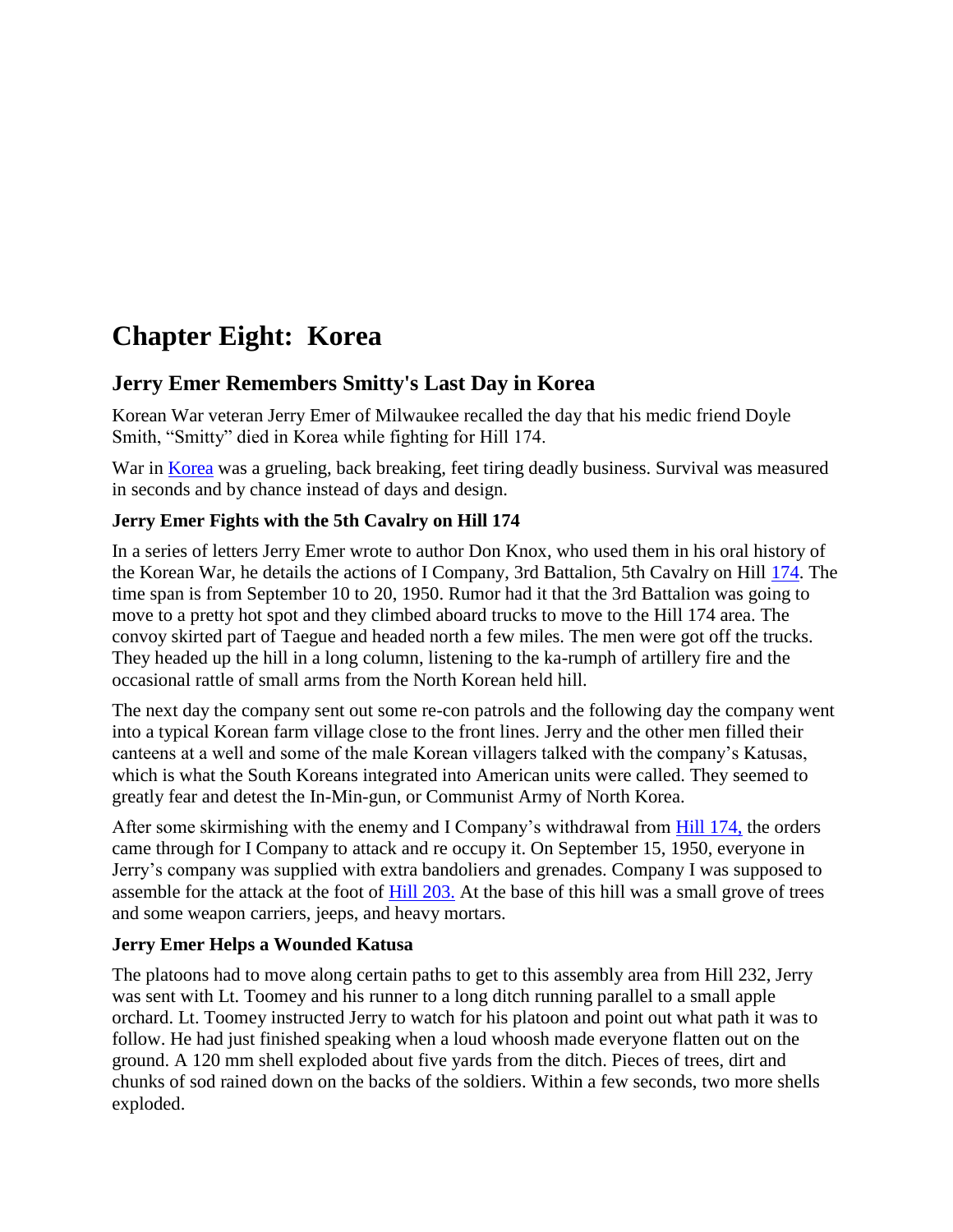# Chapter Eight: Korea

## Jerry Emer Remembers Smitty's Last Day in Korea

Korean War veteran Jerry Emer of Milwaukee recalled the day that his medic friend Doyle Smith, "Smitty" died in Korea while fighting for Hill 174.

War in Korea was a grueling, back breaking, feet tiring deadly business. Survival was measured in seconds and by chance instead of days and design.

### Jerry Emer Fights with the 5th Cavalry on Hill 174

In a series of letters Jerry Emer wrote to author Don Knox, who used them in his oral history of the Korean War, he details the actions of I Company, 3rd Battalion, 5th Cavalry on Hill 174. The time span is from September 10 to 20, 1950. Rumor had it that the 3rd Battalion was going to move to a pretty hot spot and they climbed aboard trucks to move to the Hill 174 area. The convoy skirted part of Taegue and headed north a few miles. The men were got off the trucks. They headed up the hill in a long column, listening to the ka-rumph of artillery fire and the occasional rattle of small arms from the North Korean held hill.

The next day the company sent out some re-con patrols and the following day the company went into a typical Korean farm village close to the front lines. Jerry and the other men filled their canteens at a well and some of the male Korean villagers talked with the company's Katusas, which is what the South Koreans integrated into American units were called. They seemed to greatly fear and detest the In-Min-gun, or Communist Army of North Korea.

After some skirmishing with the enemy and I Company's withdrawal from Hill 174, the orders came through for I Company to attack and re occupy it. On September 15, 1950, everyone in Jerry's company was supplied with extra bandoliers and grenades. Company I was supposed to assemble for the attack at the foot of Hill 203. At the base of this hill was a small grove of trees and some weapon carriers, jeeps, and heavy mortars.

### Jerry Emer Helps a Wounded Katusa

The platoons had to move along certain paths to get to this assembly area from Hill 232, Jerry was sent with Lt. Toomey and his runner to a long ditch running parallel to a small apple orchard. Lt. Toomey instructed Jerry to watch for his platoon and point out what path it was to follow. He had just finished speaking when a loud whoosh made everyone flatten out on the ground. A 120 mm shell exploded about five yards from the ditch. Pieces of trees, dirt and chunks of sod rained down on the backs of the soldiers. Within a few seconds, two more shells exploded.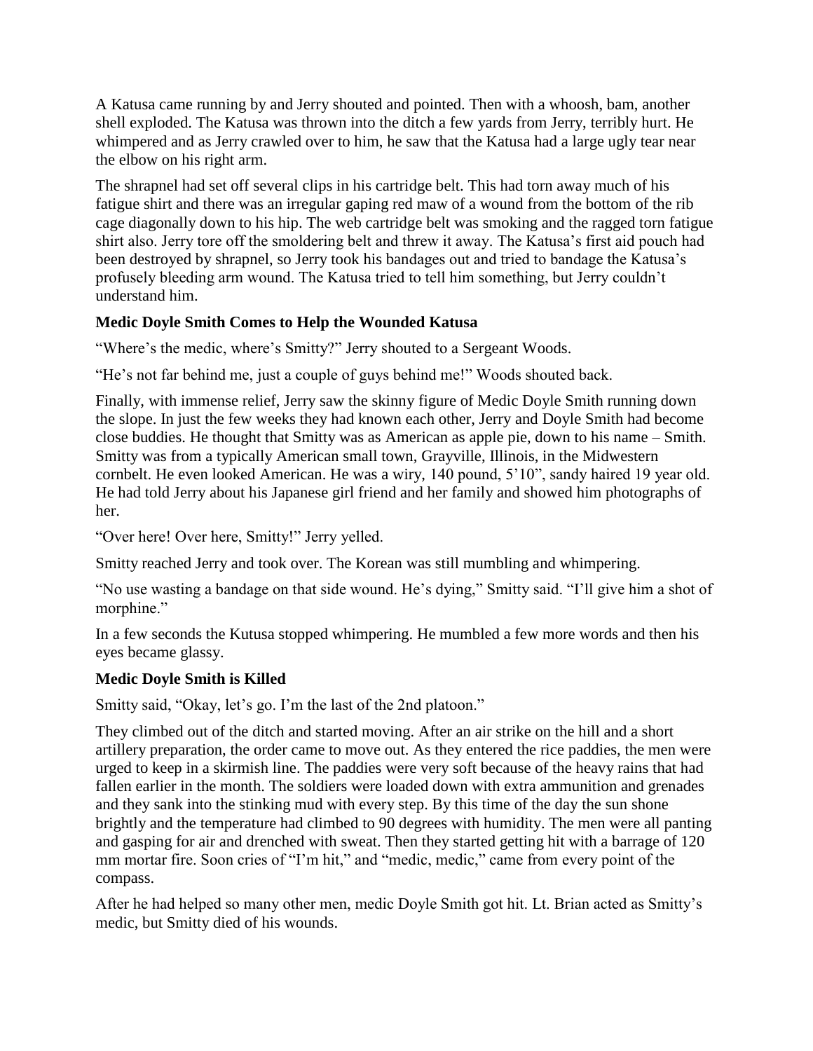A Katusa came running by and Jerry shouted and pointed. Then with a whoosh, bam, another shell exploded. The Katusa was thrown into the ditch a few yards from Jerry, terribly hurt. He whimpered and as Jerry crawled over to him, he saw that the Katusa had a large ugly tear near the elbow on his right arm.

The shrapnel had set off several clips in his cartridge belt. This had torn away much of his fatigue shirt and there was an irregular gaping red maw of a wound from the bottom of the rib cage diagonally down to his hip. The web cartridge belt was smoking and the ragged torn fatigue shirt also. Jerry tore off the smoldering belt and threw it away. The Katusa's first aid pouch had been destroyed by shrapnel, so Jerry took his bandages out and tried to bandage the Katusa's profusely bleeding arm wound. The Katusa tried to tell him something, but Jerry couldn't understand him.

### Medic Doyle Smith Comes to Help the Wounded Katusa

"Where's the medic, where's Smitty?" Jerry shouted to a Sergeant Woods.

"He's not far behind me, just a couple of guys behind me!" Woods shouted back.

Finally, with immense relief, Jerry saw the skinny figure of Medic Doyle Smith running down the slope. In just the few weeks they had known each other, Jerry and Doyle Smith had become close buddies. He thought that Smitty was as American as apple pie, down to his name – Smith. Smitty was from a typically American small town, Grayville, Illinois, in the Midwestern cornbelt. He even looked American. He was a wiry, 140 pound, 5'10", sandy haired 19 year old. He had told Jerry about his Japanese girl friend and her family and showed him photographs of her.

"Over here! Over here, Smitty!" Jerry yelled.

Smitty reached Jerry and took over. The Korean was still mumbling and whimpering.

"No use wasting a bandage on that side wound. He's dying," Smitty said. "I'll give him a shot of morphine."

In a few seconds the Kutusa stopped whimpering. He mumbled a few more words and then his eyes became glassy.

### Medic Doyle Smith is Killed

Smitty said, "Okay, let's go. I'm the last of the 2nd platoon."

They climbed out of the ditch and started moving. After an air strike on the hill and a short artillery preparation, the order came to move out. As they entered the rice paddies, the men were urged to keep in a skirmish line. The paddies were very soft because of the heavy rains that had fallen earlier in the month. The soldiers were loaded down with extra ammunition and grenades and they sank into the stinking mud with every step. By this time of the day the sun shone brightly and the temperature had climbed to 90 degrees with humidity. The men were all panting and gasping for air and drenched with sweat. Then they started getting hit with a barrage of 120 mm mortar fire. Soon cries of "I'm hit," and "medic, medic," came from every point of the compass.

After he had helped so many other men, medic Doyle Smith got hit. Lt. Brian acted as Smitty's medic, but Smitty died of his wounds.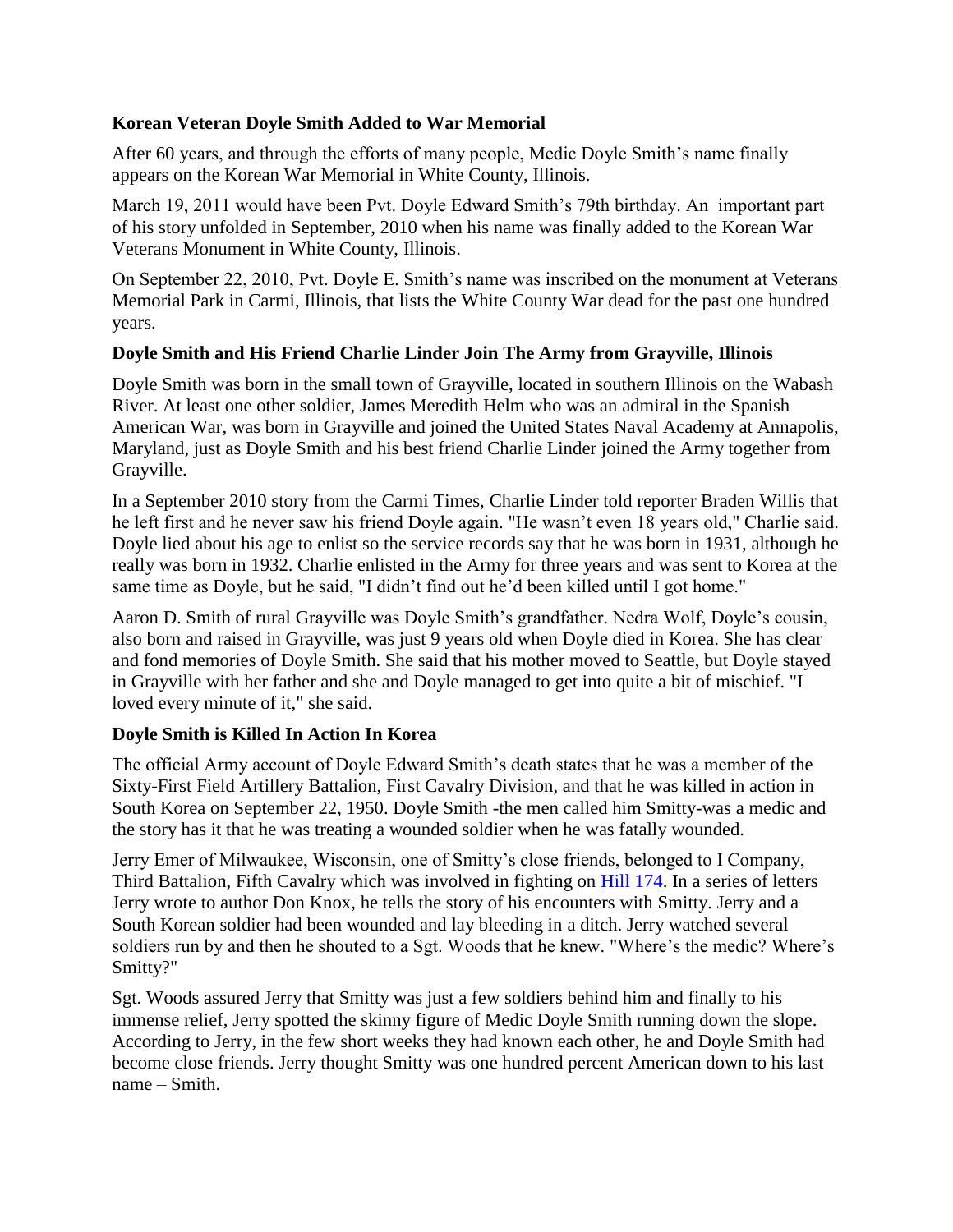### Korean Veteran Doyle Smith Added to War Memorial

After 60 years, and through the efforts of many people, Medic Doyle Smith's name finally appears on the Korean War Memorial in White County, Illinois.

March 19, 2011 would have been Pvt. Doyle Edward Smith's 79th birthday. An important part of his story unfolded in September, 2010 when his name was finally added to the Korean War Veterans Monument in White County, Illinois.

On September 22, 2010, Pvt. Doyle E. Smith's name was inscribed on the monument at Veterans Memorial Park in Carmi, Illinois, that lists the White County War dead for the past one hundred years.

### Doyle Smith and His Friend Charlie Linder Join The Army from Grayville, Illinois

Doyle Smith was born in the small town of Grayville, located in southern Illinois on the Wabash River. At least one other soldier, James Meredith Helm who was an admiral in the Spanish American War, was born in Grayville and joined the United States Naval Academy at Annapolis, Maryland, just as Doyle Smith and his best friend Charlie Linder joined the Army together from Grayville.

In a September 2010 story from the Carmi Times, Charlie Linder told reporter Braden Willis that he left first and he never saw his friend Doyle again. "He wasn't even 18 years old," Charlie said. Doyle lied about his age to enlist so the service records say that he was born in 1931, although he really was born in 1932. Charlie enlisted in the Army for three years and was sent to Korea at the same time as Doyle, but he said, "I didn't find out he'd been killed until I got home."

Aaron D. Smith of rural Grayville was Doyle Smith's grandfather. Nedra Wolf, Doyle's cousin, also born and raised in Grayville, was just 9 years old when Doyle died in Korea. She has clear and fond memories of Doyle Smith. She said that his mother moved to Seattle, but Doyle stayed in Grayville with her father and she and Doyle managed to get into quite a bit of mischief. "I loved every minute of it," she said.

### Doyle Smith is Killed In Action In Korea

The official Army account of Doyle Edward Smith's death states that he was a member of the Sixty-First Field Artillery Battalion, First Cavalry Division, and that he was killed in action in South Korea on September 22, 1950. Doyle Smith -the men called him Smitty-was a medic and the story has it that he was treating a wounded soldier when he was fatally wounded.

Jerry Emer of Milwaukee, Wisconsin, one of Smitty's close friends, belonged to I Company, Third Battalion, Fifth Cavalry which was involved in fighting on Hill 174. In a series of letters Jerry wrote to author Don Knox, he tells the story of his encounters with Smitty. Jerry and a South Korean soldier had been wounded and lay bleeding in a ditch. Jerry watched several soldiers run by and then he shouted to a Sgt. Woods that he knew. "Where's the medic? Where's Smitty?"

Sgt. Woods assured Jerry that Smitty was just a few soldiers behind him and finally to his immense relief, Jerry spotted the skinny figure of Medic Doyle Smith running down the slope. According to Jerry, in the few short weeks they had known each other, he and Doyle Smith had become close friends. Jerry thought Smitty was one hundred percent American down to his last name – Smith.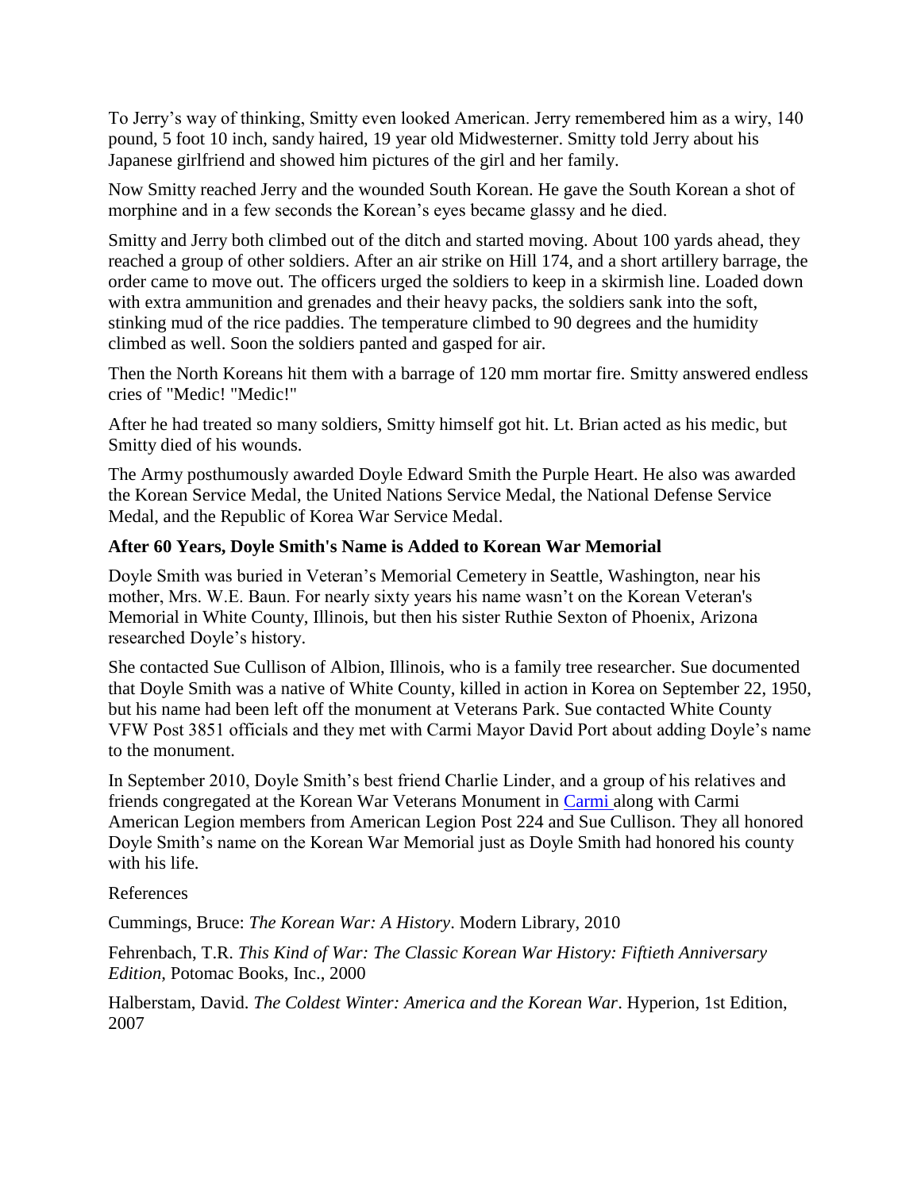To Jerry's way of thinking, Smitty even looked American. Jerry remembered him as a wiry, 140 pound, 5 foot 10 inch, sandy haired, 19 year old Midwesterner. Smitty told Jerry about his Japanese girlfriend and showed him pictures of the girl and her family.

Now Smitty reached Jerry and the wounded South Korean. He gave the South Korean a shot of morphine and in a few seconds the Korean's eyes became glassy and he died.

Smitty and Jerry both climbed out of the ditch and started moving. About 100 yards ahead, they reached a group of other soldiers. After an air strike on Hill 174, and a short artillery barrage, the order came to move out. The officers urged the soldiers to keep in a skirmish line. Loaded down with extra ammunition and grenades and their heavy packs, the soldiers sank into the soft, stinking mud of the rice paddies. The temperature climbed to 90 degrees and the humidity climbed as well. Soon the soldiers panted and gasped for air.

Then the North Koreans hit them with a barrage of 120 mm mortar fire. Smitty answered endless cries of "Medic! "Medic!"

After he had treated so many soldiers, Smitty himself got hit. Lt. Brian acted as his medic, but Smitty died of his wounds.

The Army posthumously awarded Doyle Edward Smith the Purple Heart. He also was awarded the Korean Service Medal, the United Nations Service Medal, the National Defense Service Medal, and the Republic of Korea War Service Medal.

**After 60 Years, Doyle Smith's Name is Added to Korean War Memorial**

Doyle Smith was buried in Veteran's Memorial Cemetery in Seattle, Washington, near his mother, Mrs. W.E. Baun. For nearly sixty years his name wasn't on the Korean Veteran's Memorial in White County, Illinois, but then his sister Ruthie Sexton of Phoenix, Arizona researched Doyle's history.

She contacted Sue Cullison of Albion, Illinois, who is a family tree researcher. Sue documented that Doyle Smith was a native of White County, killed in action in Korea on September 22, 1950, but his name had been left off the monument at Veterans Park. Sue contacted White County VFW Post 3851 officials and they met with Carmi Mayor David Port about adding Doyle's name to the monument.

In September 2010, Doyle Smith's best friend Charlie Linder, and a group of his relatives and friends congregated at the Korean War Veterans Monument in Carmi along with Carmi American Legion members from American Legion Post 224 and Sue Cullison. They all honored Doyle Smith's name on the Korean War Memorial just as Doyle Smith had honored his county with his life.

References

Cummings, Bruce: *The Korean War: A History*. Modern Library, 2010

Fehrenbach, T.R. *This Kind of War: The Classic Korean War History: Fiftieth Anniversary Edition*, Potomac Books, Inc., 2000

Halberstam, David. *The Coldest Winter: America and the Korean War*. Hyperion, 1st Edition, 2007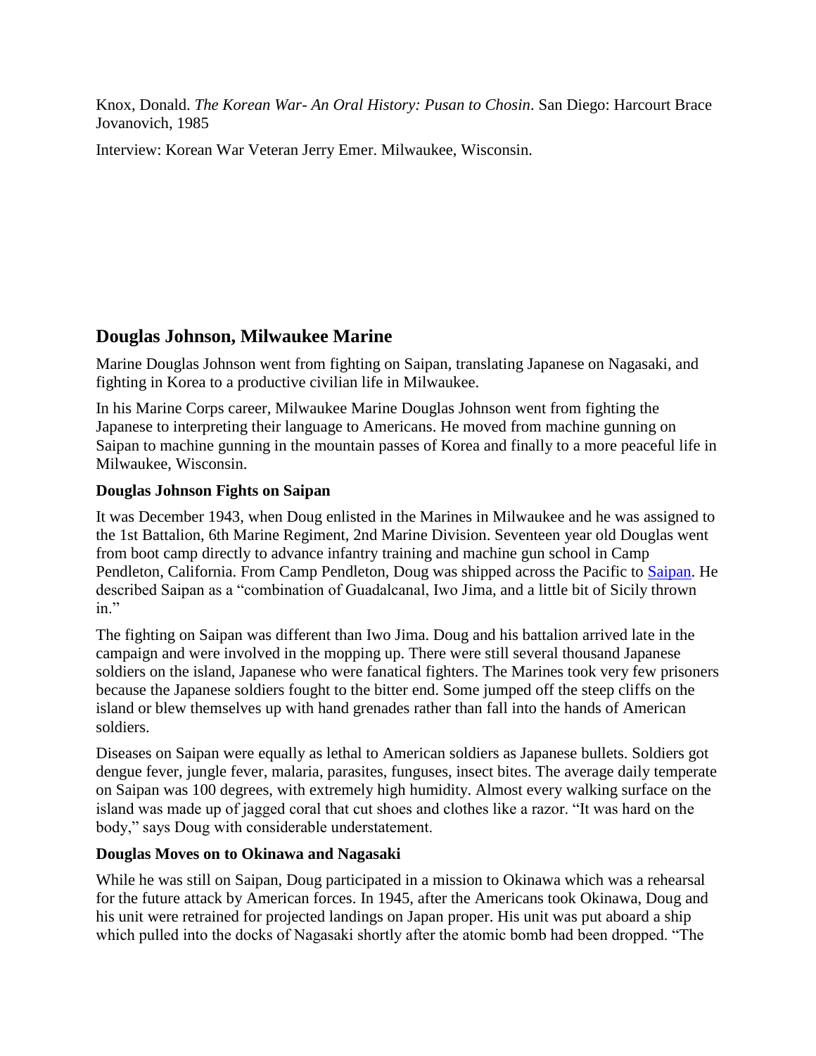Knox, Donald. *The Korean War- An Oral History: Pusan to Chosin*. San Diego: Harcourt Brace Jovanovich, 1985

Interview: Korean War Veteran Jerry Emer. Milwaukee, Wisconsin.

## Douglas Johnson, Milwaukee Marine

Marine Douglas Johnson went from fighting on Saipan, translating Japanese on Nagasaki, and fighting in Korea to a productive civilian life in Milwaukee.

In his Marine Corps career, Milwaukee Marine Douglas Johnson went from fighting the Japanese to interpreting their language to Americans. He moved from machine gunning on Saipan to machine gunning in the mountain passes of Korea and finally to a more peaceful life in Milwaukee, Wisconsin.

### Douglas Johnson Fights on Saipan

It was December 1943, when Doug enlisted in the Marines in Milwaukee and he was assigned to the 1st Battalion, 6th Marine Regiment, 2nd Marine Division. Seventeen year old Douglas went from boot camp directly to advance infantry training and machine gun school in Camp Pendleton, California. From Camp Pendleton, Doug was shipped across the Pacific to Saipan. He described Saipan as a "combination of Guadalcanal, Iwo Jima, and a little bit of Sicily thrown in."

The fighting on Saipan was different than Iwo Jima. Doug and his battalion arrived late in the campaign and were involved in the mopping up. There were still several thousand Japanese soldiers on the island, Japanese who were fanatical fighters. The Marines took very few prisoners because the Japanese soldiers fought to the bitter end. Some jumped off the steep cliffs on the island or blew themselves up with hand grenades rather than fall into the hands of American soldiers.

Diseases on Saipan were equally as lethal to American soldiers as Japanese bullets. Soldiers got dengue fever, jungle fever, malaria, parasites, funguses, insect bites. The average daily temperate on Saipan was 100 degrees, with extremely high humidity. Almost every walking surface on the island was made up of jagged coral that cut shoes and clothes like a razor. "It was hard on the body," says Doug with considerable understatement.

### Douglas Moves on to Okinawa and Nagasaki

While he was still on Saipan, Doug participated in a mission to Okinawa which was a rehearsal for the future attack by American forces. In 1945, after the Americans took Okinawa, Doug and his unit were retrained for projected landings on Japan proper. His unit was put aboard a ship which pulled into the docks of Nagasaki shortly after the atomic bomb had been dropped. "The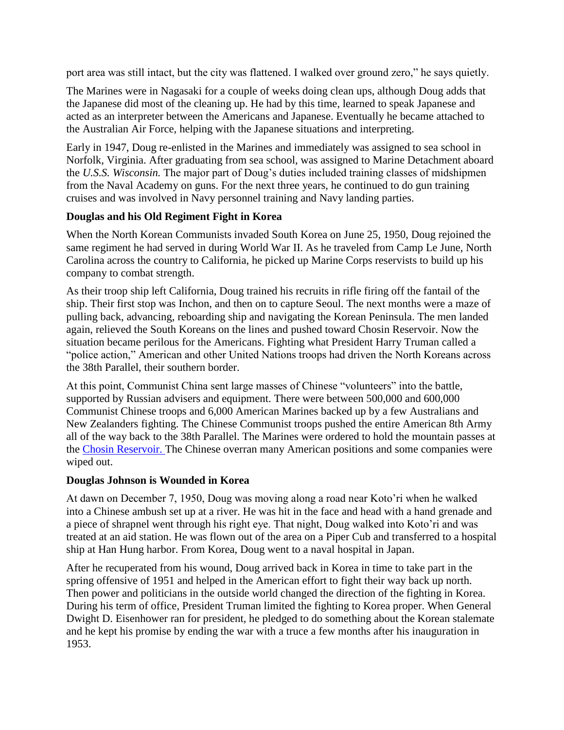port area was still intact, but the city was flattened. I walked over ground zero," he says quietly.

The Marines were in Nagasaki for a couple of weeks doing clean ups, although Doug adds that the Japanese did most of the cleaning up. He had by this time, learned to speak Japanese and acted as an interpreter between the Americans and Japanese. Eventually he became attached to the Australian Air Force, helping with the Japanese situations and interpreting.

Early in 1947, Doug re-enlisted in the Marines and immediately was assigned to sea school in Norfolk, Virginia. After graduating from sea school, was assigned to Marine Detachment aboard the *U.S.S. Wisconsin.* The major part of Doug's duties included training classes of midshipmen from the Naval Academy on guns. For the next three years, he continued to do gun training cruises and was involved in Navy personnel training and Navy landing parties.

### Douglas and his Old Regiment Fight in Korea

When the North Korean Communists invaded South Korea on June 25, 1950, Doug rejoined the same regiment he had served in during World War II. As he traveled from Camp Le June, North Carolina across the country to California, he picked up Marine Corps reservists to build up his company to combat strength.

As their troop ship left California, Doug trained his recruits in rifle firing off the fantail of the ship. Their first stop was Inchon, and then on to capture Seoul. The next months were a maze of pulling back, advancing, reboarding ship and navigating the Korean Peninsula. The men landed again, relieved the South Koreans on the lines and pushed toward Chosin Reservoir. Now the situation became perilous for the Americans. Fighting what President Harry Truman called a "police action," American and other United Nations troops had driven the North Koreans across the 38th Parallel, their southern border.

At this point, Communist China sent large masses of Chinese "volunteers" into the battle, supported by Russian advisers and equipment. There were between 500,000 and 600,000 Communist Chinese troops and 6,000 American Marines backed up by a few Australians and New Zealanders fighting. The Chinese Communist troops pushed the entire American 8th Army all of the way back to the 38th Parallel. The Marines were ordered to hold the mountain passes at the Chosin Reservoir. The Chinese overran many American positions and some companies were wiped out.

### Douglas Johnson is Wounded in Korea

At dawn on December 7, 1950, Doug was moving along a road near Koto'ri when he walked into a Chinese ambush set up at a river. He was hit in the face and head with a hand grenade and a piece of shrapnel went through his right eye. That night, Doug walked into Koto'ri and was treated at an aid station. He was flown out of the area on a Piper Cub and transferred to a hospital ship at Han Hung harbor. From Korea, Doug went to a naval hospital in Japan.

After he recuperated from his wound, Doug arrived back in Korea in time to take part in the spring offensive of 1951 and helped in the American effort to fight their way back up north. Then power and politicians in the outside world changed the direction of the fighting in Korea. During his term of office, President Truman limited the fighting to Korea proper. When General Dwight D. Eisenhower ran for president, he pledged to do something about the Korean stalemate and he kept his promise by ending the war with a truce a few months after his inauguration in 1953.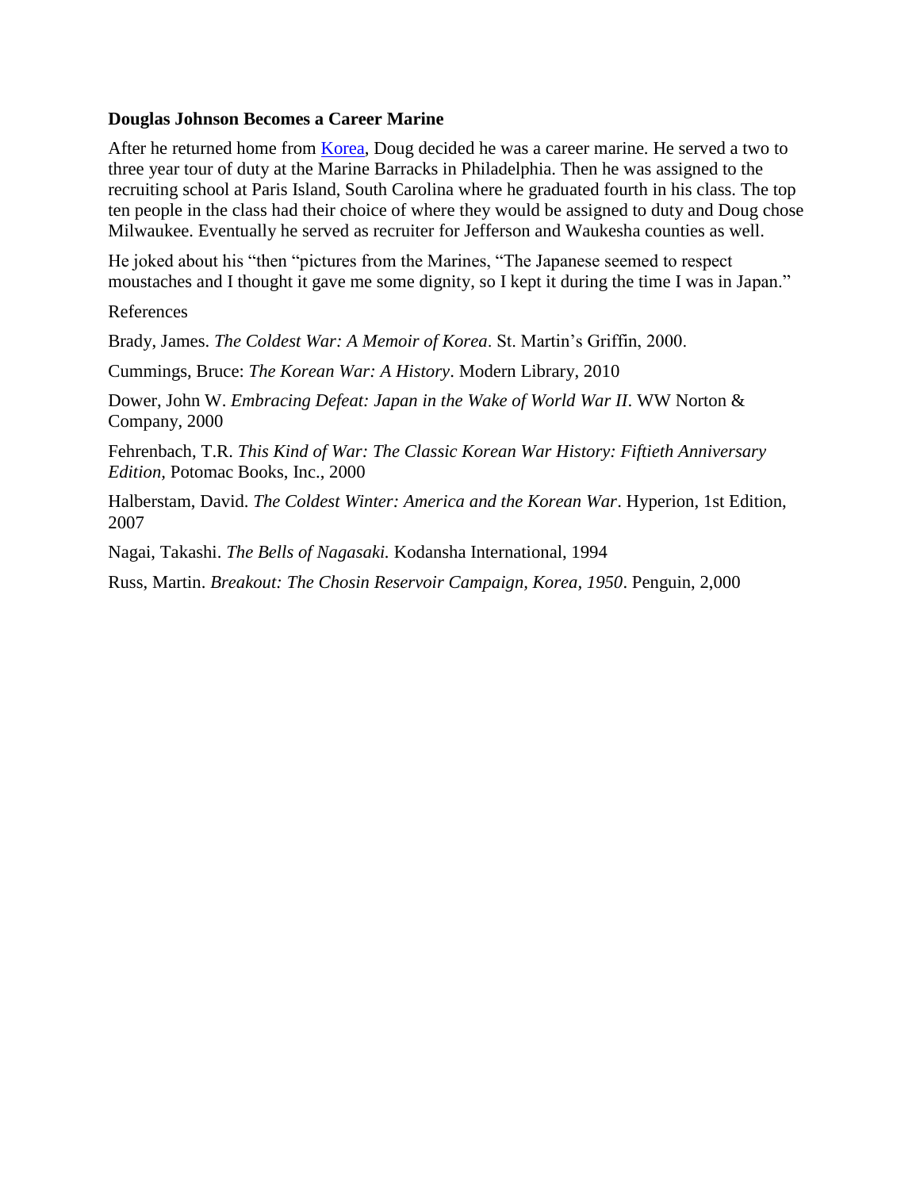**Douglas Johnson Becomes a Career Marine**

After he returned home from Korea, Doug decided he was a career marine. He served a two to three year tour of duty at the Marine Barracks in Philadelphia. Then he was assigned to the recruiting school at Paris Island, South Carolina where he graduated fourth in his class. The top ten people in the class had their choice of where they would be assigned to duty and Doug chose Milwaukee. Eventually he served as recruiter for Jefferson and Waukesha counties as well.

He joked about his "then "pictures from the Marines, "The Japanese seemed to respect moustaches and I thought it gave me some dignity, so I kept it during the time I was in Japan."

References

Brady, James. *The Coldest War: A Memoir of Korea*. St. Martin's Griffin, 2000.

Cummings, Bruce: *The Korean War: A History*. Modern Library, 2010

Dower, John W. *Embracing Defeat: Japan in the Wake of World War II*. WW Norton & Company, 2000

Fehrenbach, T.R. *This Kind of War: The Classic Korean War History: Fiftieth Anniversary Edition*, Potomac Books, Inc., 2000

Halberstam, David. *The Coldest Winter: America and the Korean War*. Hyperion, 1st Edition, 2007

Nagai, Takashi. *The Bells of Nagasaki.* Kodansha International, 1994

Russ, Martin. *Breakout: The Chosin Reservoir Campaign, Korea, 1950*. Penguin, 2,000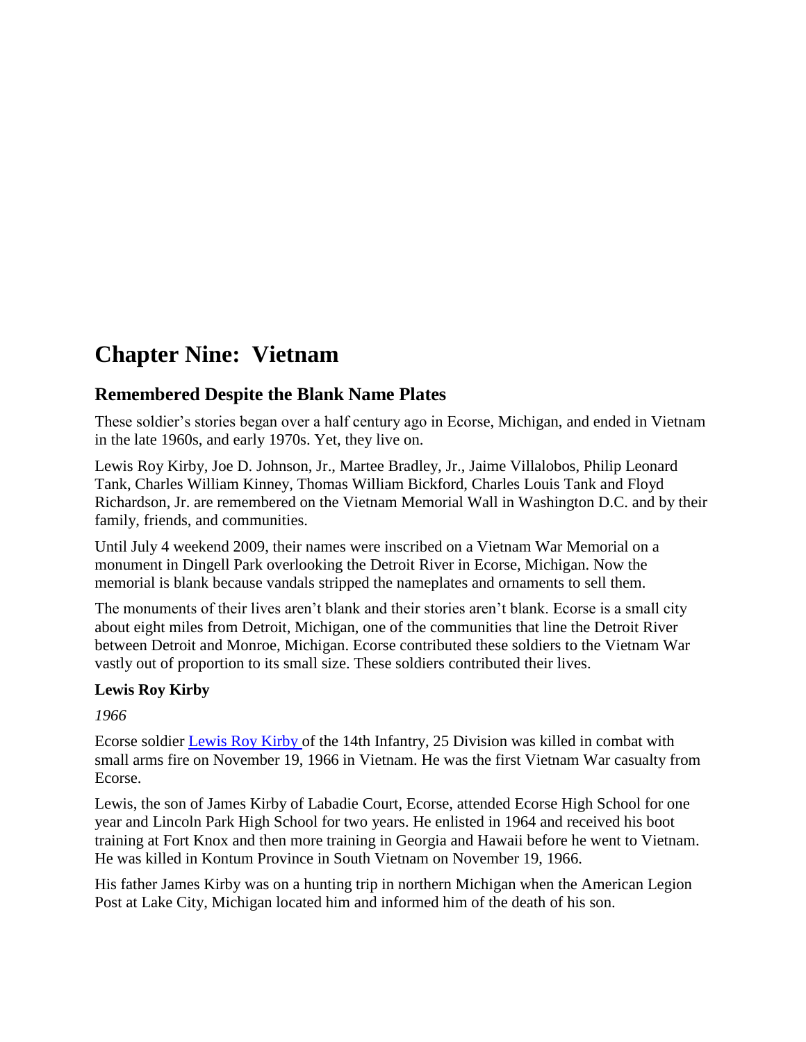# Chapter Nine: Vietnam

## Remembered Despite the Blank Name Plates

These soldier's stories began over a half century ago in Ecorse, Michigan, and ended in Vietnam in the late 1960s, and early 1970s. Yet, they live on.

Lewis Roy Kirby, Joe D. Johnson, Jr., Martee Bradley, Jr., Jaime Villalobos, Philip Leonard Tank, Charles William Kinney, Thomas William Bickford, Charles Louis Tank and Floyd Richardson, Jr. are remembered on the Vietnam Memorial Wall in Washington D.C. and by their family, friends, and communities.

Until July 4 weekend 2009, their names were inscribed on a Vietnam War Memorial on a monument in Dingell Park overlooking the Detroit River in Ecorse, Michigan. Now the memorial is blank because vandals stripped the nameplates and ornaments to sell them.

The monuments of their lives aren't blank and their stories aren't blank. Ecorse is a small city about eight miles from Detroit, Michigan, one of the communities that line the Detroit River between Detroit and Monroe, Michigan. Ecorse contributed these soldiers to the Vietnam War vastly out of proportion to its small size. These soldiers contributed their lives.

**Lewis Roy Kirby**

*1966*

Ecorse soldier Lewis Roy Kirby of the 14th Infantry, 25 Division was killed in combat with small arms fire on November 19, 1966 in Vietnam. He was the first Vietnam War casualty from Ecorse.

Lewis, the son of James Kirby of Labadie Court, Ecorse, attended Ecorse High School for one year and Lincoln Park High School for two years. He enlisted in 1964 and received his boot training at Fort Knox and then more training in Georgia and Hawaii before he went to Vietnam. He was killed in Kontum Province in South Vietnam on November 19, 1966.

His father James Kirby was on a hunting trip in northern Michigan when the American Legion Post at Lake City, Michigan located him and informed him of the death of his son.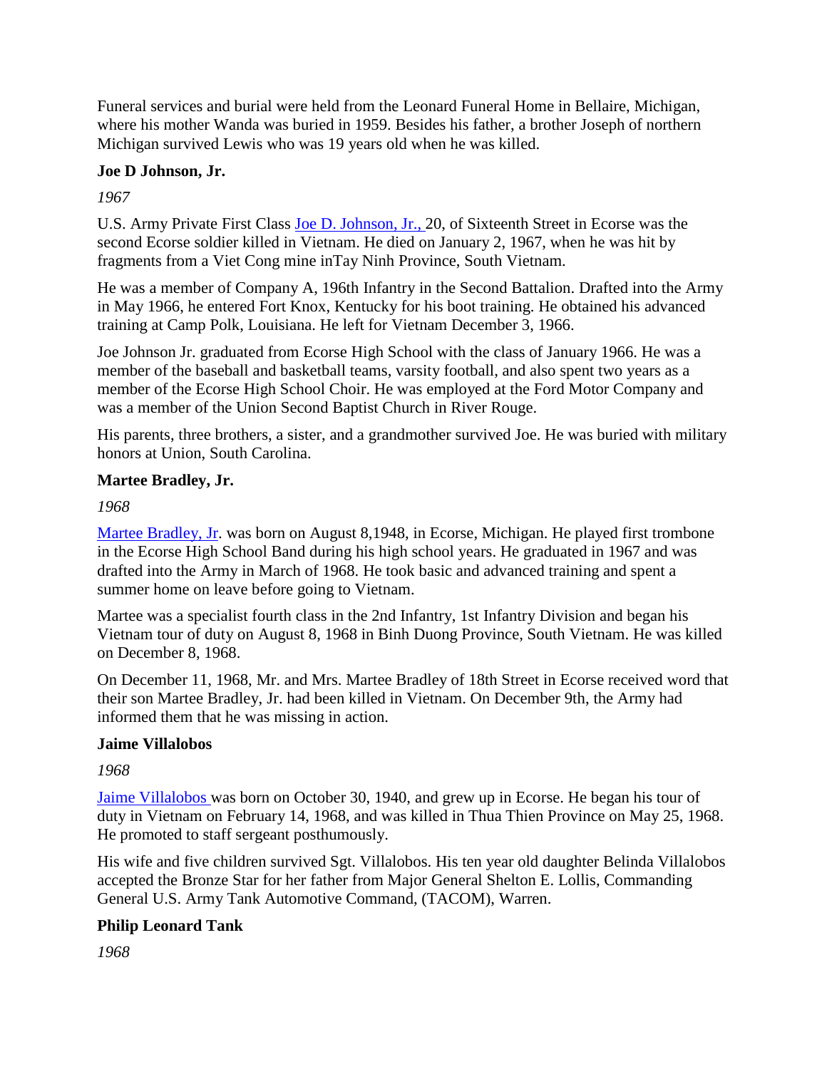Funeral services and burial were held from the Leonard Funeral Home in Bellaire, Michigan, where his mother Wanda was buried in 1959. Besides his father, a brother Joseph of northern Michigan survived Lewis who was 19 years old when he was killed.

### Joe D Johnson, Jr.

*1967*

U.S. Army Private First Class Joe D. Johnson, Jr., 20, of Sixteenth Street in Ecorse was the second Ecorse soldier killed in Vietnam. He died on January 2, 1967, when he was hit by fragments from a Viet Cong mine inTay Ninh Province, South Vietnam.

He was a member of Company A, 196th Infantry in the Second Battalion. Drafted into the Army in May 1966, he entered Fort Knox, Kentucky for his boot training. He obtained his advanced training at Camp Polk, Louisiana. He left for Vietnam December 3, 1966.

Joe Johnson Jr. graduated from Ecorse High School with the class of January 1966. He was a member of the baseball and basketball teams, varsity football, and also spent two years as a member of the Ecorse High School Choir. He was employed at the Ford Motor Company and was a member of the Union Second Baptist Church in River Rouge.

His parents, three brothers, a sister, and a grandmother survived Joe. He was buried with military honors at Union, South Carolina.

### Martee Bradley, Jr.

*1968*

Martee Bradley, Jr. was born on August 8,1948, in Ecorse, Michigan. He played first trombone in the Ecorse High School Band during his high school years. He graduated in 1967 and was drafted into the Army in March of 1968. He took basic and advanced training and spent a summer home on leave before going to Vietnam.

Martee was a specialist fourth class in the 2nd Infantry, 1st Infantry Division and began his Vietnam tour of duty on August 8, 1968 in Binh Duong Province, South Vietnam. He was killed on December 8, 1968.

On December 11, 1968, Mr. and Mrs. Martee Bradley of 18th Street in Ecorse received word that their son Martee Bradley, Jr. had been killed in Vietnam. On December 9th, the Army had informed them that he was missing in action.

### Jaime Villalobos

*1968*

Jaime Villalobos was born on October 30, 1940, and grew up in Ecorse. He began his tour of duty in Vietnam on February 14, 1968, and was killed in Thua Thien Province on May 25, 1968. He promoted to staff sergeant posthumously.

His wife and five children survived Sgt. Villalobos. His ten year old daughter Belinda Villalobos accepted the Bronze Star for her father from Major General Shelton E. Lollis, Commanding General U.S. Army Tank Automotive Command, (TACOM), Warren.

### Philip Leonard Tank

*1968*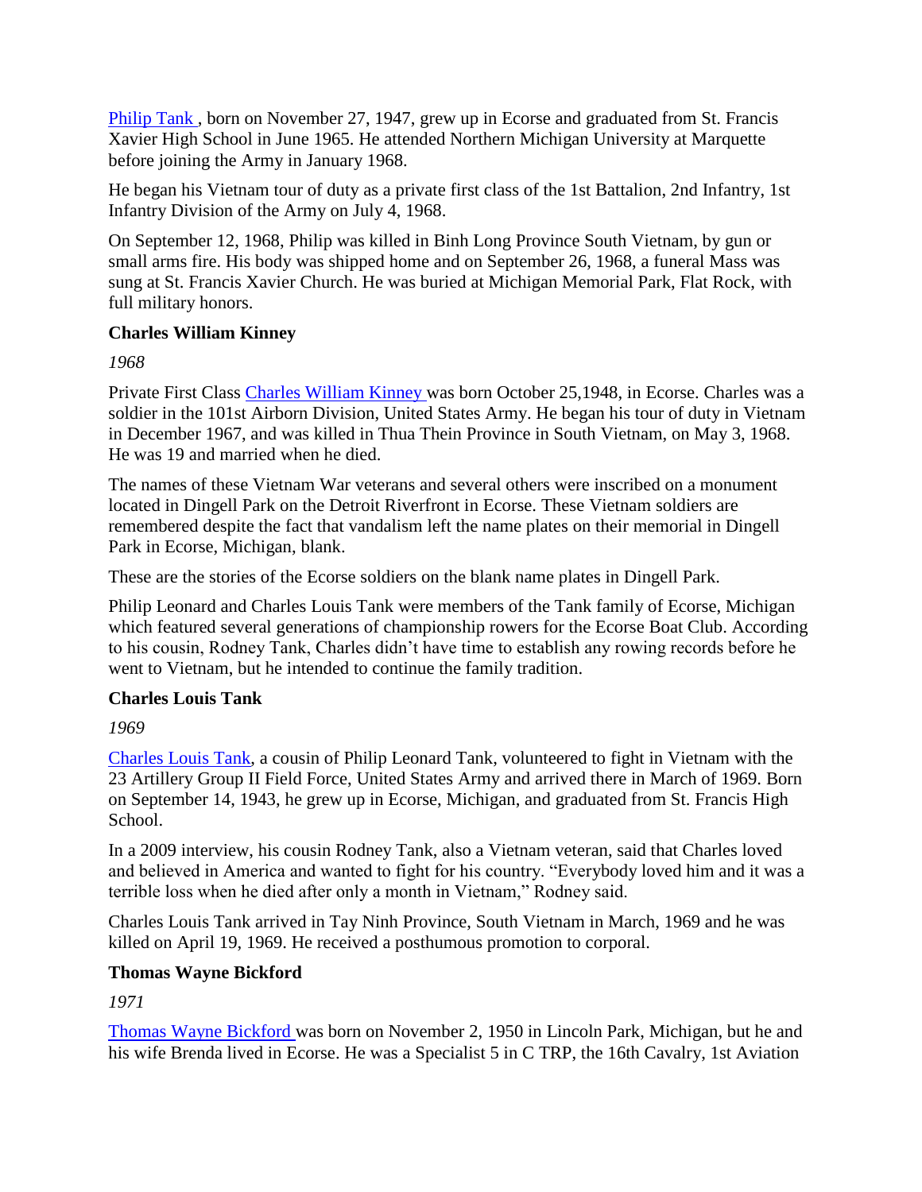[Philip Tank](#), born on November 27, 1947, grew up in Ecorse and graduated from St. Francis Xavier High School in June 1965. He attended Northern Michigan University at Marquette before joining the Army in January 1968.

He began his Vietnam tour of duty as a private first class of the 1st Battalion, 2nd Infantry, 1st Infantry Division of the Army on July 4, 1968.

On September 12, 1968, Philip was killed in Binh Long Province South Vietnam, by gun or small arms fire. His body was shipped home and on September 26, 1968, a funeral Mass was sung at St. Francis Xavier Church. He was buried at Michigan Memorial Park, Flat Rock, with full military honors.

**Charles William Kinney**

*1968*

Private First Class [Charles William Kinney](#) was born October 25,1948, in Ecorse. Charles was a soldier in the 101st Airborn Division, United States Army. He began his tour of duty in Vietnam in December 1967, and was killed in Thua Thein Province in South Vietnam, on May 3, 1968. He was 19 and married when he died.

The names of these Vietnam War veterans and several others were inscribed on a monument located in Dingell Park on the Detroit Riverfront in Ecorse. These Vietnam soldiers are remembered despite the fact that vandalism left the name plates on their memorial in Dingell Park in Ecorse, Michigan, blank.

These are the stories of the Ecorse soldiers on the blank name plates in Dingell Park.

Philip Leonard and Charles Louis Tank were members of the Tank family of Ecorse, Michigan which featured several generations of championship rowers for the Ecorse Boat Club. According to his cousin, Rodney Tank, Charles didn't have time to establish any rowing records before he went to Vietnam, but he intended to continue the family tradition.

**Charles Louis Tank**

*1969*

[Charles Louis Tank](#), a cousin of Philip Leonard Tank, volunteered to fight in Vietnam with the 23 Artillery Group II Field Force, United States Army and arrived there in March of 1969. Born on September 14, 1943, he grew up in Ecorse, Michigan, and graduated from St. Francis High School.

In a 2009 interview, his cousin Rodney Tank, also a Vietnam veteran, said that Charles loved and believed in America and wanted to fight for his country. "Everybody loved him and it was a terrible loss when he died after only a month in Vietnam," Rodney said.

Charles Louis Tank arrived in Tay Ninh Province, South Vietnam in March, 1969 and he was killed on April 19, 1969. He received a posthumous promotion to corporal.

**Thomas Wayne Bickford**

*1971*

[Thomas Wayne Bickford](#) was born on November 2, 1950 in Lincoln Park, Michigan, but he and his wife Brenda lived in Ecorse. He was a Specialist 5 in C TRP, the 16th Cavalry, 1st Aviation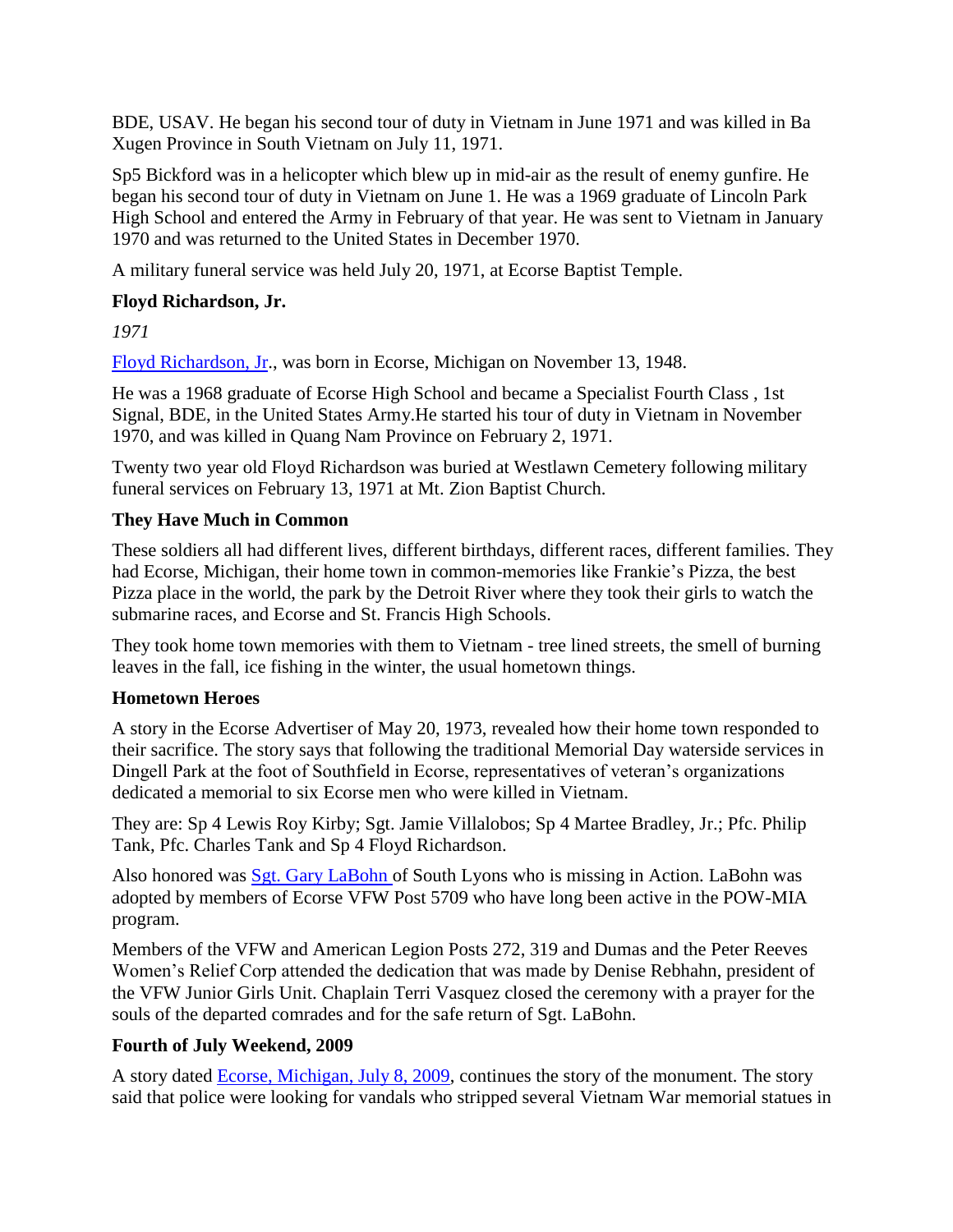BDE, USAV. He began his second tour of duty in Vietnam in June 1971 and was killed in Ba Xugen Province in South Vietnam on July 11, 1971.

Sp5 Bickford was in a helicopter which blew up in mid-air as the result of enemy gunfire. He began his second tour of duty in Vietnam on June 1. He was a 1969 graduate of Lincoln Park High School and entered the Army in February of that year. He was sent to Vietnam in January 1970 and was returned to the United States in December 1970.

A military funeral service was held July 20, 1971, at Ecorse Baptist Temple.

**Floyd Richardson, Jr.**

*1971*

Floyd Richardson, Jr., was born in Ecorse, Michigan on November 13, 1948.

He was a 1968 graduate of Ecorse High School and became a Specialist Fourth Class , 1st Signal, BDE, in the United States Army.He started his tour of duty in Vietnam in November 1970, and was killed in Quang Nam Province on February 2, 1971.

Twenty two year old Floyd Richardson was buried at Westlawn Cemetery following military funeral services on February 13, 1971 at Mt. Zion Baptist Church.

**They Have Much in Common**

These soldiers all had different lives, different birthdays, different races, different families. They had Ecorse, Michigan, their home town in common-memories like Frankie's Pizza, the best Pizza place in the world, the park by the Detroit River where they took their girls to watch the submarine races, and Ecorse and St. Francis High Schools.

They took home town memories with them to Vietnam - tree lined streets, the smell of burning leaves in the fall, ice fishing in the winter, the usual hometown things.

**Hometown Heroes**

A story in the Ecorse Advertiser of May 20, 1973, revealed how their home town responded to their sacrifice. The story says that following the traditional Memorial Day waterside services in Dingell Park at the foot of Southfield in Ecorse, representatives of veteran's organizations dedicated a memorial to six Ecorse men who were killed in Vietnam.

They are: Sp 4 Lewis Roy Kirby; Sgt. Jamie Villalobos; Sp 4 Martee Bradley, Jr.; Pfc. Philip Tank, Pfc. Charles Tank and Sp 4 Floyd Richardson.

Also honored was Sgt. Gary LaBohn of South Lyons who is missing in Action. LaBohn was adopted by members of Ecorse VFW Post 5709 who have long been active in the POW-MIA program.

Members of the VFW and American Legion Posts 272, 319 and Dumas and the Peter Reeves Women's Relief Corp attended the dedication that was made by Denise Rebhahn, president of the VFW Junior Girls Unit. Chaplain Terri Vasquez closed the ceremony with a prayer for the souls of the departed comrades and for the safe return of Sgt. LaBohn.

**Fourth of July Weekend, 2009**

A story dated Ecorse, Michigan, July 8, 2009, continues the story of the monument. The story said that police were looking for vandals who stripped several Vietnam War memorial statues in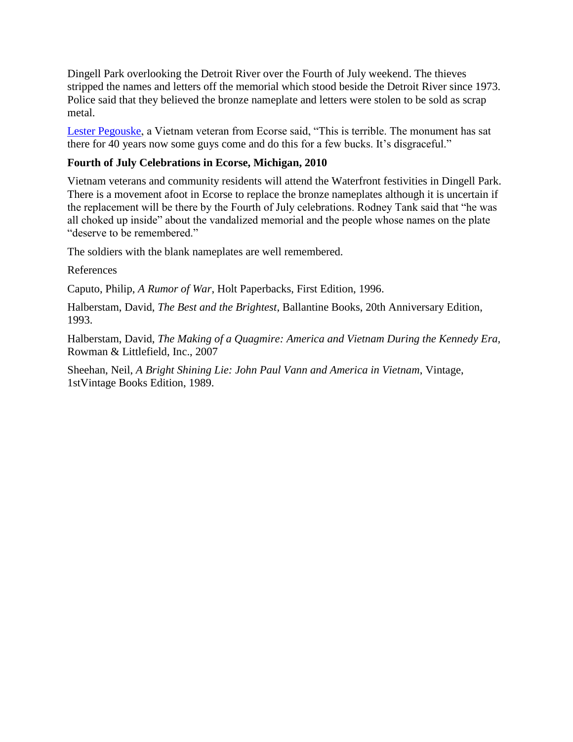Dingell Park overlooking the Detroit River over the Fourth of July weekend. The thieves stripped the names and letters off the memorial which stood beside the Detroit River since 1973. Police said that they believed the bronze nameplate and letters were stolen to be sold as scrap metal.

Lester Pegouske, a Vietnam veteran from Ecorse said, "This is terrible. The monument has sat there for 40 years now some guys come and do this for a few bucks. It's disgraceful."

**Fourth of July Celebrations in Ecorse, Michigan, 2010**

Vietnam veterans and community residents will attend the Waterfront festivities in Dingell Park. There is a movement afoot in Ecorse to replace the bronze nameplates although it is uncertain if the replacement will be there by the Fourth of July celebrations. Rodney Tank said that "he was all choked up inside" about the vandalized memorial and the people whose names on the plate "deserve to be remembered."

The soldiers with the blank nameplates are well remembered.

References

Caputo, Philip, *A Rumor of War*, Holt Paperbacks, First Edition, 1996.

Halberstam, David, *The Best and the Brightest*, Ballantine Books, 20th Anniversary Edition, 1993.

Halberstam, David, *The Making of a Quagmire: America and Vietnam During the Kennedy Era*, Rowman & Littlefield, Inc., 2007

Sheehan, Neil, *A Bright Shining Lie: John Paul Vann and America in Vietnam*, Vintage, 1stVintage Books Edition, 1989.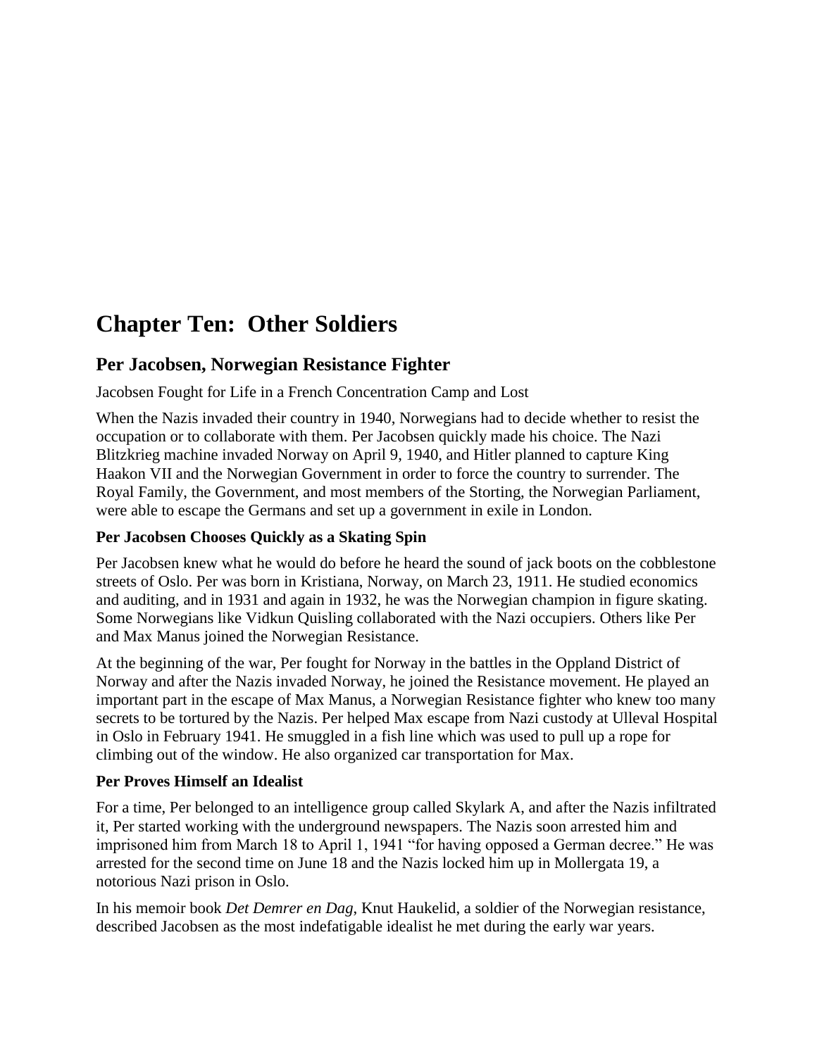# Chapter Ten: Other Soldiers

## Per Jacobsen, Norwegian Resistance Fighter

Jacobsen Fought for Life in a French Concentration Camp and Lost

When the Nazis invaded their country in 1940, Norwegians had to decide whether to resist the occupation or to collaborate with them. Per Jacobsen quickly made his choice. The Nazi Blitzkrieg machine invaded Norway on April 9, 1940, and Hitler planned to capture King Haakon VII and the Norwegian Government in order to force the country to surrender. The Royal Family, the Government, and most members of the Storting, the Norwegian Parliament, were able to escape the Germans and set up a government in exile in London.

### Per Jacobsen Chooses Quickly as a Skating Spin

Per Jacobsen knew what he would do before he heard the sound of jack boots on the cobblestone streets of Oslo. Per was born in Kristiana, Norway, on March 23, 1911. He studied economics and auditing, and in 1931 and again in 1932, he was the Norwegian champion in figure skating. Some Norwegians like Vidkun Quisling collaborated with the Nazi occupiers. Others like Per and Max Manus joined the Norwegian Resistance.

At the beginning of the war, Per fought for Norway in the battles in the Oppland District of Norway and after the Nazis invaded Norway, he joined the Resistance movement. He played an important part in the escape of Max Manus, a Norwegian Resistance fighter who knew too many secrets to be tortured by the Nazis. Per helped Max escape from Nazi custody at Ulleval Hospital in Oslo in February 1941. He smuggled in a fish line which was used to pull up a rope for climbing out of the window. He also organized car transportation for Max.

### Per Proves Himself an Idealist

For a time, Per belonged to an intelligence group called Skylark A, and after the Nazis infiltrated it, Per started working with the underground newspapers. The Nazis soon arrested him and imprisoned him from March 18 to April 1, 1941 "for having opposed a German decree." He was arrested for the second time on June 18 and the Nazis locked him up in Mollergata 19, a notorious Nazi prison in Oslo.

In his memoir book *Det Demrer en Dag*, Knut Haukelid, a soldier of the Norwegian resistance, described Jacobsen as the most indefatigable idealist he met during the early war years.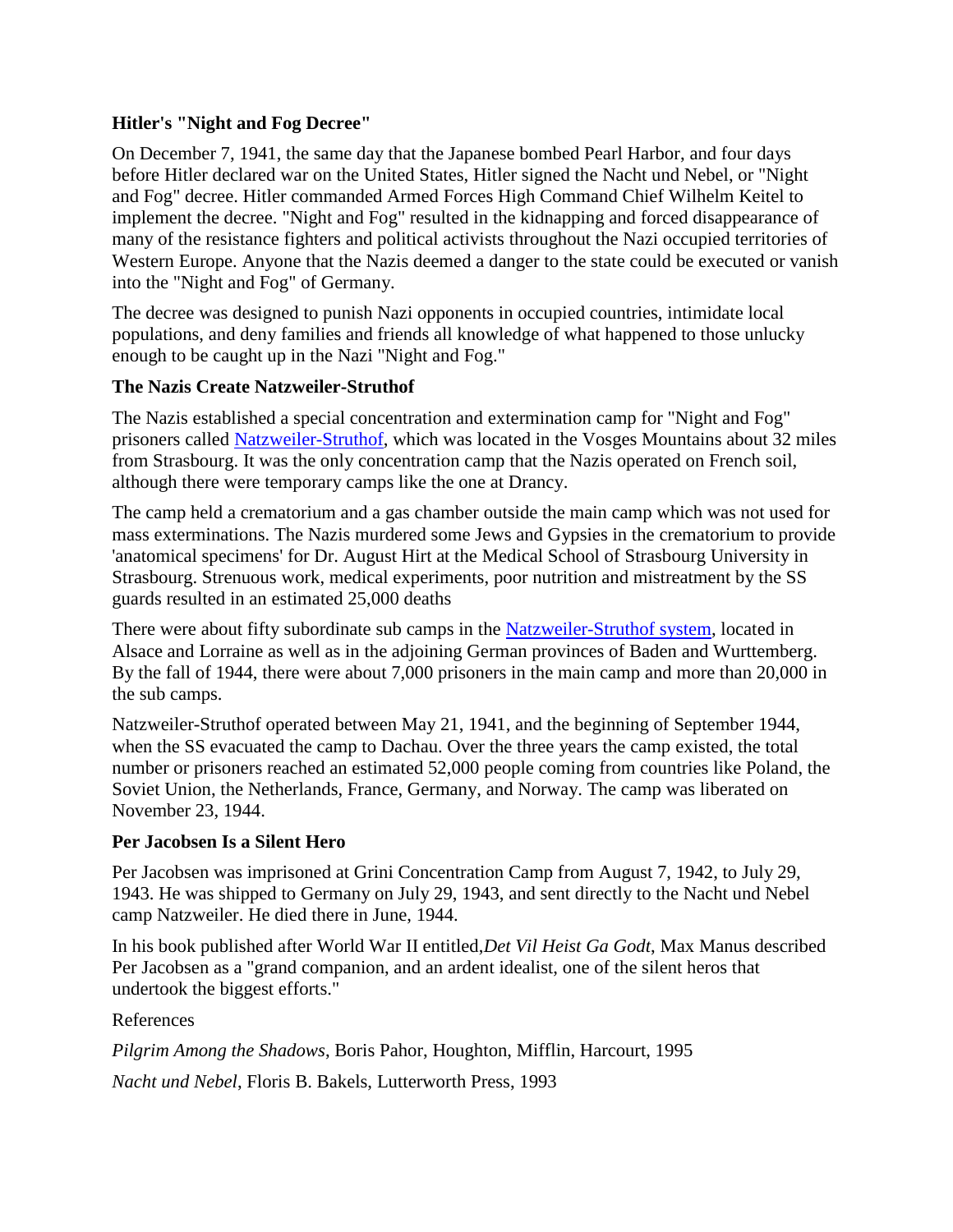**Hitler's "Night and Fog Decree"**

On December 7, 1941, the same day that the Japanese bombed Pearl Harbor, and four days before Hitler declared war on the United States, Hitler signed the Nacht und Nebel, or "Night and Fog" decree. Hitler commanded Armed Forces High Command Chief Wilhelm Keitel to implement the decree. "Night and Fog" resulted in the kidnapping and forced disappearance of many of the resistance fighters and political activists throughout the Nazi occupied territories of Western Europe. Anyone that the Nazis deemed a danger to the state could be executed or vanish into the "Night and Fog" of Germany.

The decree was designed to punish Nazi opponents in occupied countries, intimidate local populations, and deny families and friends all knowledge of what happened to those unlucky enough to be caught up in the Nazi "Night and Fog."

**The Nazis Create Natzweiler-Struthof**

The Nazis established a special concentration and extermination camp for "Night and Fog" prisoners called Natzweiler-Struthof, which was located in the Vosges Mountains about 32 miles from Strasbourg. It was the only concentration camp that the Nazis operated on French soil, although there were temporary camps like the one at Drancy.

The camp held a crematorium and a gas chamber outside the main camp which was not used for mass exterminations. The Nazis murdered some Jews and Gypsies in the crematorium to provide 'anatomical specimens' for Dr. August Hirt at the Medical School of Strasbourg University in Strasbourg. Strenuous work, medical experiments, poor nutrition and mistreatment by the SS guards resulted in an estimated 25,000 deaths

There were about fifty subordinate sub camps in the Natzweiler-Struthof system, located in Alsace and Lorraine as well as in the adjoining German provinces of Baden and Wurttemberg. By the fall of 1944, there were about 7,000 prisoners in the main camp and more than 20,000 in the sub camps.

Natzweiler-Struthof operated between May 21, 1941, and the beginning of September 1944, when the SS evacuated the camp to Dachau. Over the three years the camp existed, the total number or prisoners reached an estimated 52,000 people coming from countries like Poland, the Soviet Union, the Netherlands, France, Germany, and Norway. The camp was liberated on November 23, 1944.

**Per Jacobsen Is a Silent Hero**

Per Jacobsen was imprisoned at Grini Concentration Camp from August 7, 1942, to July 29, 1943. He was shipped to Germany on July 29, 1943, and sent directly to the Nacht und Nebel camp Natzweiler. He died there in June, 1944.

In his book published after World War II entitled,*Det Vil Heist Ga Godt*, Max Manus described Per Jacobsen as a "grand companion, and an ardent idealist, one of the silent heros that undertook the biggest efforts."

References

*Pilgrim Among the Shadows*, Boris Pahor, Houghton, Mifflin, Harcourt, 1995

*Nacht und Nebel*, Floris B. Bakels, Lutterworth Press, 1993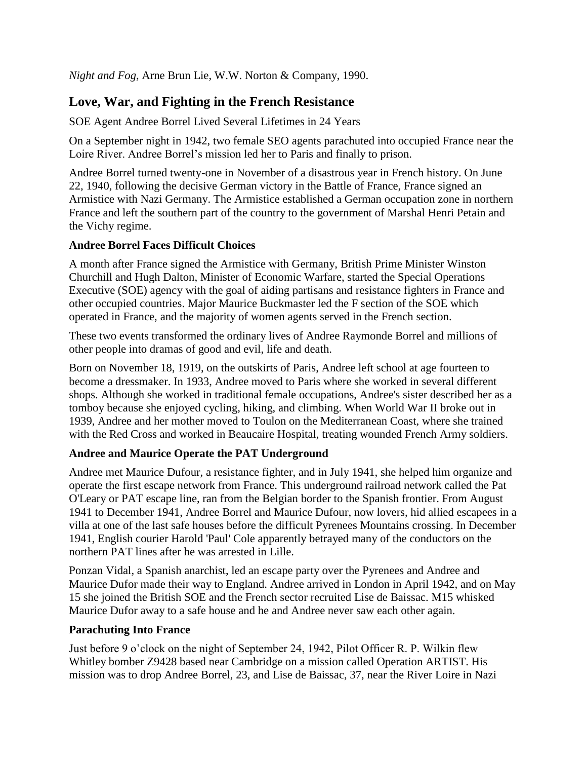*Night and Fog*, Arne Brun Lie, W.W. Norton & Company, 1990.

## Love, War, and Fighting in the French Resistance

SOE Agent Andree Borrel Lived Several Lifetimes in 24 Years

On a September night in 1942, two female SEO agents parachuted into occupied France near the Loire River. Andree Borrel's mission led her to Paris and finally to prison.

Andree Borrel turned twenty-one in November of a disastrous year in French history. On June 22, 1940, following the decisive German victory in the Battle of France, France signed an Armistice with Nazi Germany. The Armistice established a German occupation zone in northern France and left the southern part of the country to the government of Marshal Henri Petain and the Vichy regime.

### Andree Borrel Faces Difficult Choices

A month after France signed the Armistice with Germany, British Prime Minister Winston Churchill and Hugh Dalton, Minister of Economic Warfare, started the Special Operations Executive (SOE) agency with the goal of aiding partisans and resistance fighters in France and other occupied countries. Major Maurice Buckmaster led the F section of the SOE which operated in France, and the majority of women agents served in the French section.

These two events transformed the ordinary lives of Andree Raymonde Borrel and millions of other people into dramas of good and evil, life and death.

Born on November 18, 1919, on the outskirts of Paris, Andree left school at age fourteen to become a dressmaker. In 1933, Andree moved to Paris where she worked in several different shops. Although she worked in traditional female occupations, Andree's sister described her as a tomboy because she enjoyed cycling, hiking, and climbing. When World War II broke out in 1939, Andree and her mother moved to Toulon on the Mediterranean Coast, where she trained with the Red Cross and worked in Beaucaire Hospital, treating wounded French Army soldiers.

### Andree and Maurice Operate the PAT Underground

Andree met Maurice Dufour, a resistance fighter, and in July 1941, she helped him organize and operate the first escape network from France. This underground railroad network called the Pat O'Leary or PAT escape line, ran from the Belgian border to the Spanish frontier. From August 1941 to December 1941, Andree Borrel and Maurice Dufour, now lovers, hid allied escapees in a villa at one of the last safe houses before the difficult Pyrenees Mountains crossing. In December 1941, English courier Harold 'Paul' Cole apparently betrayed many of the conductors on the northern PAT lines after he was arrested in Lille.

Ponzan Vidal, a Spanish anarchist, led an escape party over the Pyrenees and Andree and Maurice Dufor made their way to England. Andree arrived in London in April 1942, and on May 15 she joined the British SOE and the French sector recruited Lise de Baissac. M15 whisked Maurice Dufor away to a safe house and he and Andree never saw each other again.

### Parachuting Into France

Just before 9 o'clock on the night of September 24, 1942, Pilot Officer R. P. Wilkin flew Whitley bomber Z9428 based near Cambridge on a mission called Operation ARTIST. His mission was to drop Andree Borrel, 23, and Lise de Baissac, 37, near the River Loire in Nazi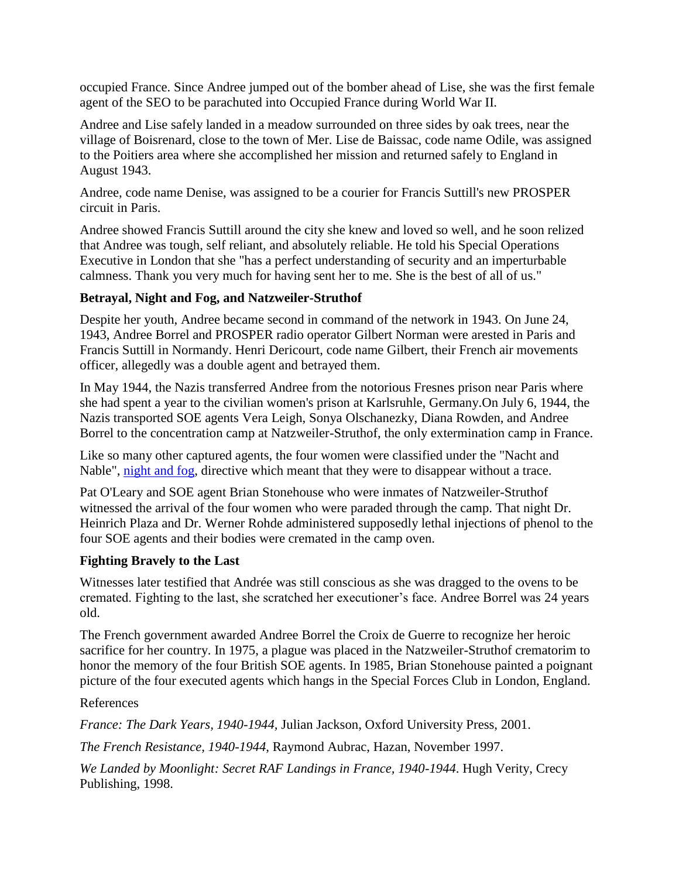occupied France. Since Andree jumped out of the bomber ahead of Lise, she was the first female agent of the SEO to be parachuted into Occupied France during World War II.

Andree and Lise safely landed in a meadow surrounded on three sides by oak trees, near the village of Boisrenard, close to the town of Mer. Lise de Baissac, code name Odile, was assigned to the Poitiers area where she accomplished her mission and returned safely to England in August 1943.

Andree, code name Denise, was assigned to be a courier for Francis Suttill's new PROSPER circuit in Paris.

Andree showed Francis Suttill around the city she knew and loved so well, and he soon relized that Andree was tough, self reliant, and absolutely reliable. He told his Special Operations Executive in London that she "has a perfect understanding of security and an imperturbable calmness. Thank you very much for having sent her to me. She is the best of all of us."

### Betrayal, Night and Fog, and Natzweiler-Struthof

Despite her youth, Andree became second in command of the network in 1943. On June 24, 1943, Andree Borrel and PROSPER radio operator Gilbert Norman were arested in Paris and Francis Suttill in Normandy. Henri Dericourt, code name Gilbert, their French air movements officer, allegedly was a double agent and betrayed them.

In May 1944, the Nazis transferred Andree from the notorious Fresnes prison near Paris where she had spent a year to the civilian women's prison at Karlsruhle, Germany.On July 6, 1944, the Nazis transported SOE agents Vera Leigh, Sonya Olschanezky, Diana Rowden, and Andree Borrel to the concentration camp at Natzweiler-Struthof, the only extermination camp in France.

Like so many other captured agents, the four women were classified under the "Nacht and Nable", night and fog, directive which meant that they were to disappear without a trace.

Pat O'Leary and SOE agent Brian Stonehouse who were inmates of Natzweiler-Struthof witnessed the arrival of the four women who were paraded through the camp. That night Dr. Heinrich Plaza and Dr. Werner Rohde administered supposedly lethal injections of phenol to the four SOE agents and their bodies were cremated in the camp oven.

### Fighting Bravely to the Last

Witnesses later testified that Andrée was still conscious as she was dragged to the ovens to be cremated. Fighting to the last, she scratched her executioner's face. Andree Borrel was 24 years old.

The French government awarded Andree Borrel the Croix de Guerre to recognize her heroic sacrifice for her country. In 1975, a plague was placed in the Natzweiler-Struthof crematorim to honor the memory of the four British SOE agents. In 1985, Brian Stonehouse painted a poignant picture of the four executed agents which hangs in the Special Forces Club in London, England.

References

*France: The Dark Years, 1940-1944*, Julian Jackson, Oxford University Press, 2001.

*The French Resistance, 1940-1944*, Raymond Aubrac, Hazan, November 1997.

*We Landed by Moonlight: Secret RAF Landings in France, 1940-1944*. Hugh Verity, Crecy Publishing, 1998.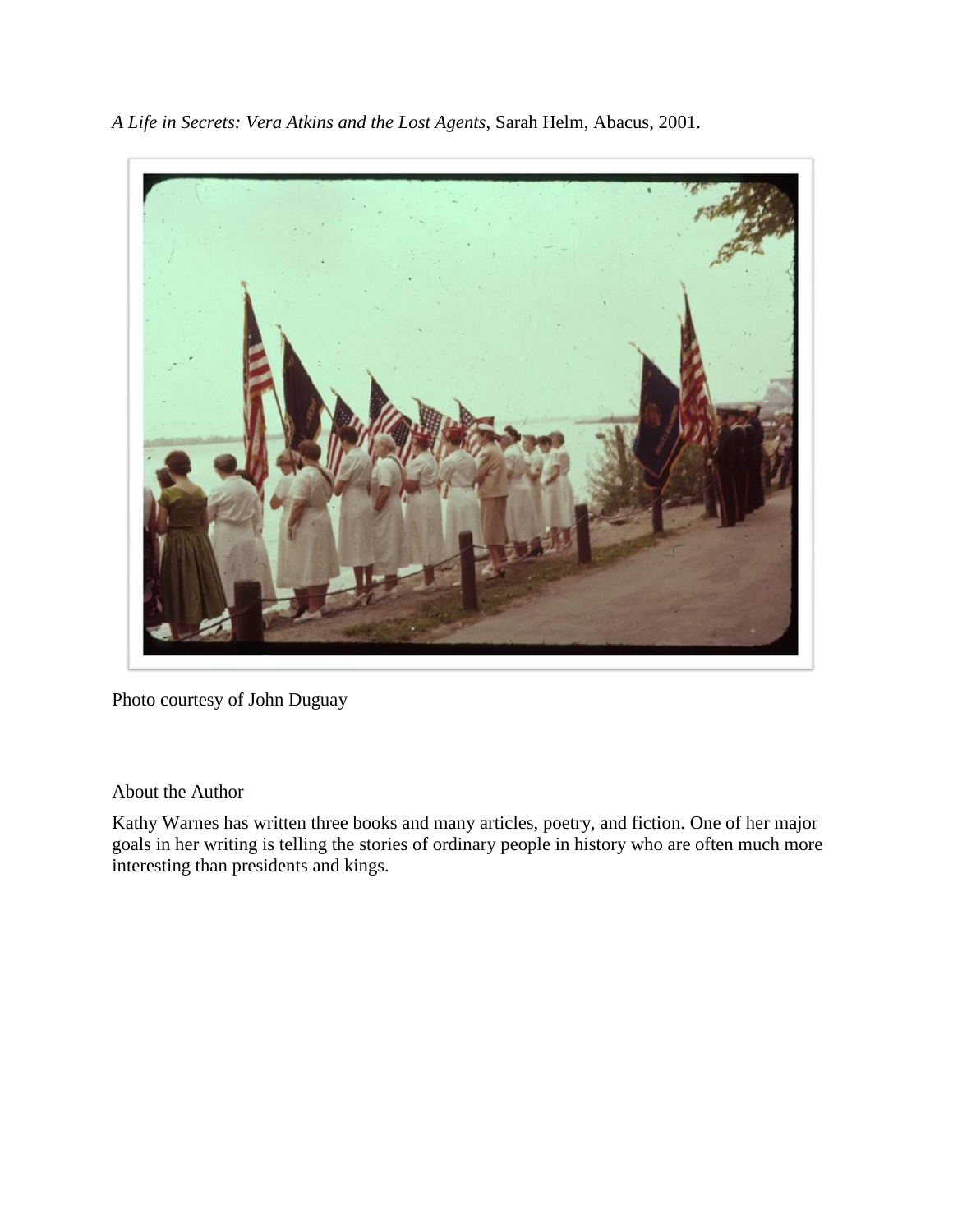*A Life in Secrets: Vera Atkins and the Lost Agents*, Sarah Helm, Abacus, 2001.

Photo courtesy of John Duguay

About the Author

Kathy Warnes has written three books and many articles, poetry, and fiction. One of her major goals in her writing is telling the stories of ordinary people in history who are often much more interesting than presidents and kings.